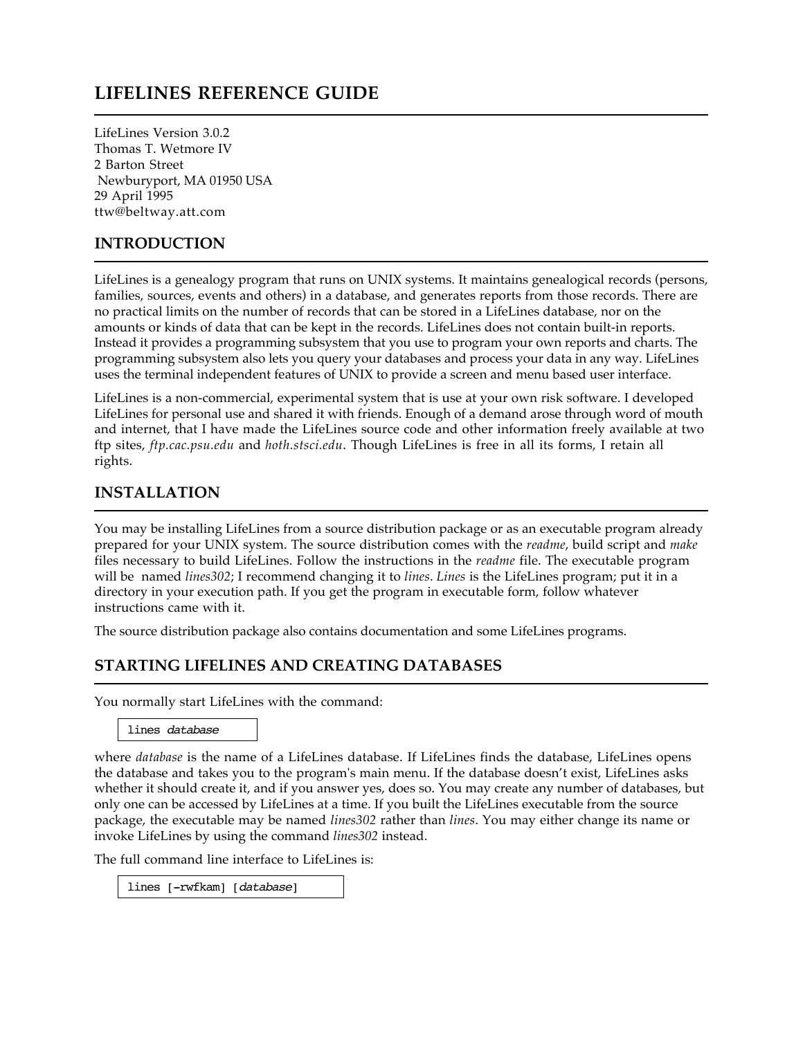# LIFELINES REFERENCE GUIDE

LifeLines Version 3.0.2
Thomas T. Wetmore IV
2 Barton Street
Newburyport, MA 01950 USA
29 April 1995
ttw@beltway.att.com

## INTRODUCTION

LifeLines is a genealogy program that runs on UNIX systems. It maintains genealogical records (persons, families, sources, events and others) in a database, and generates reports from those records. There are no practical limits on the number of records that can be stored in a LifeLines database, nor on the amounts or kinds of data that can be kept in the records. LifeLines does not contain built-in reports. Instead it provides a programming subsystem that you use to program your own reports and charts. The programming subsystem also lets you query your databases and process your data in any way. LifeLines uses the terminal independent features of UNIX to provide a screen and menu based user interface.

LifeLines is a non-commercial, experimental system that is use at your own risk software. I developed LifeLines for personal use and shared it with friends. Enough of a demand arose through word of mouth and internet, that I have made the LifeLines source code and other information freely available at two ftp sites, *ftp.cac.psu.edu* and *hoth.stsci.edu*. Though LifeLines is free in all its forms, I retain all rights.

## INSTALLATION

You may be installing LifeLines from a source distribution package or as an executable program already prepared for your UNIX system. The source distribution comes with the *readme*, build script and *make* files necessary to build LifeLines. Follow the instructions in the *readme* file. The executable program will be named *lines302*; I recommend changing it to *lines*. *Lines* is the LifeLines program; put it in a directory in your execution path. If you get the program in executable form, follow whatever instructions came with it.

The source distribution package also contains documentation and some LifeLines programs.

## STARTING LIFELINES AND CREATING DATABASES

You normally start LifeLines with the command:

```
lines database
```

where *database* is the name of a LifeLines database. If LifeLines finds the database, LifeLines opens the database and takes you to the program's main menu. If the database doesn't exist, LifeLines asks whether it should create it, and if you answer yes, does so. You may create any number of databases, but only one can be accessed by LifeLines at a time. If you built the LifeLines executable from the source package, the executable may be named *lines302* rather than *lines*. You may either change its name or invoke LifeLines by using the command *lines302* instead.

The full command line interface to LifeLines is:

```
lines [-rwfkam] [database]
```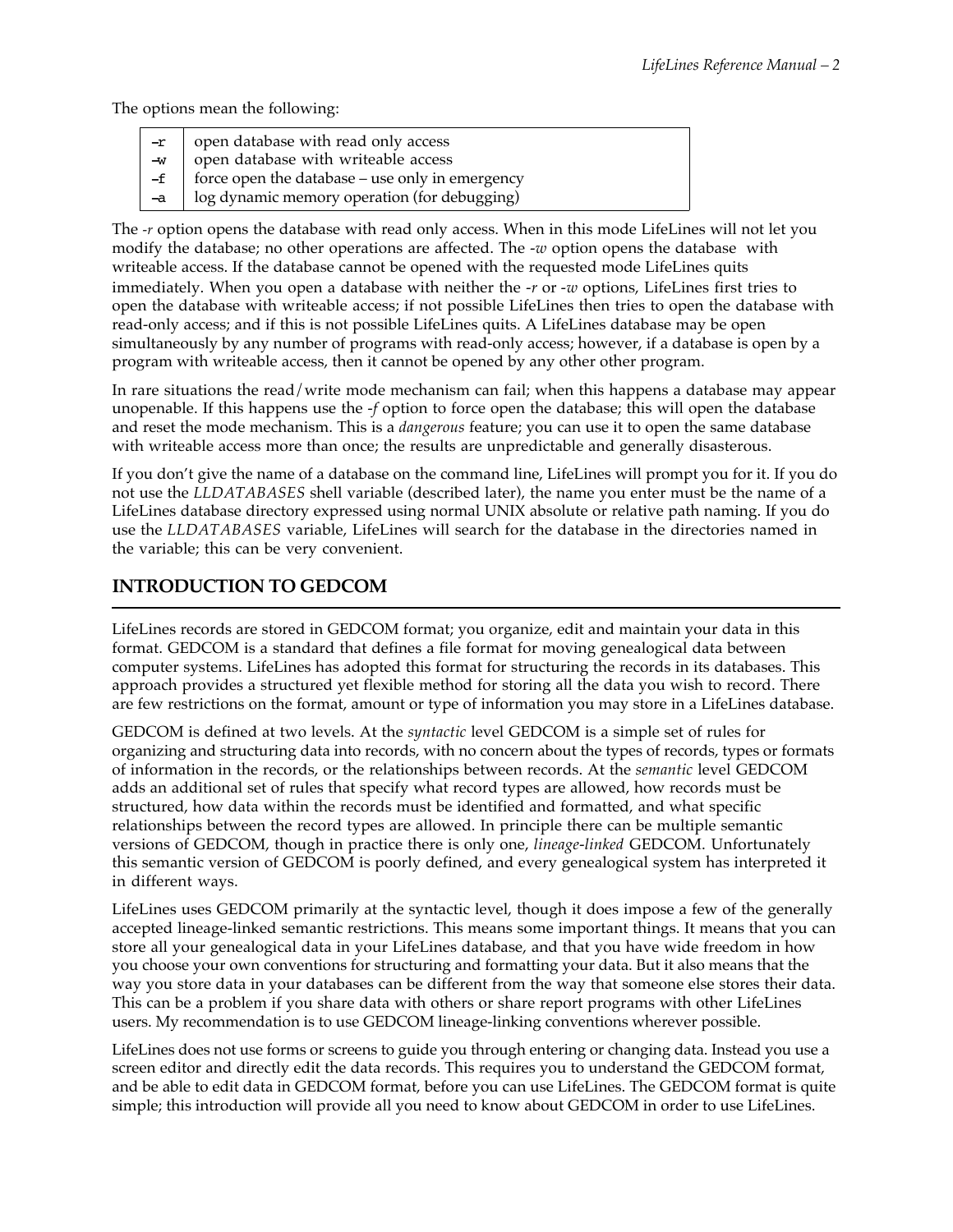The options mean the following:

| | |
|---|---|
| `–r` | open database with read only access |
| `–w` | open database with writeable access |
| `–f` | force open the database – use only in emergency |
| `–a` | log dynamic memory operation (for debugging) |

The *-r* option opens the database with read only access. When in this mode LifeLines will not let you modify the database; no other operations are affected. The *-w* option opens the database with writeable access. If the database cannot be opened with the requested mode LifeLines quits immediately. When you open a database with neither the *-r* or *-w* options, LifeLines first tries to open the database with writeable access; if not possible LifeLines then tries to open the database with read-only access; and if this is not possible LifeLines quits. A LifeLines database may be open simultaneously by any number of programs with read-only access; however, if a database is open by a program with writeable access, then it cannot be opened by any other other program.

In rare situations the read/write mode mechanism can fail; when this happens a database may appear unopenable. If this happens use the *-f* option to force open the database; this will open the database and reset the mode mechanism. This is a *dangerous* feature; you can use it to open the same database with writeable access more than once; the results are unpredictable and generally disasterous.

If you don't give the name of a database on the command line, LifeLines will prompt you for it. If you do not use the *LLDATABASES* shell variable (described later), the name you enter must be the name of a LifeLines database directory expressed using normal UNIX absolute or relative path naming. If you do use the *LLDATABASES* variable, LifeLines will search for the database in the directories named in the variable; this can be very convenient.

## INTRODUCTION TO GEDCOM

LifeLines records are stored in GEDCOM format; you organize, edit and maintain your data in this format. GEDCOM is a standard that defines a file format for moving genealogical data between computer systems. LifeLines has adopted this format for structuring the records in its databases. This approach provides a structured yet flexible method for storing all the data you wish to record. There are few restrictions on the format, amount or type of information you may store in a LifeLines database.

GEDCOM is defined at two levels. At the *syntactic* level GEDCOM is a simple set of rules for organizing and structuring data into records, with no concern about the types of records, types or formats of information in the records, or the relationships between records. At the *semantic* level GEDCOM adds an additional set of rules that specify what record types are allowed, how records must be structured, how data within the records must be identified and formatted, and what specific relationships between the record types are allowed. In principle there can be multiple semantic versions of GEDCOM, though in practice there is only one, *lineage-linked* GEDCOM. Unfortunately this semantic version of GEDCOM is poorly defined, and every genealogical system has interpreted it in different ways.

LifeLines uses GEDCOM primarily at the syntactic level, though it does impose a few of the generally accepted lineage-linked semantic restrictions. This means some important things. It means that you can store all your genealogical data in your LifeLines database, and that you have wide freedom in how you choose your own conventions for structuring and formatting your data. But it also means that the way you store data in your databases can be different from the way that someone else stores their data. This can be a problem if you share data with others or share report programs with other LifeLines users. My recommendation is to use GEDCOM lineage-linking conventions wherever possible.

LifeLines does not use forms or screens to guide you through entering or changing data. Instead you use a screen editor and directly edit the data records. This requires you to understand the GEDCOM format, and be able to edit data in GEDCOM format, before you can use LifeLines. The GEDCOM format is quite simple; this introduction will provide all you need to know about GEDCOM in order to use LifeLines.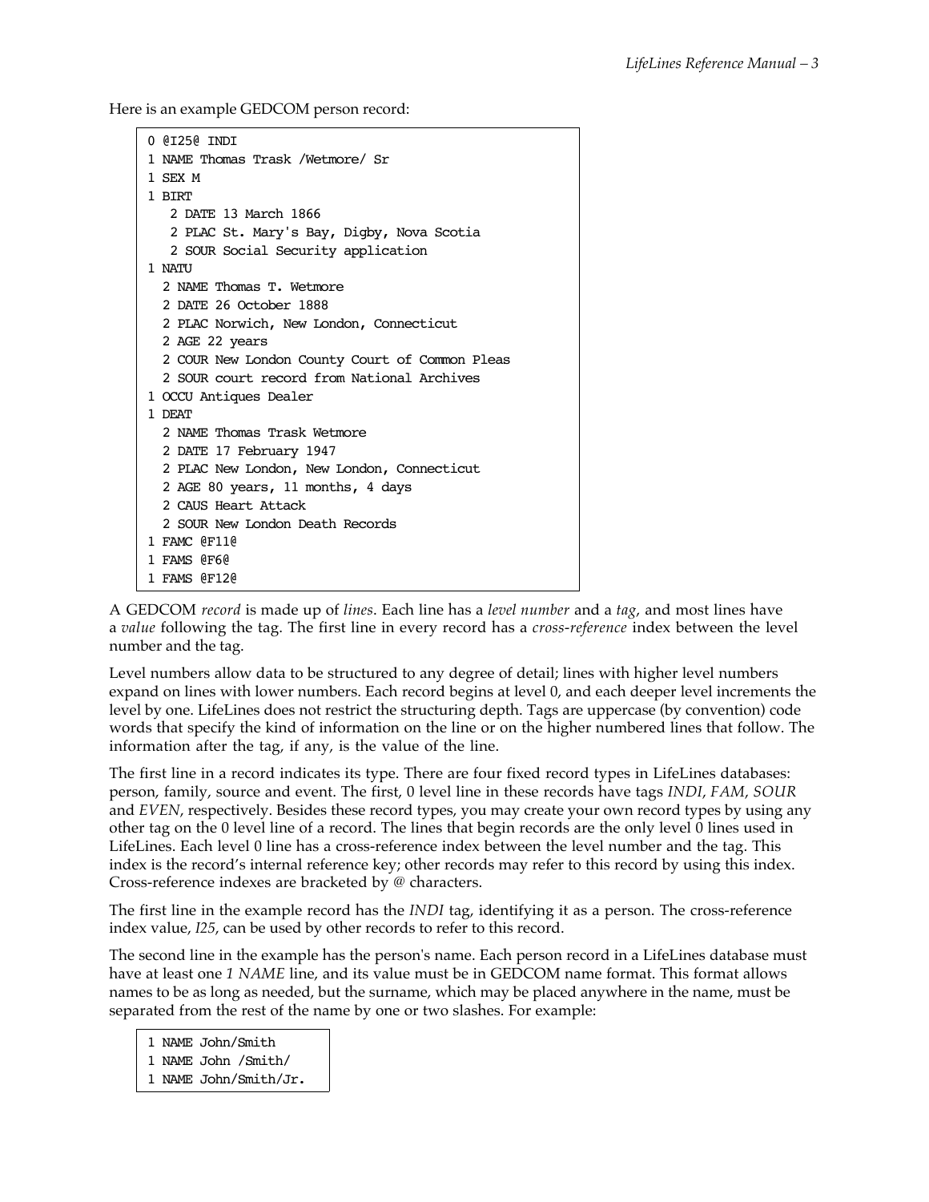Here is an example GEDCOM person record:

```
0 @I25@ INDI
1 NAME Thomas Trask /Wetmore/ Sr
1 SEX M
1 BIRT
   2 DATE 13 March 1866
   2 PLAC St. Mary's Bay, Digby, Nova Scotia
   2 SOUR Social Security application
1 NATU
  2 NAME Thomas T. Wetmore
  2 DATE 26 October 1888
  2 PLAC Norwich, New London, Connecticut
  2 AGE 22 years
  2 COUR New London County Court of Common Pleas
  2 SOUR court record from National Archives
1 OCCU Antiques Dealer
1 DEAT
  2 NAME Thomas Trask Wetmore
  2 DATE 17 February 1947
  2 PLAC New London, New London, Connecticut
  2 AGE 80 years, 11 months, 4 days
  2 CAUS Heart Attack
  2 SOUR New London Death Records
1 FAMC @F11@
1 FAMS @F6@
1 FAMS @F12@
```

A GEDCOM *record* is made up of *lines*. Each line has a *level number* and a *tag*, and most lines have a *value* following the tag. The first line in every record has a *cross-reference* index between the level number and the tag.

Level numbers allow data to be structured to any degree of detail; lines with higher level numbers expand on lines with lower numbers. Each record begins at level 0, and each deeper level increments the level by one. LifeLines does not restrict the structuring depth. Tags are uppercase (by convention) code words that specify the kind of information on the line or on the higher numbered lines that follow. The information after the tag, if any, is the value of the line.

The first line in a record indicates its type. There are four fixed record types in LifeLines databases: person, family, source and event. The first, 0 level line in these records have tags *INDI*, *FAM*, *SOUR* and *EVEN*, respectively. Besides these record types, you may create your own record types by using any other tag on the 0 level line of a record. The lines that begin records are the only level 0 lines used in LifeLines. Each level 0 line has a cross-reference index between the level number and the tag. This index is the record's internal reference key; other records may refer to this record by using this index. Cross-reference indexes are bracketed by @ characters.

The first line in the example record has the *INDI* tag, identifying it as a person. The cross-reference index value, *I25*, can be used by other records to refer to this record.

The second line in the example has the person's name. Each person record in a LifeLines database must have at least one *1 NAME* line, and its value must be in GEDCOM name format. This format allows names to be as long as needed, but the surname, which may be placed anywhere in the name, must be separated from the rest of the name by one or two slashes. For example:

```
1 NAME John/Smith
1 NAME John /Smith/
1 NAME John/Smith/Jr.
```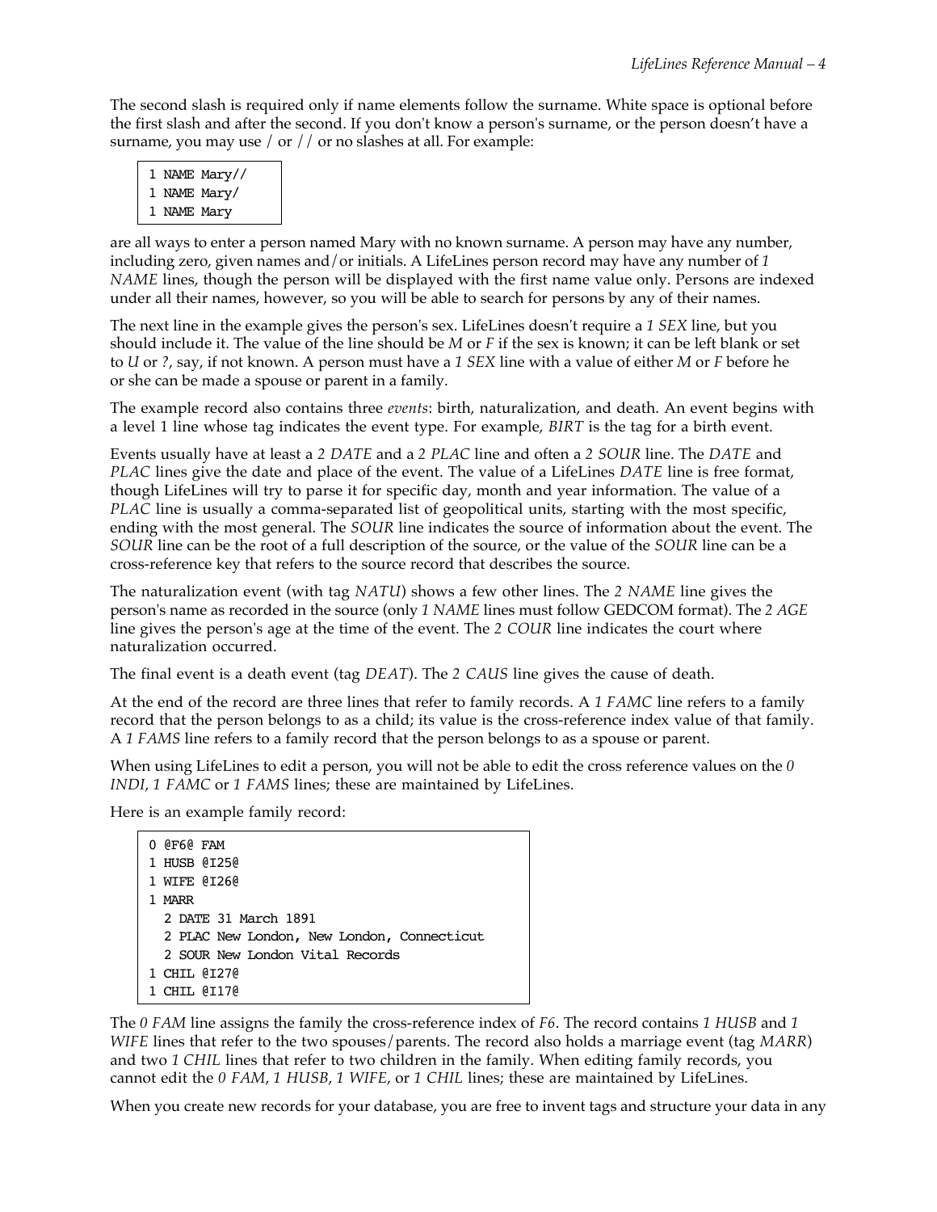The second slash is required only if name elements follow the surname. White space is optional before the first slash and after the second. If you don't know a person's surname, or the person doesn't have a surname, you may use / or // or no slashes at all. For example:

```
1 NAME Mary//
1 NAME Mary/
1 NAME Mary
```

are all ways to enter a person named Mary with no known surname. A person may have any number, including zero, given names and/or initials. A LifeLines person record may have any number of *1 NAME* lines, though the person will be displayed with the first name value only. Persons are indexed under all their names, however, so you will be able to search for persons by any of their names.

The next line in the example gives the person's sex. LifeLines doesn't require a *1 SEX* line, but you should include it. The value of the line should be *M* or *F* if the sex is known; it can be left blank or set to *U* or *?*, say, if not known. A person must have a *1 SEX* line with a value of either *M* or *F* before he or she can be made a spouse or parent in a family.

The example record also contains three *events*: birth, naturalization, and death. An event begins with a level 1 line whose tag indicates the event type. For example, *BIRT* is the tag for a birth event.

Events usually have at least a *2 DATE* and a *2 PLAC* line and often a *2 SOUR* line. The *DATE* and *PLAC* lines give the date and place of the event. The value of a LifeLines *DATE* line is free format, though LifeLines will try to parse it for specific day, month and year information. The value of a *PLAC* line is usually a comma-separated list of geopolitical units, starting with the most specific, ending with the most general. The *SOUR* line indicates the source of information about the event. The *SOUR* line can be the root of a full description of the source, or the value of the *SOUR* line can be a cross-reference key that refers to the source record that describes the source.

The naturalization event (with tag *NATU*) shows a few other lines. The *2 NAME* line gives the person's name as recorded in the source (only *1 NAME* lines must follow GEDCOM format). The *2 AGE* line gives the person's age at the time of the event. The *2 COUR* line indicates the court where naturalization occurred.

The final event is a death event (tag *DEAT*). The *2 CAUS* line gives the cause of death.

At the end of the record are three lines that refer to family records. A *1 FAMC* line refers to a family record that the person belongs to as a child; its value is the cross-reference index value of that family. A *1 FAMS* line refers to a family record that the person belongs to as a spouse or parent.

When using LifeLines to edit a person, you will not be able to edit the cross reference values on the *0 INDI*, *1 FAMC* or *1 FAMS* lines; these are maintained by LifeLines.

Here is an example family record:

```
0 @F6@ FAM
1 HUSB @I25@
1 WIFE @I26@
1 MARR
  2 DATE 31 March 1891
  2 PLAC New London, New London, Connecticut
  2 SOUR New London Vital Records
1 CHIL @I27@
1 CHIL @I17@
```

The *0 FAM* line assigns the family the cross-reference index of *F6*. The record contains *1 HUSB* and *1 WIFE* lines that refer to the two spouses/parents. The record also holds a marriage event (tag *MARR*) and two *1 CHIL* lines that refer to two children in the family. When editing family records, you cannot edit the *0 FAM*, *1 HUSB*, *1 WIFE*, or *1 CHIL* lines; these are maintained by LifeLines.

When you create new records for your database, you are free to invent tags and structure your data in any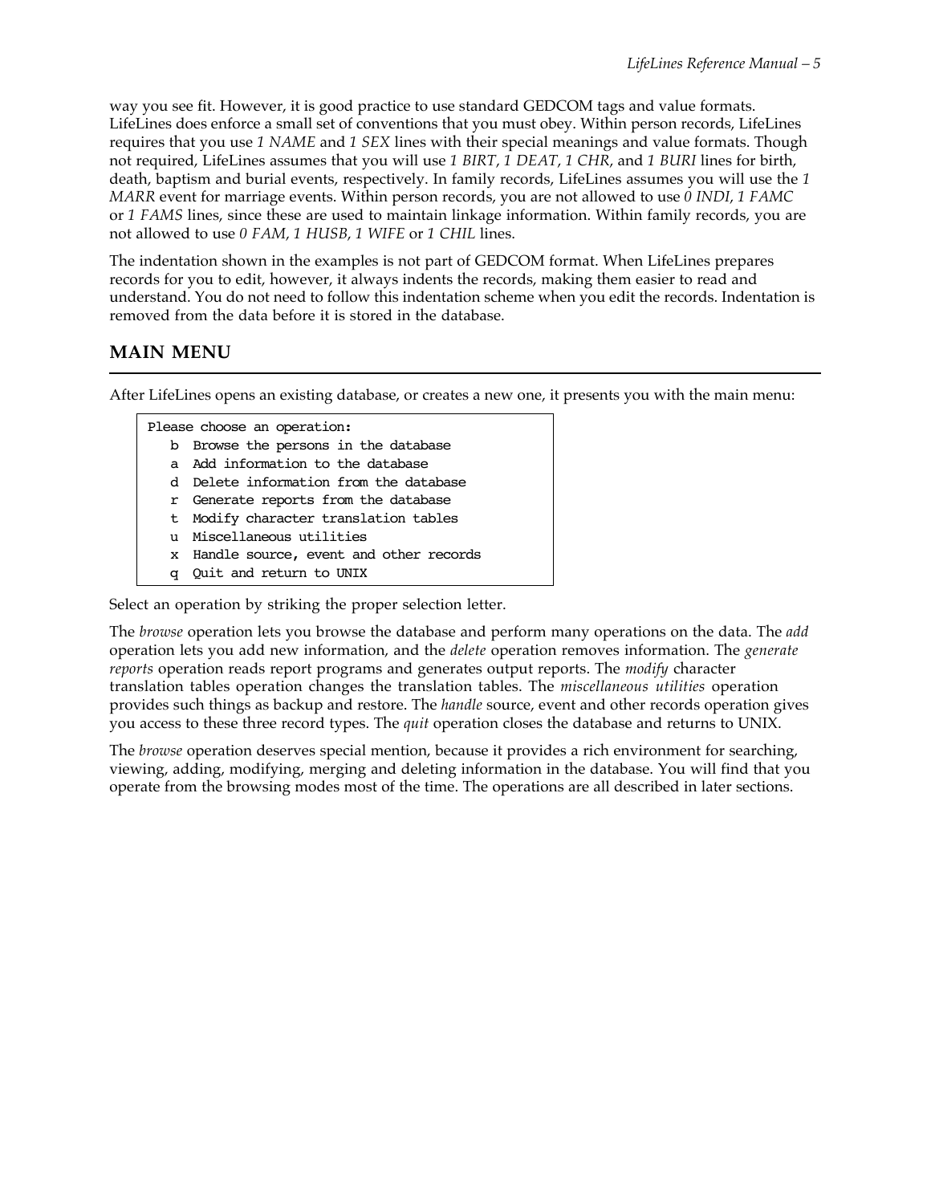way you see fit. However, it is good practice to use standard GEDCOM tags and value formats. LifeLines does enforce a small set of conventions that you must obey. Within person records, LifeLines requires that you use *1 NAME* and *1 SEX* lines with their special meanings and value formats. Though not required, LifeLines assumes that you will use *1 BIRT*, *1 DEAT*, *1 CHR*, and *1 BURI* lines for birth, death, baptism and burial events, respectively. In family records, LifeLines assumes you will use the *1 MARR* event for marriage events. Within person records, you are not allowed to use *0 INDI*, *1 FAMC* or *1 FAMS* lines, since these are used to maintain linkage information. Within family records, you are not allowed to use *0 FAM*, *1 HUSB*, *1 WIFE* or *1 CHIL* lines.

The indentation shown in the examples is not part of GEDCOM format. When LifeLines prepares records for you to edit, however, it always indents the records, making them easier to read and understand. You do not need to follow this indentation scheme when you edit the records. Indentation is removed from the data before it is stored in the database.

## MAIN MENU

After LifeLines opens an existing database, or creates a new one, it presents you with the main menu:

```
Please choose an operation:
   b  Browse the persons in the database
   a  Add information to the database
   d  Delete information from the database
   r  Generate reports from the database
   t  Modify character translation tables
   u  Miscellaneous utilities
   x  Handle source, event and other records
   q  Quit and return to UNIX
```

Select an operation by striking the proper selection letter.

The *browse* operation lets you browse the database and perform many operations on the data. The *add* operation lets you add new information, and the *delete* operation removes information. The *generate reports* operation reads report programs and generates output reports. The *modify* character translation tables operation changes the translation tables. The *miscellaneous utilities* operation provides such things as backup and restore. The *handle* source, event and other records operation gives you access to these three record types. The *quit* operation closes the database and returns to UNIX.

The *browse* operation deserves special mention, because it provides a rich environment for searching, viewing, adding, modifying, merging and deleting information in the database. You will find that you operate from the browsing modes most of the time. The operations are all described in later sections.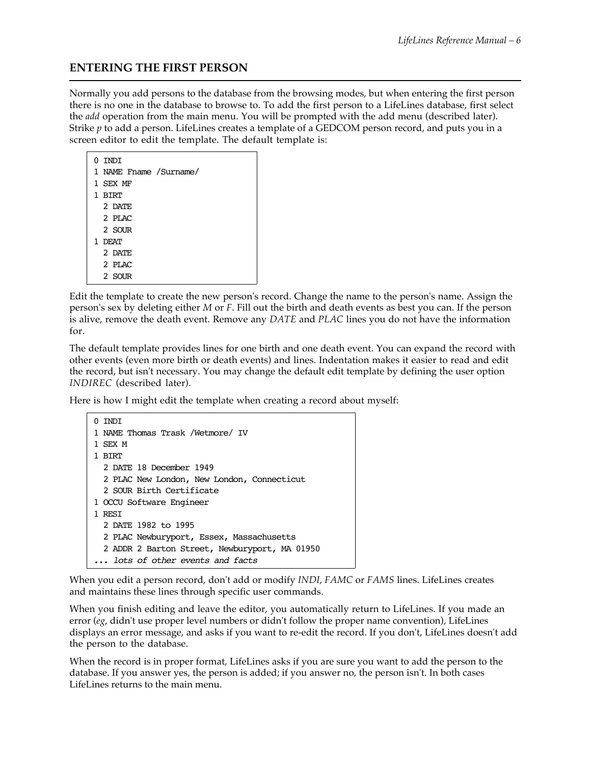## ENTERING THE FIRST PERSON

Normally you add persons to the database from the browsing modes, but when entering the first person there is no one in the database to browse to. To add the first person to a LifeLines database, first select the *add* operation from the main menu. You will be prompted with the add menu (described later). Strike *p* to add a person. LifeLines creates a template of a GEDCOM person record, and puts you in a screen editor to edit the template. The default template is:

```
0 INDI
1 NAME Fname /Surname/
1 SEX MF
1 BIRT
  2 DATE
  2 PLAC
  2 SOUR
1 DEAT
  2 DATE
  2 PLAC
  2 SOUR
```

Edit the template to create the new person's record. Change the name to the person's name. Assign the person's sex by deleting either *M* or *F*. Fill out the birth and death events as best you can. If the person is alive, remove the death event. Remove any *DATE* and *PLAC* lines you do not have the information for.

The default template provides lines for one birth and one death event. You can expand the record with other events (even more birth or death events) and lines. Indentation makes it easier to read and edit the record, but isn't necessary. You may change the default edit template by defining the user option *INDIREC* (described later).

Here is how I might edit the template when creating a record about myself:

```
0 INDI
1 NAME Thomas Trask /Wetmore/ IV
1 SEX M
1 BIRT
  2 DATE 18 December 1949
  2 PLAC New London, New London, Connecticut
  2 SOUR Birth Certificate
1 OCCU Software Engineer
1 RESI
  2 DATE 1982 to 1995
  2 PLAC Newburyport, Essex, Massachusetts
  2 ADDR 2 Barton Street, Newburyport, MA 01950
... lots of other events and facts
```

When you edit a person record, don't add or modify *INDI*, *FAMC* or *FAMS* lines. LifeLines creates and maintains these lines through specific user commands.

When you finish editing and leave the editor, you automatically return to LifeLines. If you made an error (*eg*, didn't use proper level numbers or didn't follow the proper name convention), LifeLines displays an error message, and asks if you want to re-edit the record. If you don't, LifeLines doesn't add the person to the database.

When the record is in proper format, LifeLines asks if you are sure you want to add the person to the database. If you answer yes, the person is added; if you answer no, the person isn't. In both cases LifeLines returns to the main menu.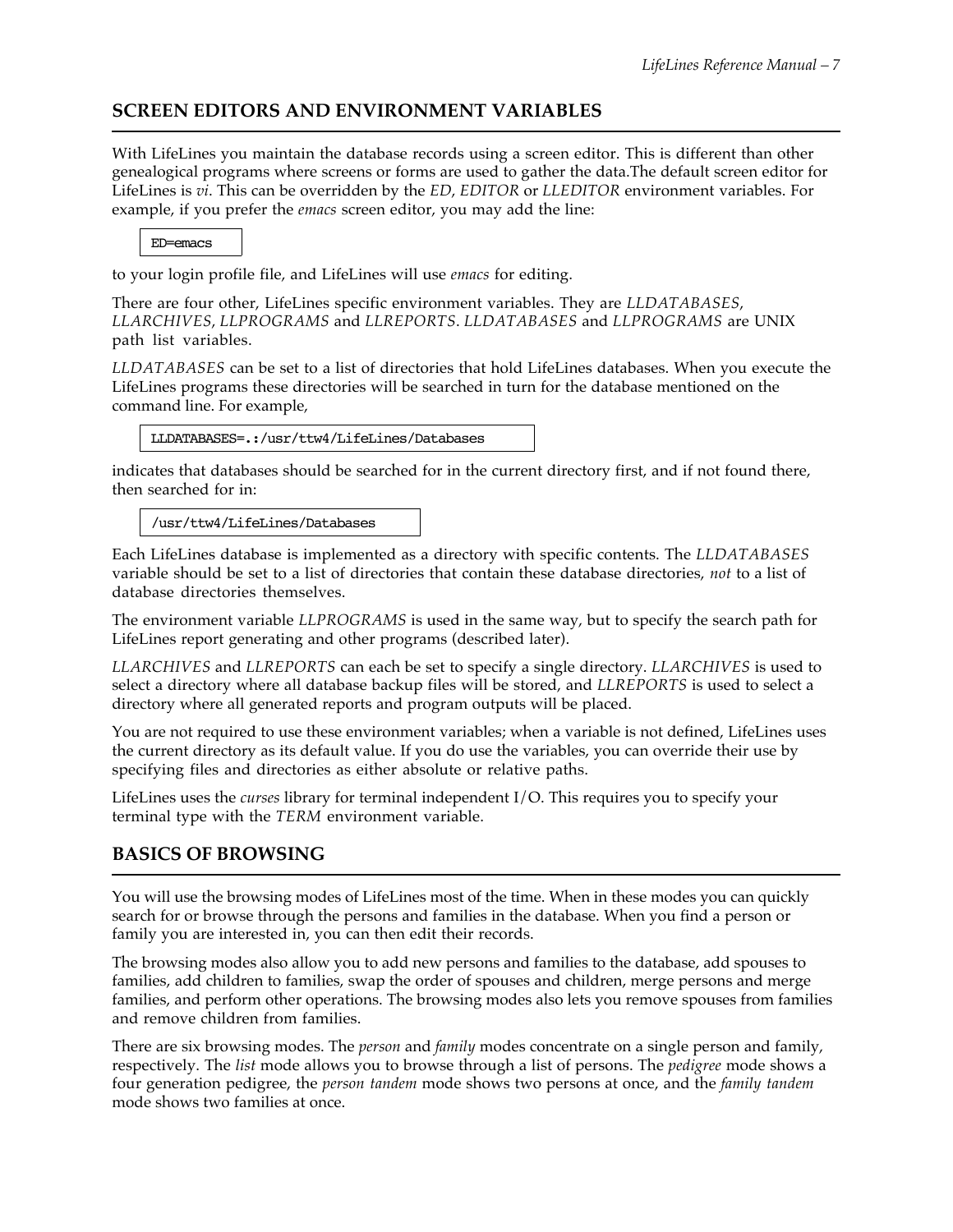## SCREEN EDITORS AND ENVIRONMENT VARIABLES

With LifeLines you maintain the database records using a screen editor. This is different than other genealogical programs where screens or forms are used to gather the data.The default screen editor for LifeLines is *vi*. This can be overridden by the *ED*, *EDITOR* or *LLEDITOR* environment variables. For example, if you prefer the *emacs* screen editor, you may add the line:

```
ED=emacs
```

to your login profile file, and LifeLines will use *emacs* for editing.

There are four other, LifeLines specific environment variables. They are *LLDATABASES*, *LLARCHIVES*, *LLPROGRAMS* and *LLREPORTS*. *LLDATABASES* and *LLPROGRAMS* are UNIX path list variables.

*LLDATABASES* can be set to a list of directories that hold LifeLines databases. When you execute the LifeLines programs these directories will be searched in turn for the database mentioned on the command line. For example,

```
LLDATABASES=.:/usr/ttw4/LifeLines/Databases
```

indicates that databases should be searched for in the current directory first, and if not found there, then searched for in:

```
/usr/ttw4/LifeLines/Databases
```

Each LifeLines database is implemented as a directory with specific contents. The *LLDATABASES* variable should be set to a list of directories that contain these database directories, *not* to a list of database directories themselves.

The environment variable *LLPROGRAMS* is used in the same way, but to specify the search path for LifeLines report generating and other programs (described later).

*LLARCHIVES* and *LLREPORTS* can each be set to specify a single directory. *LLARCHIVES* is used to select a directory where all database backup files will be stored, and *LLREPORTS* is used to select a directory where all generated reports and program outputs will be placed.

You are not required to use these environment variables; when a variable is not defined, LifeLines uses the current directory as its default value. If you do use the variables, you can override their use by specifying files and directories as either absolute or relative paths.

LifeLines uses the *curses* library for terminal independent I/O. This requires you to specify your terminal type with the *TERM* environment variable.

## BASICS OF BROWSING

You will use the browsing modes of LifeLines most of the time. When in these modes you can quickly search for or browse through the persons and families in the database. When you find a person or family you are interested in, you can then edit their records.

The browsing modes also allow you to add new persons and families to the database, add spouses to families, add children to families, swap the order of spouses and children, merge persons and merge families, and perform other operations. The browsing modes also lets you remove spouses from families and remove children from families.

There are six browsing modes. The *person* and *family* modes concentrate on a single person and family, respectively. The *list* mode allows you to browse through a list of persons. The *pedigree* mode shows a four generation pedigree, the *person tandem* mode shows two persons at once, and the *family tandem* mode shows two families at once.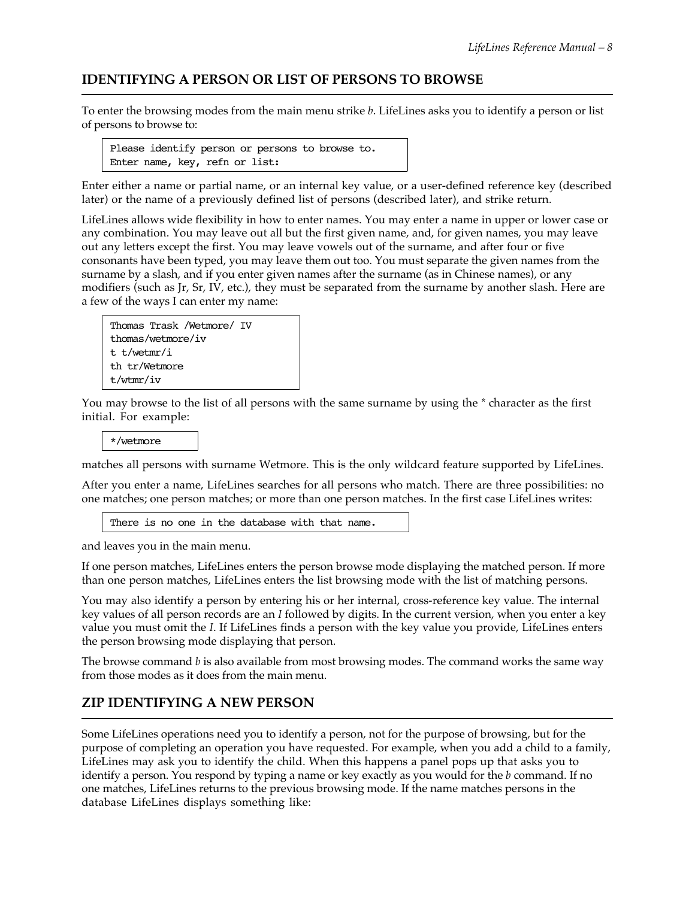## IDENTIFYING A PERSON OR LIST OF PERSONS TO BROWSE

To enter the browsing modes from the main menu strike *b*. LifeLines asks you to identify a person or list of persons to browse to:

```
Please identify person or persons to browse to.
Enter name, key, refn or list:
```

Enter either a name or partial name, or an internal key value, or a user-defined reference key (described later) or the name of a previously defined list of persons (described later), and strike return.

LifeLines allows wide flexibility in how to enter names. You may enter a name in upper or lower case or any combination. You may leave out all but the first given name, and, for given names, you may leave out any letters except the first. You may leave vowels out of the surname, and after four or five consonants have been typed, you may leave them out too. You must separate the given names from the surname by a slash, and if you enter given names after the surname (as in Chinese names), or any modifiers (such as Jr, Sr, IV, etc.), they must be separated from the surname by another slash. Here are a few of the ways I can enter my name:

```
Thomas Trask /Wetmore/ IV
thomas/wetmore/iv
t t/wetmr/i
th tr/Wetmore
t/wtmr/iv
```

You may browse to the list of all persons with the same surname by using the * character as the first initial. For example:

```
*/wetmore
```

matches all persons with surname Wetmore. This is the only wildcard feature supported by LifeLines.

After you enter a name, LifeLines searches for all persons who match. There are three possibilities: no one matches; one person matches; or more than one person matches. In the first case LifeLines writes:

```
There is no one in the database with that name.
```

and leaves you in the main menu.

If one person matches, LifeLines enters the person browse mode displaying the matched person. If more than one person matches, LifeLines enters the list browsing mode with the list of matching persons.

You may also identify a person by entering his or her internal, cross-reference key value. The internal key values of all person records are an *I* followed by digits. In the current version, when you enter a key value you must omit the *I*. If LifeLines finds a person with the key value you provide, LifeLines enters the person browsing mode displaying that person.

The browse command *b* is also available from most browsing modes. The command works the same way from those modes as it does from the main menu.

## ZIP IDENTIFYING A NEW PERSON

Some LifeLines operations need you to identify a person, not for the purpose of browsing, but for the purpose of completing an operation you have requested. For example, when you add a child to a family, LifeLines may ask you to identify the child. When this happens a panel pops up that asks you to identify a person. You respond by typing a name or key exactly as you would for the *b* command. If no one matches, LifeLines returns to the previous browsing mode. If the name matches persons in the database LifeLines displays something like: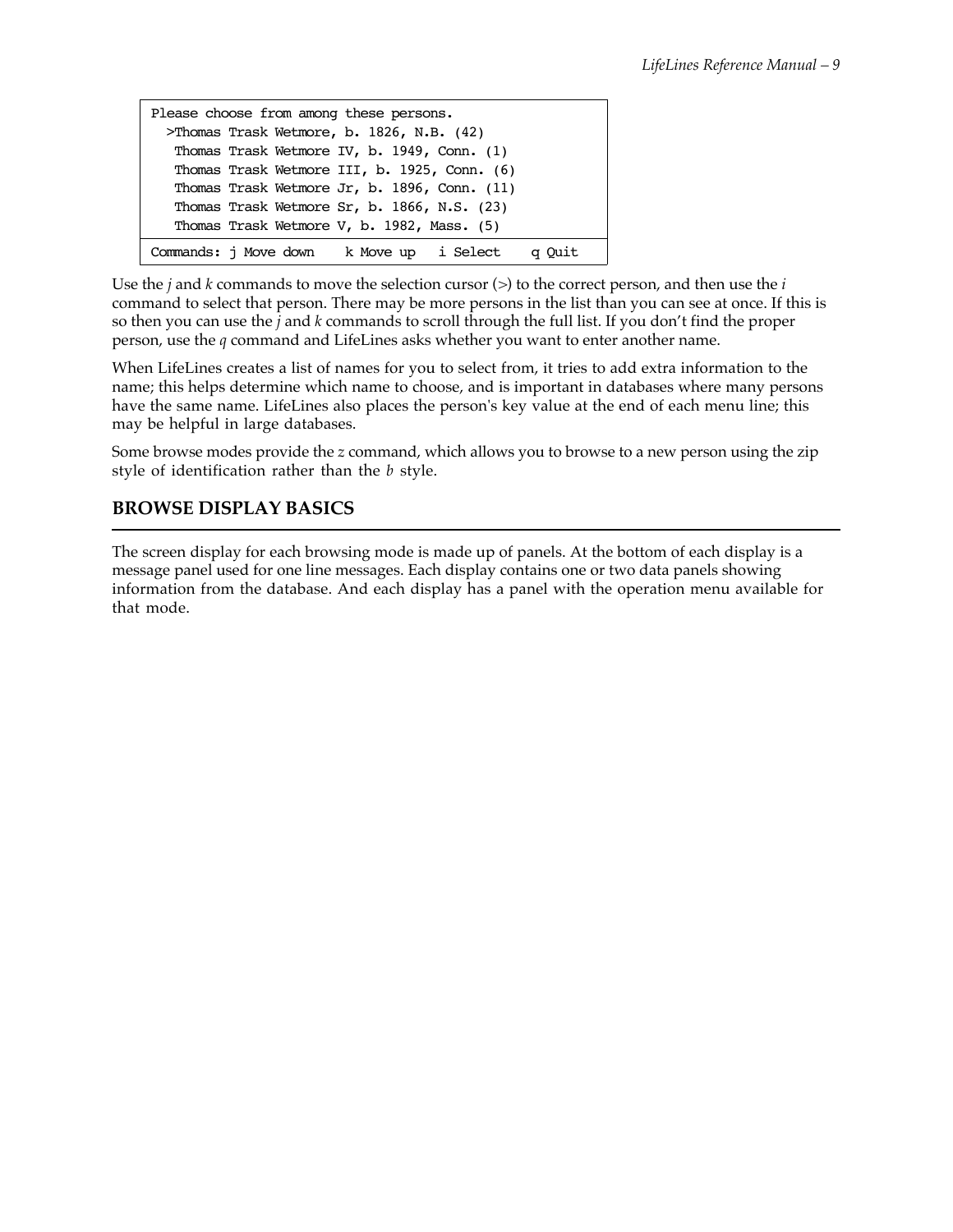```
Please choose from among these persons.
  >Thomas Trask Wetmore, b. 1826, N.B. (42)
   Thomas Trask Wetmore IV, b. 1949, Conn. (1)
   Thomas Trask Wetmore III, b. 1925, Conn. (6)
   Thomas Trask Wetmore Jr, b. 1896, Conn. (11)
   Thomas Trask Wetmore Sr, b. 1866, N.S. (23)
   Thomas Trask Wetmore V, b. 1982, Mass. (5)
Commands: j Move down    k Move up   i Select    q Quit
```

Use the *j* and *k* commands to move the selection cursor (>) to the correct person, and then use the *i* command to select that person. There may be more persons in the list than you can see at once. If this is so then you can use the *j* and *k* commands to scroll through the full list. If you don't find the proper person, use the *q* command and LifeLines asks whether you want to enter another name.

When LifeLines creates a list of names for you to select from, it tries to add extra information to the name; this helps determine which name to choose, and is important in databases where many persons have the same name. LifeLines also places the person's key value at the end of each menu line; this may be helpful in large databases.

Some browse modes provide the *z* command, which allows you to browse to a new person using the zip style of identification rather than the *b* style.

## BROWSE DISPLAY BASICS

The screen display for each browsing mode is made up of panels. At the bottom of each display is a message panel used for one line messages. Each display contains one or two data panels showing information from the database. And each display has a panel with the operation menu available for that mode.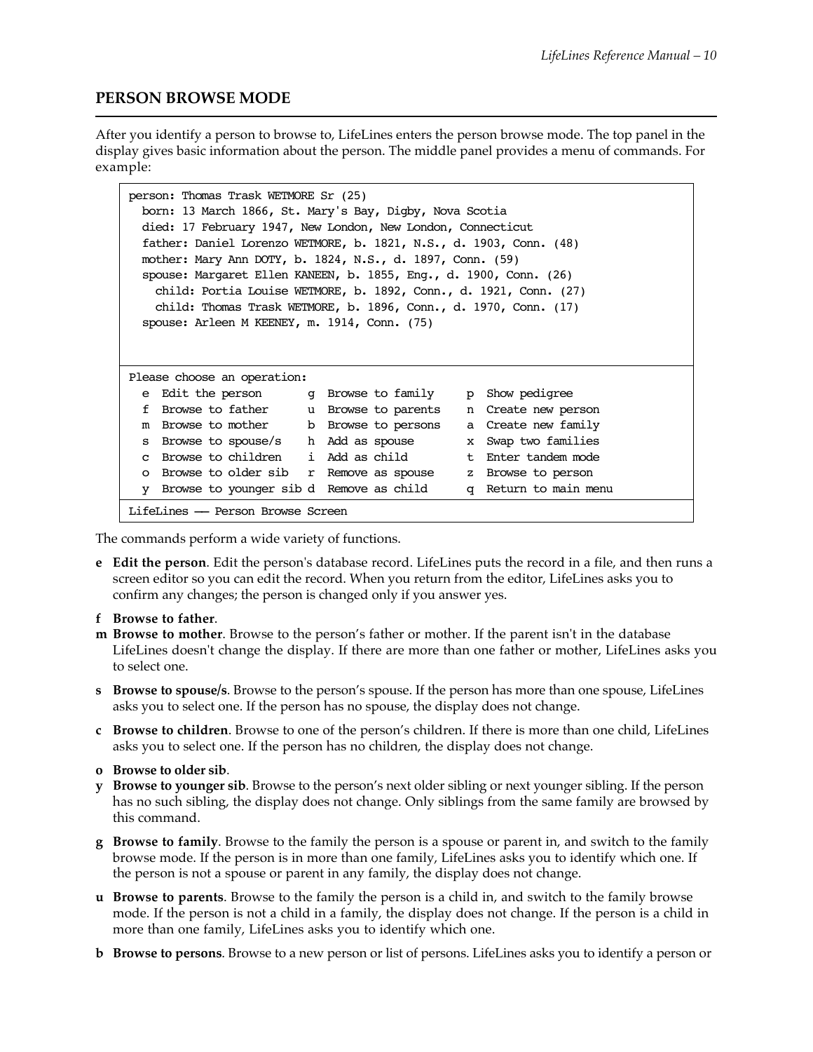## PERSON BROWSE MODE

After you identify a person to browse to, LifeLines enters the person browse mode. The top panel in the display gives basic information about the person. The middle panel provides a menu of commands. For example:

```
person: Thomas Trask WETMORE Sr (25)
  born: 13 March 1866, St. Mary's Bay, Digby, Nova Scotia
  died: 17 February 1947, New London, New London, Connecticut
  father: Daniel Lorenzo WETMORE, b. 1821, N.S., d. 1903, Conn. (48)
  mother: Mary Ann DOTY, b. 1824, N.S., d. 1897, Conn. (59)
  spouse: Margaret Ellen KANEEN, b. 1855, Eng., d. 1900, Conn. (26)
    child: Portia Louise WETMORE, b. 1892, Conn., d. 1921, Conn. (27)
    child: Thomas Trask WETMORE, b. 1896, Conn., d. 1970, Conn. (17)
  spouse: Arleen M KEENEY, m. 1914, Conn. (75)


Please choose an operation:
  e  Edit the person       g  Browse to family     p  Show pedigree
  f  Browse to father      u  Browse to parents    n  Create new person
  m  Browse to mother      b  Browse to persons    a  Create new family
  s  Browse to spouse/s    h  Add as spouse        x  Swap two families
  c  Browse to children    i  Add as child         t  Enter tandem mode
  o  Browse to older sib   r  Remove as spouse     z  Browse to person
  y  Browse to younger sib d  Remove as child      q  Return to main menu
LifeLines -- Person Browse Screen
```

The commands perform a wide variety of functions.

**e Edit the person**. Edit the person's database record. LifeLines puts the record in a file, and then runs a screen editor so you can edit the record. When you return from the editor, LifeLines asks you to confirm any changes; the person is changed only if you answer yes.

**f Browse to father**.
**m Browse to mother**. Browse to the person's father or mother. If the parent isn't in the database LifeLines doesn't change the display. If there are more than one father or mother, LifeLines asks you to select one.

**s Browse to spouse/s**. Browse to the person's spouse. If the person has more than one spouse, LifeLines asks you to select one. If the person has no spouse, the display does not change.

**c Browse to children**. Browse to one of the person's children. If there is more than one child, LifeLines asks you to select one. If the person has no children, the display does not change.

**o Browse to older sib**.
**y Browse to younger sib**. Browse to the person's next older sibling or next younger sibling. If the person has no such sibling, the display does not change. Only siblings from the same family are browsed by this command.

**g Browse to family**. Browse to the family the person is a spouse or parent in, and switch to the family browse mode. If the person is in more than one family, LifeLines asks you to identify which one. If the person is not a spouse or parent in any family, the display does not change.

**u Browse to parents**. Browse to the family the person is a child in, and switch to the family browse mode. If the person is not a child in a family, the display does not change. If the person is a child in more than one family, LifeLines asks you to identify which one.

**b Browse to persons**. Browse to a new person or list of persons. LifeLines asks you to identify a person or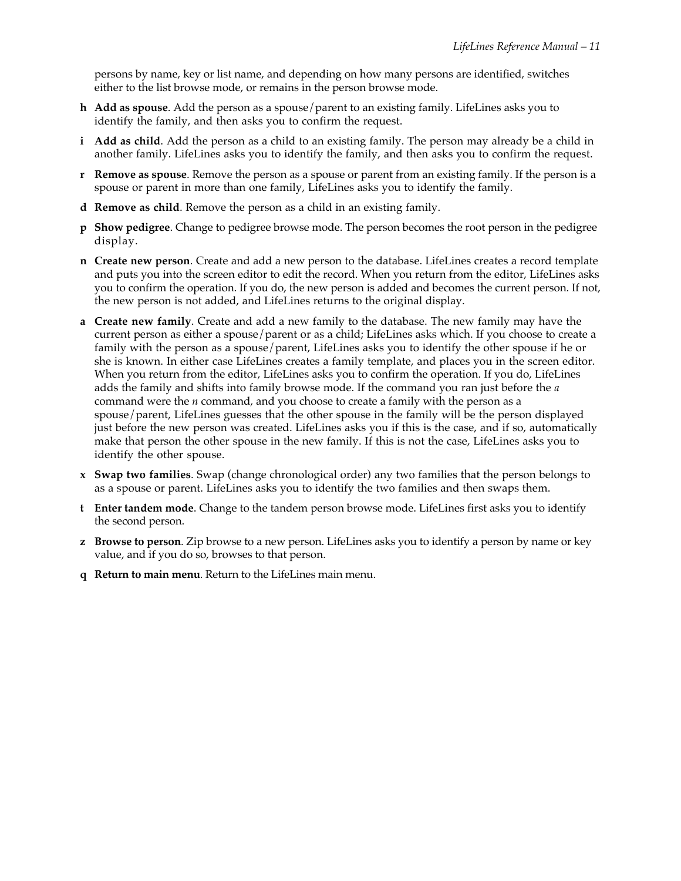persons by name, key or list name, and depending on how many persons are identified, switches either to the list browse mode, or remains in the person browse mode.

**h** **Add as spouse**. Add the person as a spouse/parent to an existing family. LifeLines asks you to identify the family, and then asks you to confirm the request.

**i** **Add as child**. Add the person as a child to an existing family. The person may already be a child in another family. LifeLines asks you to identify the family, and then asks you to confirm the request.

**r** **Remove as spouse**. Remove the person as a spouse or parent from an existing family. If the person is a spouse or parent in more than one family, LifeLines asks you to identify the family.

**d** **Remove as child**. Remove the person as a child in an existing family.

**p** **Show pedigree**. Change to pedigree browse mode. The person becomes the root person in the pedigree display.

**n** **Create new person**. Create and add a new person to the database. LifeLines creates a record template and puts you into the screen editor to edit the record. When you return from the editor, LifeLines asks you to confirm the operation. If you do, the new person is added and becomes the current person. If not, the new person is not added, and LifeLines returns to the original display.

**a** **Create new family**. Create and add a new family to the database. The new family may have the current person as either a spouse/parent or as a child; LifeLines asks which. If you choose to create a family with the person as a spouse/parent, LifeLines asks you to identify the other spouse if he or she is known. In either case LifeLines creates a family template, and places you in the screen editor. When you return from the editor, LifeLines asks you to confirm the operation. If you do, LifeLines adds the family and shifts into family browse mode. If the command you ran just before the *a* command were the *n* command, and you choose to create a family with the person as a spouse/parent, LifeLines guesses that the other spouse in the family will be the person displayed just before the new person was created. LifeLines asks you if this is the case, and if so, automatically make that person the other spouse in the new family. If this is not the case, LifeLines asks you to identify the other spouse.

**x** **Swap two families**. Swap (change chronological order) any two families that the person belongs to as a spouse or parent. LifeLines asks you to identify the two families and then swaps them.

**t** **Enter tandem mode**. Change to the tandem person browse mode. LifeLines first asks you to identify the second person.

**z** **Browse to person**. Zip browse to a new person. LifeLines asks you to identify a person by name or key value, and if you do so, browses to that person.

**q** **Return to main menu**. Return to the LifeLines main menu.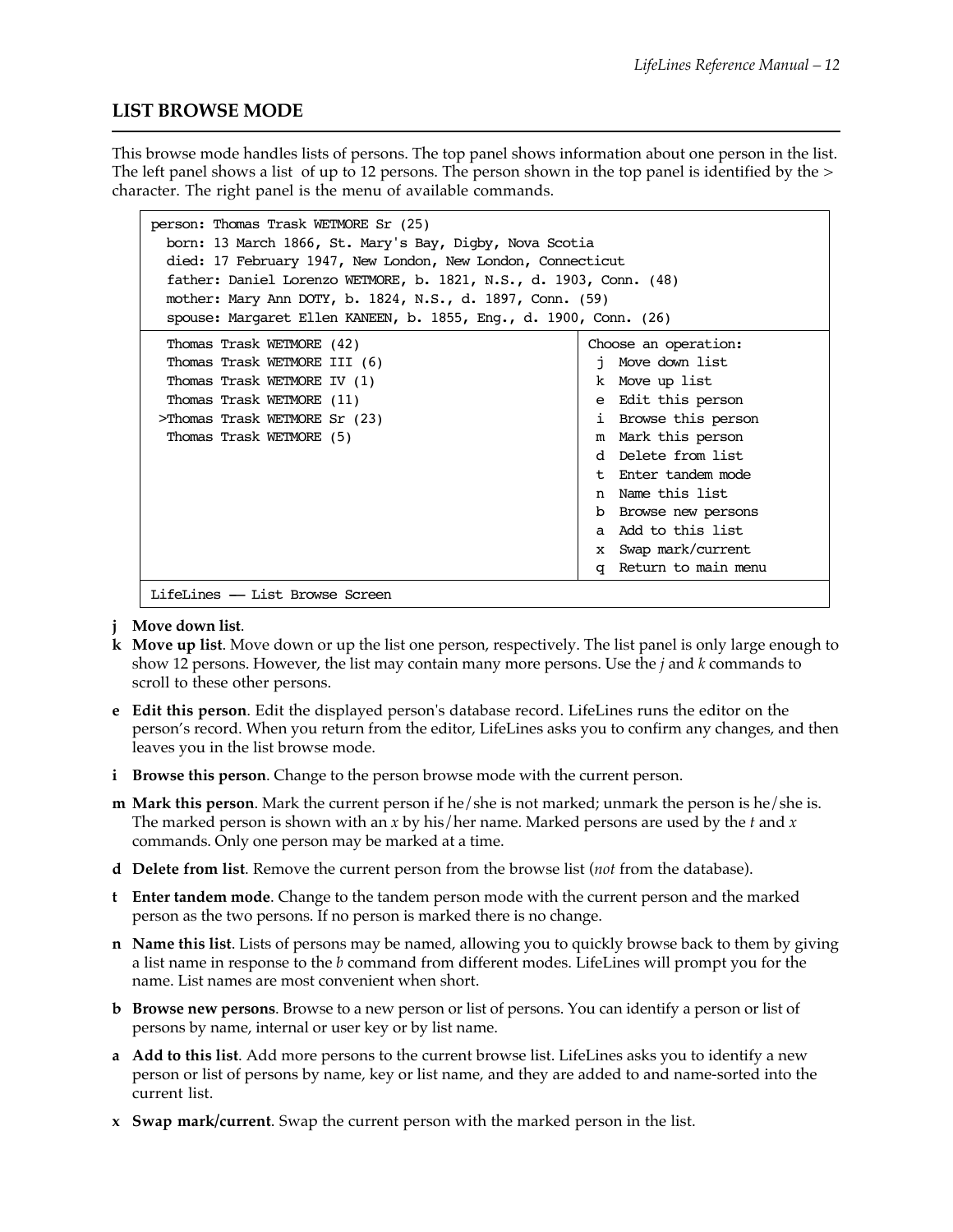## LIST BROWSE MODE

This browse mode handles lists of persons. The top panel shows information about one person in the list. The left panel shows a list of up to 12 persons. The person shown in the top panel is identified by the > character. The right panel is the menu of available commands.

```
person: Thomas Trask WETMORE Sr (25)
  born: 13 March 1866, St. Mary's Bay, Digby, Nova Scotia
  died: 17 February 1947, New London, New London, Connecticut
  father: Daniel Lorenzo WETMORE, b. 1821, N.S., d. 1903, Conn. (48)
  mother: Mary Ann DOTY, b. 1824, N.S., d. 1897, Conn. (59)
  spouse: Margaret Ellen KANEEN, b. 1855, Eng., d. 1900, Conn. (26)
-------------------------------------------------------------------------------
  Thomas Trask WETMORE (42)                      | Choose an operation:
  Thomas Trask WETMORE III (6)                   |  j  Move down list
  Thomas Trask WETMORE IV (1)                    |  k  Move up list
  Thomas Trask WETMORE (11)                      |  e  Edit this person
 >Thomas Trask WETMORE Sr (23)                   |  i  Browse this person
  Thomas Trask WETMORE (5)                       |  m  Mark this person
                                                 |  d  Delete from list
                                                 |  t  Enter tandem mode
                                                 |  n  Name this list
                                                 |  b  Browse new persons
                                                 |  a  Add to this list
                                                 |  x  Swap mark/current
                                                 |  q  Return to main menu
-------------------------------------------------------------------------------
LifeLines -- List Browse Screen
```

**j Move down list**.

**k Move up list**. Move down or up the list one person, respectively. The list panel is only large enough to show 12 persons. However, the list may contain many more persons. Use the *j* and *k* commands to scroll to these other persons.

**e Edit this person**. Edit the displayed person's database record. LifeLines runs the editor on the person's record. When you return from the editor, LifeLines asks you to confirm any changes, and then leaves you in the list browse mode.

**i Browse this person**. Change to the person browse mode with the current person.

**m Mark this person**. Mark the current person if he/she is not marked; unmark the person is he/she is. The marked person is shown with an *x* by his/her name. Marked persons are used by the *t* and *x* commands. Only one person may be marked at a time.

**d Delete from list**. Remove the current person from the browse list (*not* from the database).

**t Enter tandem mode**. Change to the tandem person mode with the current person and the marked person as the two persons. If no person is marked there is no change.

**n Name this list**. Lists of persons may be named, allowing you to quickly browse back to them by giving a list name in response to the *b* command from different modes. LifeLines will prompt you for the name. List names are most convenient when short.

**b Browse new persons**. Browse to a new person or list of persons. You can identify a person or list of persons by name, internal or user key or by list name.

**a Add to this list**. Add more persons to the current browse list. LifeLines asks you to identify a new person or list of persons by name, key or list name, and they are added to and name-sorted into the current list.

**x Swap mark/current**. Swap the current person with the marked person in the list.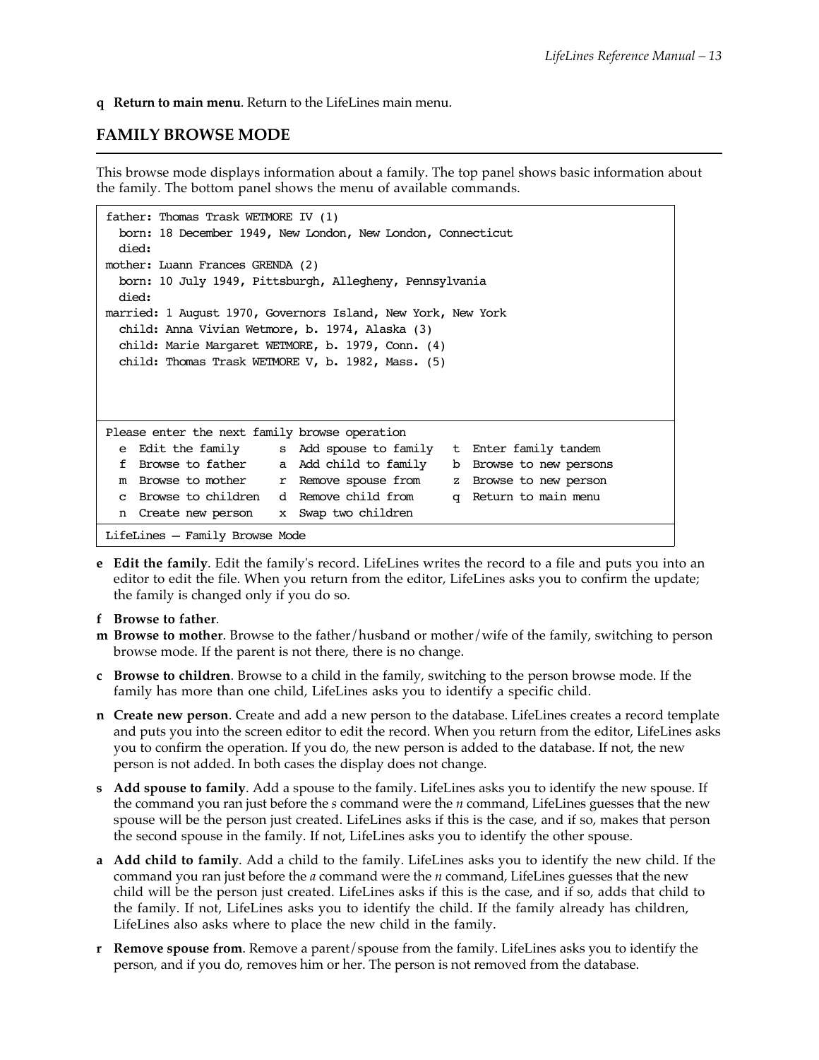**q Return to main menu**. Return to the LifeLines main menu.

## FAMILY BROWSE MODE

This browse mode displays information about a family. The top panel shows basic information about the family. The bottom panel shows the menu of available commands.

```
father: Thomas Trask WETMORE IV (1)
  born: 18 December 1949, New London, New London, Connecticut
  died:
mother: Luann Frances GRENDA (2)
  born: 10 July 1949, Pittsburgh, Allegheny, Pennsylvania
  died:
married: 1 August 1970, Governors Island, New York, New York
  child: Anna Vivian Wetmore, b. 1974, Alaska (3)
  child: Marie Margaret WETMORE, b. 1979, Conn. (4)
  child: Thomas Trask WETMORE V, b. 1982, Mass. (5)




Please enter the next family browse operation
  e  Edit the family      s  Add spouse to family   t  Enter family tandem
  f  Browse to father     a  Add child to family    b  Browse to new persons
  m  Browse to mother     r  Remove spouse from     z  Browse to new person
  c  Browse to children   d  Remove child from      q  Return to main menu
  n  Create new person    x  Swap two children
LifeLines — Family Browse Mode
```

**e Edit the family**. Edit the family's record. LifeLines writes the record to a file and puts you into an editor to edit the file. When you return from the editor, LifeLines asks you to confirm the update; the family is changed only if you do so.

**f Browse to father**.

**m Browse to mother**. Browse to the father/husband or mother/wife of the family, switching to person browse mode. If the parent is not there, there is no change.

**c Browse to children**. Browse to a child in the family, switching to the person browse mode. If the family has more than one child, LifeLines asks you to identify a specific child.

**n Create new person**. Create and add a new person to the database. LifeLines creates a record template and puts you into the screen editor to edit the record. When you return from the editor, LifeLines asks you to confirm the operation. If you do, the new person is added to the database. If not, the new person is not added. In both cases the display does not change.

**s Add spouse to family**. Add a spouse to the family. LifeLines asks you to identify the new spouse. If the command you ran just before the *s* command were the *n* command, LifeLines guesses that the new spouse will be the person just created. LifeLines asks if this is the case, and if so, makes that person the second spouse in the family. If not, LifeLines asks you to identify the other spouse.

**a Add child to family**. Add a child to the family. LifeLines asks you to identify the new child. If the command you ran just before the *a* command were the *n* command, LifeLines guesses that the new child will be the person just created. LifeLines asks if this is the case, and if so, adds that child to the family. If not, LifeLines asks you to identify the child. If the family already has children, LifeLines also asks where to place the new child in the family.

**r Remove spouse from**. Remove a parent/spouse from the family. LifeLines asks you to identify the person, and if you do, removes him or her. The person is not removed from the database.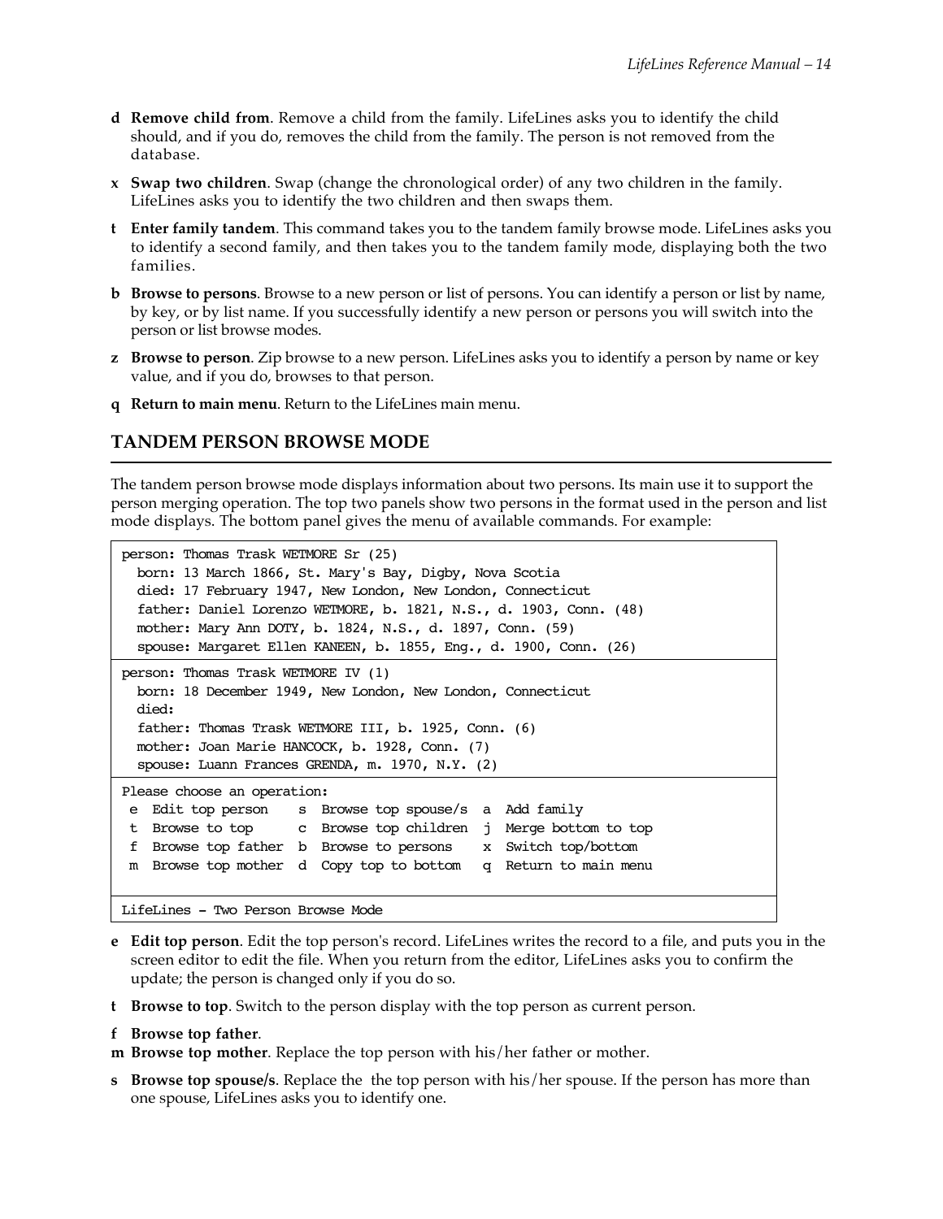**d Remove child from**. Remove a child from the family. LifeLines asks you to identify the child should, and if you do, removes the child from the family. The person is not removed from the database.

**x Swap two children**. Swap (change the chronological order) of any two children in the family. LifeLines asks you to identify the two children and then swaps them.

**t Enter family tandem**. This command takes you to the tandem family browse mode. LifeLines asks you to identify a second family, and then takes you to the tandem family mode, displaying both the two families.

**b Browse to persons**. Browse to a new person or list of persons. You can identify a person or list by name, by key, or by list name. If you successfully identify a new person or persons you will switch into the person or list browse modes.

**z Browse to person**. Zip browse to a new person. LifeLines asks you to identify a person by name or key value, and if you do, browses to that person.

**q Return to main menu**. Return to the LifeLines main menu.

## TANDEM PERSON BROWSE MODE

The tandem person browse mode displays information about two persons. Its main use it to support the person merging operation. The top two panels show two persons in the format used in the person and list mode displays. The bottom panel gives the menu of available commands. For example:

```
person: Thomas Trask WETMORE Sr (25)
  born: 13 March 1866, St. Mary's Bay, Digby, Nova Scotia
  died: 17 February 1947, New London, New London, Connecticut
  father: Daniel Lorenzo WETMORE, b. 1821, N.S., d. 1903, Conn. (48)
  mother: Mary Ann DOTY, b. 1824, N.S., d. 1897, Conn. (59)
  spouse: Margaret Ellen KANEEN, b. 1855, Eng., d. 1900, Conn. (26)
-------------------------------------------------------------------------
person: Thomas Trask WETMORE IV (1)
  born: 18 December 1949, New London, New London, Connecticut
  died:
  father: Thomas Trask WETMORE III, b. 1925, Conn. (6)
  mother: Joan Marie HANCOCK, b. 1928, Conn. (7)
  spouse: Luann Frances GRENDA, m. 1970, N.Y. (2)
-------------------------------------------------------------------------
Please choose an operation:
 e  Edit top person    s  Browse top spouse/s  a  Add family
 t  Browse to top      c  Browse top children  j  Merge bottom to top
 f  Browse top father  b  Browse to persons    x  Switch top/bottom
 m  Browse top mother  d  Copy top to bottom   q  Return to main menu

-------------------------------------------------------------------------
LifeLines - Two Person Browse Mode
```

**e Edit top person**. Edit the top person's record. LifeLines writes the record to a file, and puts you in the screen editor to edit the file. When you return from the editor, LifeLines asks you to confirm the update; the person is changed only if you do so.

**t Browse to top**. Switch to the person display with the top person as current person.

**f Browse top father**.
**m Browse top mother**. Replace the top person with his/her father or mother.

**s Browse top spouse/s**. Replace the the top person with his/her spouse. If the person has more than one spouse, LifeLines asks you to identify one.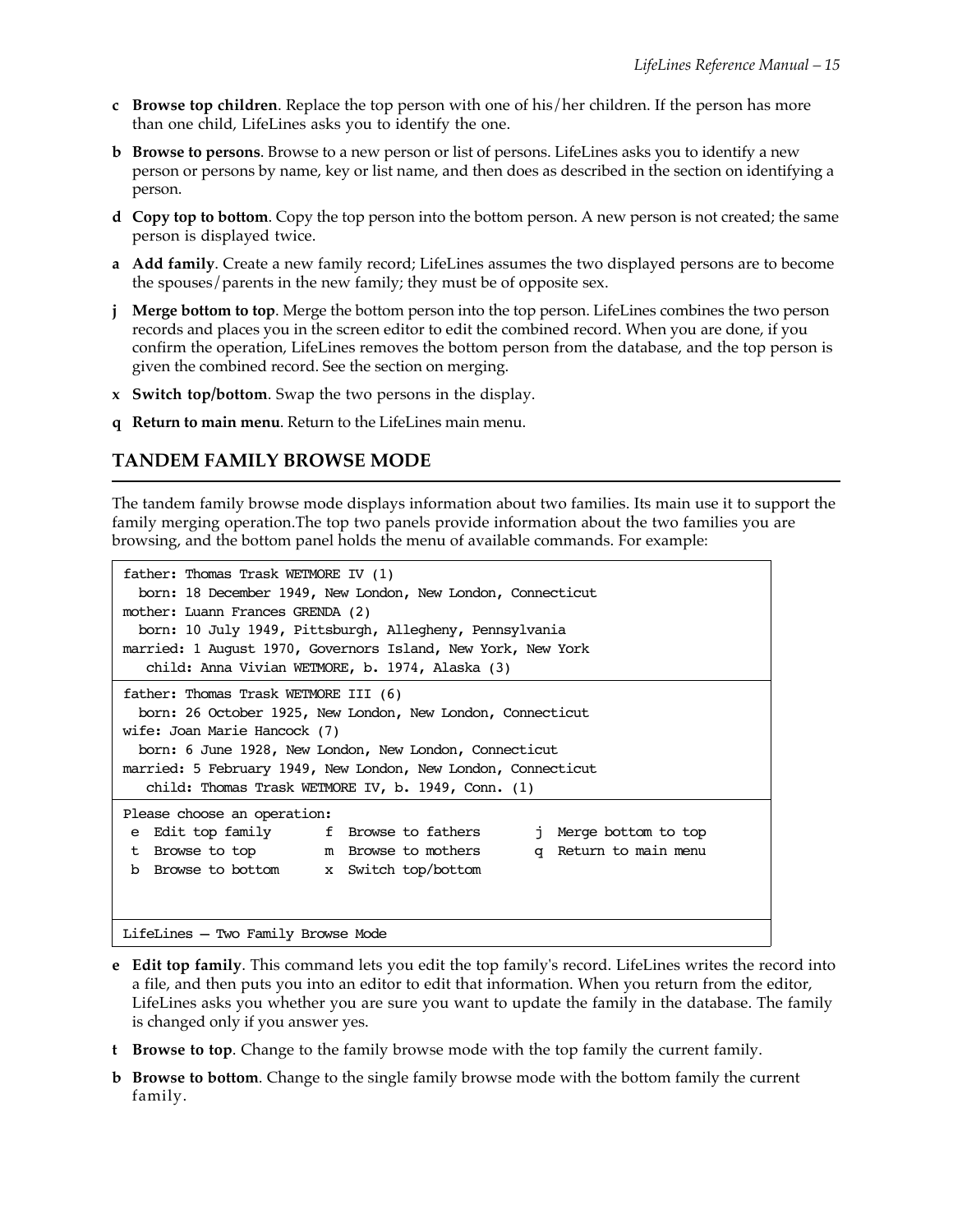- **c Browse top children**. Replace the top person with one of his/her children. If the person has more than one child, LifeLines asks you to identify the one.
- **b Browse to persons**. Browse to a new person or list of persons. LifeLines asks you to identify a new person or persons by name, key or list name, and then does as described in the section on identifying a person.
- **d Copy top to bottom**. Copy the top person into the bottom person. A new person is not created; the same person is displayed twice.
- **a Add family**. Create a new family record; LifeLines assumes the two displayed persons are to become the spouses/parents in the new family; they must be of opposite sex.
- **j Merge bottom to top**. Merge the bottom person into the top person. LifeLines combines the two person records and places you in the screen editor to edit the combined record. When you are done, if you confirm the operation, LifeLines removes the bottom person from the database, and the top person is given the combined record. See the section on merging.
- **x Switch top/bottom**. Swap the two persons in the display.
- **q Return to main menu**. Return to the LifeLines main menu.

## TANDEM FAMILY BROWSE MODE

The tandem family browse mode displays information about two families. Its main use it to support the family merging operation.The top two panels provide information about the two families you are browsing, and the bottom panel holds the menu of available commands. For example:

```
father: Thomas Trask WETMORE IV (1)
  born: 18 December 1949, New London, New London, Connecticut
mother: Luann Frances GRENDA (2)
  born: 10 July 1949, Pittsburgh, Allegheny, Pennsylvania
married: 1 August 1970, Governors Island, New York, New York
   child: Anna Vivian WETMORE, b. 1974, Alaska (3)
---------------------------------------------------------------
father: Thomas Trask WETMORE III (6)
  born: 26 October 1925, New London, New London, Connecticut
wife: Joan Marie Hancock (7)
  born: 6 June 1928, New London, New London, Connecticut
married: 5 February 1949, New London, New London, Connecticut
   child: Thomas Trask WETMORE IV, b. 1949, Conn. (1)
---------------------------------------------------------------
Please choose an operation:
 e  Edit top family       f  Browse to fathers      j  Merge bottom to top
 t  Browse to top         m  Browse to mothers      q  Return to main menu
 b  Browse to bottom      x  Switch top/bottom


---------------------------------------------------------------
LifeLines — Two Family Browse Mode
```

- **e Edit top family**. This command lets you edit the top family's record. LifeLines writes the record into a file, and then puts you into an editor to edit that information. When you return from the editor, LifeLines asks you whether you are sure you want to update the family in the database. The family is changed only if you answer yes.
- **t Browse to top**. Change to the family browse mode with the top family the current family.
- **b Browse to bottom**. Change to the single family browse mode with the bottom family the current family.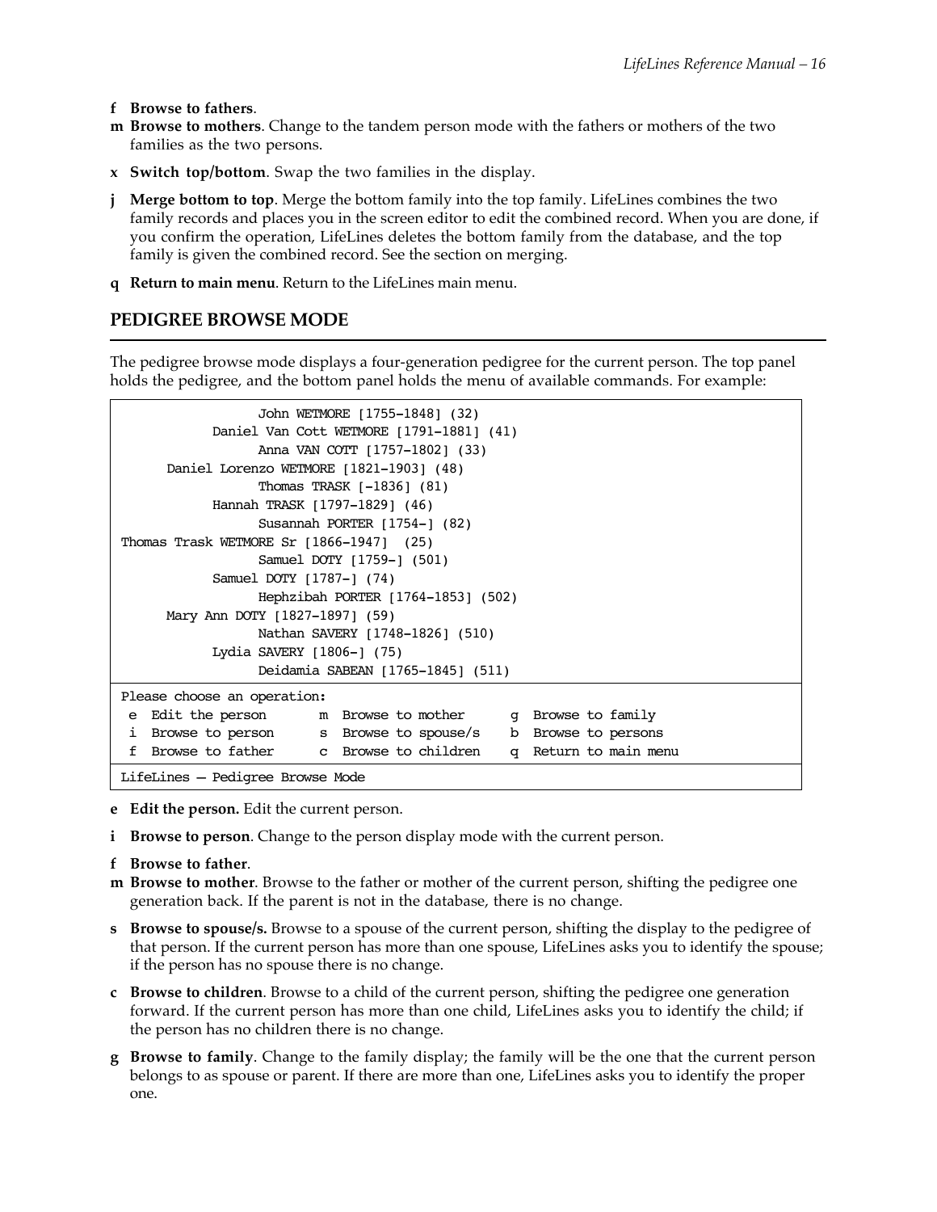**f Browse to fathers**.

**m Browse to mothers**. Change to the tandem person mode with the fathers or mothers of the two families as the two persons.

**x Switch top/bottom**. Swap the two families in the display.

**j Merge bottom to top**. Merge the bottom family into the top family. LifeLines combines the two family records and places you in the screen editor to edit the combined record. When you are done, if you confirm the operation, LifeLines deletes the bottom family from the database, and the top family is given the combined record. See the section on merging.

**q Return to main menu**. Return to the LifeLines main menu.

## PEDIGREE BROWSE MODE

The pedigree browse mode displays a four-generation pedigree for the current person. The top panel holds the pedigree, and the bottom panel holds the menu of available commands. For example:

```
                  John WETMORE [1755-1848] (32)
            Daniel Van Cott WETMORE [1791-1881] (41)
                  Anna VAN COTT [1757-1802] (33)
      Daniel Lorenzo WETMORE [1821-1903] (48)
                  Thomas TRASK [-1836] (81)
            Hannah TRASK [1797-1829] (46)
                  Susannah PORTER [1754-] (82)
Thomas Trask WETMORE Sr [1866-1947]  (25)
                  Samuel DOTY [1759-] (501)
            Samuel DOTY [1787-] (74)
                  Hephzibah PORTER [1764-1853] (502)
      Mary Ann DOTY [1827-1897] (59)
                  Nathan SAVERY [1748-1826] (510)
            Lydia SAVERY [1806-] (75)
                  Deidamia SABEAN [1765-1845] (511)
---------------------------------------------------------------------
Please choose an operation:
 e  Edit the person      m  Browse to mother      g  Browse to family
 i  Browse to person     s  Browse to spouse/s    b  Browse to persons
 f  Browse to father     c  Browse to children    q  Return to main menu
---------------------------------------------------------------------
LifeLines — Pedigree Browse Mode
```

**e Edit the person.** Edit the current person.

**i Browse to person**. Change to the person display mode with the current person.

**f Browse to father**.

**m Browse to mother**. Browse to the father or mother of the current person, shifting the pedigree one generation back. If the parent is not in the database, there is no change.

**s Browse to spouse/s.** Browse to a spouse of the current person, shifting the display to the pedigree of that person. If the current person has more than one spouse, LifeLines asks you to identify the spouse; if the person has no spouse there is no change.

**c Browse to children**. Browse to a child of the current person, shifting the pedigree one generation forward. If the current person has more than one child, LifeLines asks you to identify the child; if the person has no children there is no change.

**g Browse to family**. Change to the family display; the family will be the one that the current person belongs to as spouse or parent. If there are more than one, LifeLines asks you to identify the proper one.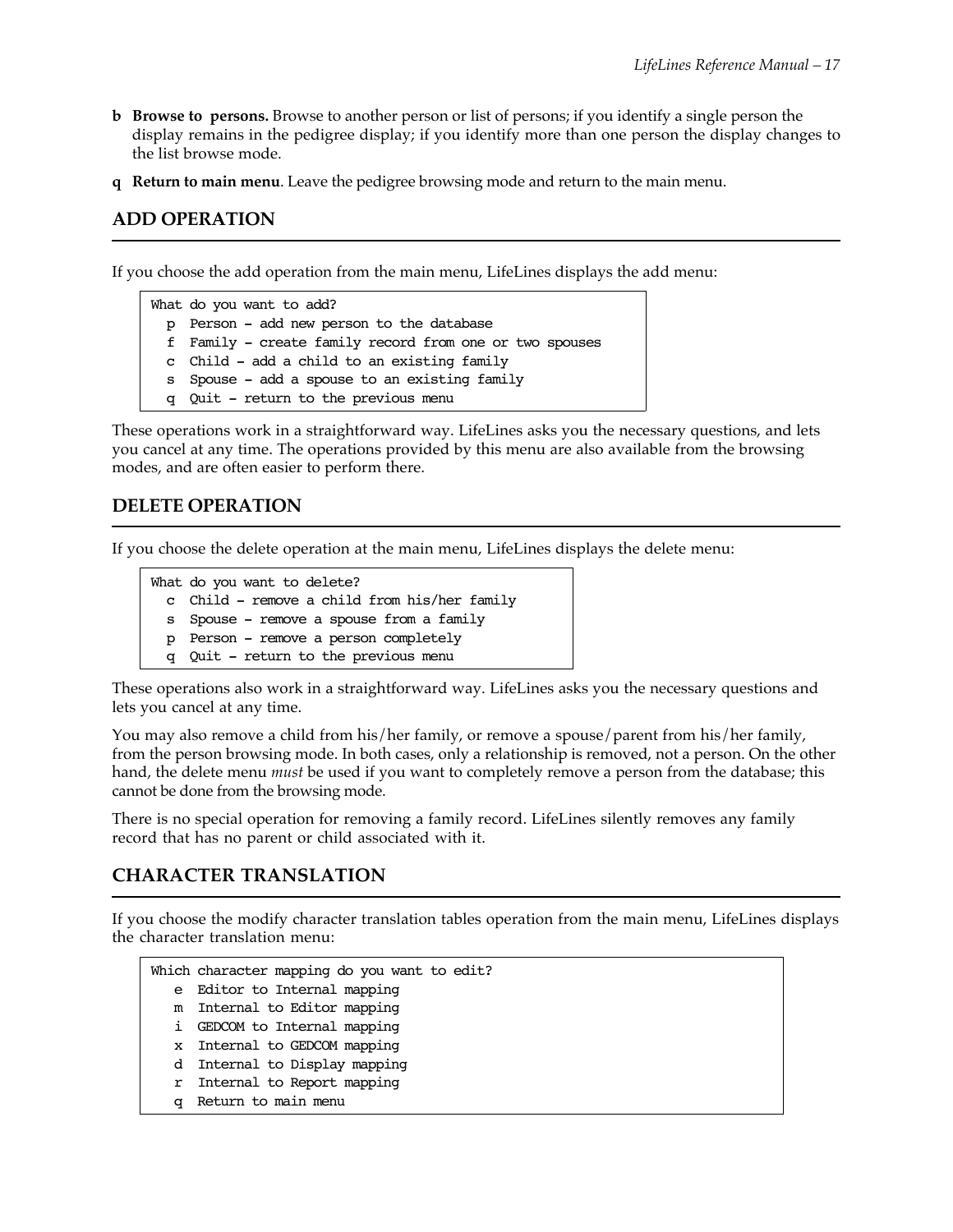**b** **Browse to persons.** Browse to another person or list of persons; if you identify a single person the display remains in the pedigree display; if you identify more than one person the display changes to the list browse mode.

**q** **Return to main menu**. Leave the pedigree browsing mode and return to the main menu.

## ADD OPERATION

If you choose the add operation from the main menu, LifeLines displays the add menu:

```
What do you want to add?
  p  Person – add new person to the database
  f  Family – create family record from one or two spouses
  c  Child – add a child to an existing family
  s  Spouse – add a spouse to an existing family
  q  Quit – return to the previous menu
```

These operations work in a straightforward way. LifeLines asks you the necessary questions, and lets you cancel at any time. The operations provided by this menu are also available from the browsing modes, and are often easier to perform there.

## DELETE OPERATION

If you choose the delete operation at the main menu, LifeLines displays the delete menu:

```
What do you want to delete?
  c  Child – remove a child from his/her family
  s  Spouse – remove a spouse from a family
  p  Person – remove a person completely
  q  Quit – return to the previous menu
```

These operations also work in a straightforward way. LifeLines asks you the necessary questions and lets you cancel at any time.

You may also remove a child from his/her family, or remove a spouse/parent from his/her family, from the person browsing mode. In both cases, only a relationship is removed, not a person. On the other hand, the delete menu *must* be used if you want to completely remove a person from the database; this cannot be done from the browsing mode.

There is no special operation for removing a family record. LifeLines silently removes any family record that has no parent or child associated with it.

## CHARACTER TRANSLATION

If you choose the modify character translation tables operation from the main menu, LifeLines displays the character translation menu:

```
Which character mapping do you want to edit?
   e  Editor to Internal mapping
   m  Internal to Editor mapping
   i  GEDCOM to Internal mapping
   x  Internal to GEDCOM mapping
   d  Internal to Display mapping
   r  Internal to Report mapping
   q  Return to main menu
```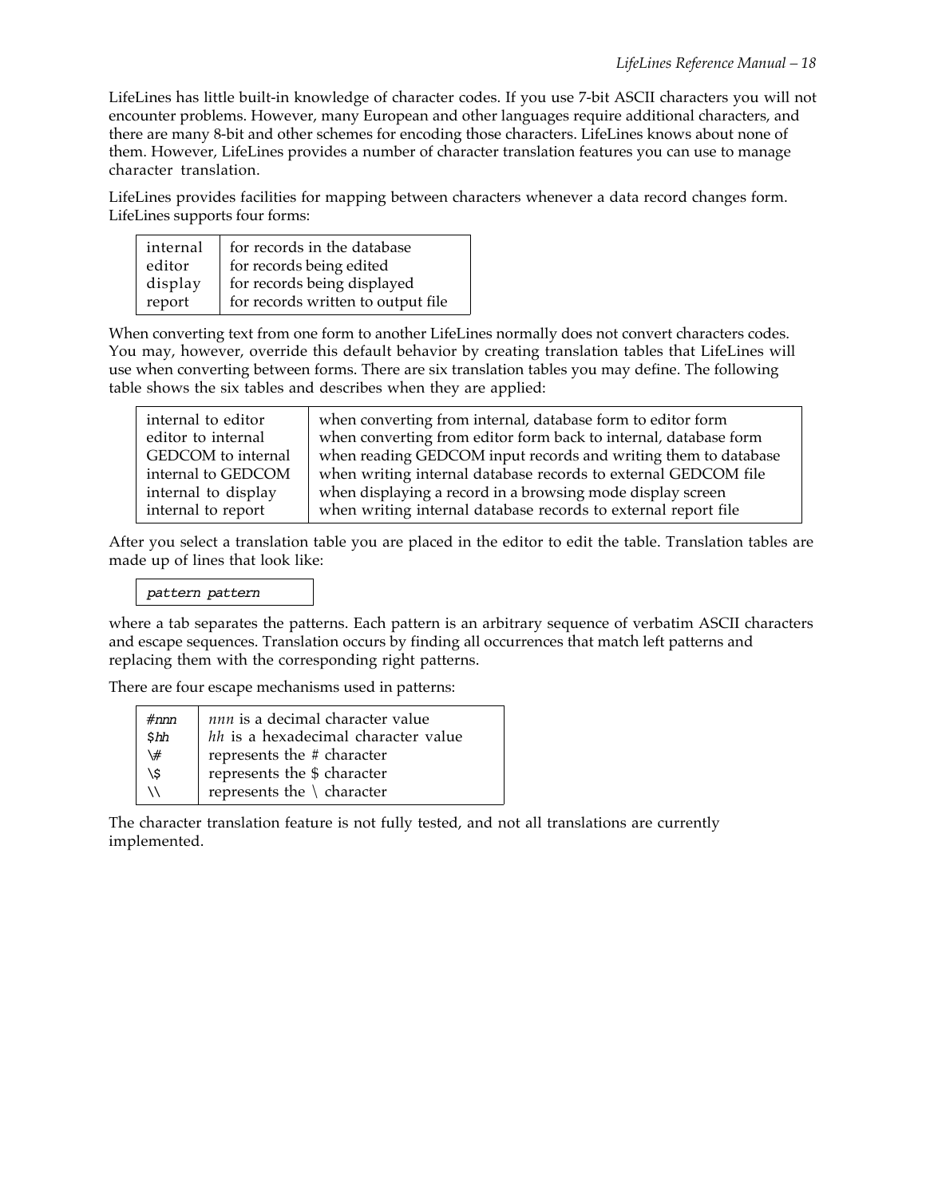LifeLines has little built-in knowledge of character codes. If you use 7-bit ASCII characters you will not encounter problems. However, many European and other languages require additional characters, and there are many 8-bit and other schemes for encoding those characters. LifeLines knows about none of them. However, LifeLines provides a number of character translation features you can use to manage character translation.

LifeLines provides facilities for mapping between characters whenever a data record changes form. LifeLines supports four forms:

| | |
|---|---|
| internal | for records in the database |
| editor | for records being edited |
| display | for records being displayed |
| report | for records written to output file |

When converting text from one form to another LifeLines normally does not convert characters codes. You may, however, override this default behavior by creating translation tables that LifeLines will use when converting between forms. There are six translation tables you may define. The following table shows the six tables and describes when they are applied:

| | |
|---|---|
| internal to editor | when converting from internal, database form to editor form |
| editor to internal | when converting from editor form back to internal, database form |
| GEDCOM to internal | when reading GEDCOM input records and writing them to database |
| internal to GEDCOM | when writing internal database records to external GEDCOM file |
| internal to display | when displaying a record in a browsing mode display screen |
| internal to report | when writing internal database records to external report file |

After you select a translation table you are placed in the editor to edit the table. Translation tables are made up of lines that look like:

```
pattern pattern
```

where a tab separates the patterns. Each pattern is an arbitrary sequence of verbatim ASCII characters and escape sequences. Translation occurs by finding all occurrences that match left patterns and replacing them with the corresponding right patterns.

There are four escape mechanisms used in patterns:

| | |
|---|---|
| #*nnn* | *nnn* is a decimal character value |
| $*hh* | *hh* is a hexadecimal character value |
| \# | represents the # character |
| \$ | represents the $ character |
| \\ | represents the \ character |

The character translation feature is not fully tested, and not all translations are currently implemented.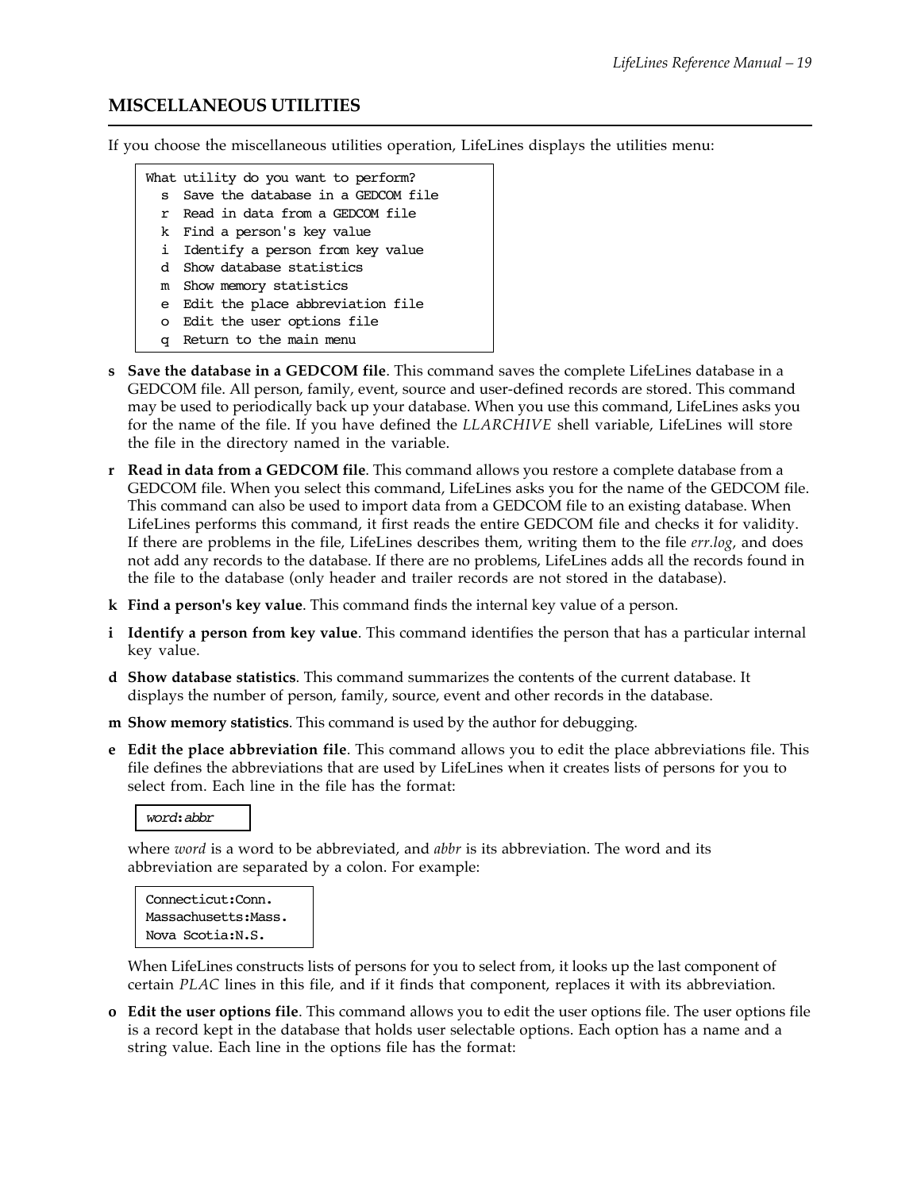## MISCELLANEOUS UTILITIES

If you choose the miscellaneous utilities operation, LifeLines displays the utilities menu:

```
What utility do you want to perform?
  s  Save the database in a GEDCOM file
  r  Read in data from a GEDCOM file
  k  Find a person's key value
  i  Identify a person from key value
  d  Show database statistics
  m  Show memory statistics
  e  Edit the place abbreviation file
  o  Edit the user options file
  q  Return to the main menu
```

**s Save the database in a GEDCOM file**. This command saves the complete LifeLines database in a GEDCOM file. All person, family, event, source and user-defined records are stored. This command may be used to periodically back up your database. When you use this command, LifeLines asks you for the name of the file. If you have defined the *LLARCHIVE* shell variable, LifeLines will store the file in the directory named in the variable.

**r Read in data from a GEDCOM file**. This command allows you restore a complete database from a GEDCOM file. When you select this command, LifeLines asks you for the name of the GEDCOM file. This command can also be used to import data from a GEDCOM file to an existing database. When LifeLines performs this command, it first reads the entire GEDCOM file and checks it for validity. If there are problems in the file, LifeLines describes them, writing them to the file *err.log*, and does not add any records to the database. If there are no problems, LifeLines adds all the records found in the file to the database (only header and trailer records are not stored in the database).

**k Find a person's key value**. This command finds the internal key value of a person.

**i Identify a person from key value**. This command identifies the person that has a particular internal key value.

**d Show database statistics**. This command summarizes the contents of the current database. It displays the number of person, family, source, event and other records in the database.

**m Show memory statistics**. This command is used by the author for debugging.

**e Edit the place abbreviation file**. This command allows you to edit the place abbreviations file. This file defines the abbreviations that are used by LifeLines when it creates lists of persons for you to select from. Each line in the file has the format:

```
word:abbr
```

where *word* is a word to be abbreviated, and *abbr* is its abbreviation. The word and its abbreviation are separated by a colon. For example:

```
Connecticut:Conn.
Massachusetts:Mass.
Nova Scotia:N.S.
```

When LifeLines constructs lists of persons for you to select from, it looks up the last component of certain *PLAC* lines in this file, and if it finds that component, replaces it with its abbreviation.

**o Edit the user options file**. This command allows you to edit the user options file. The user options file is a record kept in the database that holds user selectable options. Each option has a name and a string value. Each line in the options file has the format: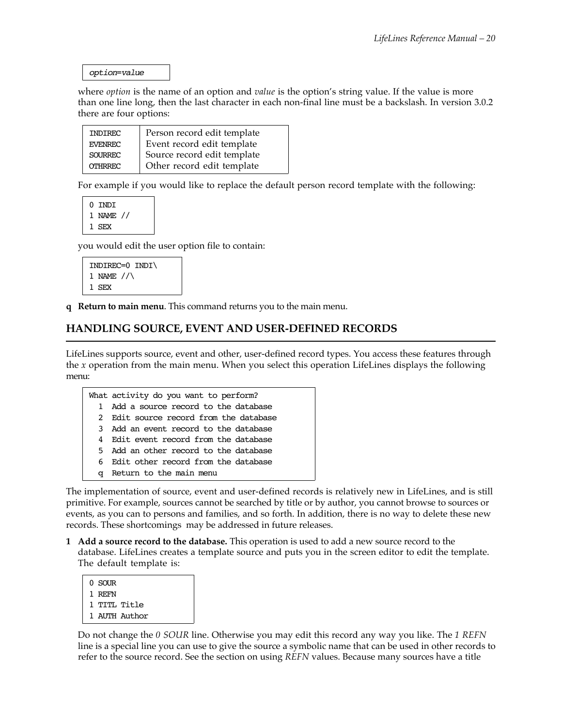```
option=value
```

where *option* is the name of an option and *value* is the option's string value. If the value is more than one line long, then the last character in each non-final line must be a backslash. In version 3.0.2 there are four options:

| | |
|---|---|
| INDIREC | Person record edit template |
| EVENREC | Event record edit template |
| SOURREC | Source record edit template |
| OTHRREC | Other record edit template |

For example if you would like to replace the default person record template with the following:

```
0 INDI
1 NAME //
1 SEX
```

you would edit the user option file to contain:

```
INDIREC=0 INDI\
1 NAME //\
1 SEX
```

**q Return to main menu**. This command returns you to the main menu.

## HANDLING SOURCE, EVENT AND USER-DEFINED RECORDS

LifeLines supports source, event and other, user-defined record types. You access these features through the *x* operation from the main menu. When you select this operation LifeLines displays the following menu:

```
What activity do you want to perform?
  1  Add a source record to the database
  2  Edit source record from the database
  3  Add an event record to the database
  4  Edit event record from the database
  5  Add an other record to the database
  6  Edit other record from the database
  q  Return to the main menu
```

The implementation of source, event and user-defined records is relatively new in LifeLines, and is still primitive. For example, sources cannot be searched by title or by author, you cannot browse to sources or events, as you can to persons and families, and so forth. In addition, there is no way to delete these new records. These shortcomings may be addressed in future releases.

**1 Add a source record to the database.** This operation is used to add a new source record to the database. LifeLines creates a template source and puts you in the screen editor to edit the template. The default template is:

```
0 SOUR
1 REFN
1 TITL Title
1 AUTH Author
```

Do not change the *0 SOUR* line. Otherwise you may edit this record any way you like. The *1 REFN* line is a special line you can use to give the source a symbolic name that can be used in other records to refer to the source record. See the section on using *REFN* values. Because many sources have a title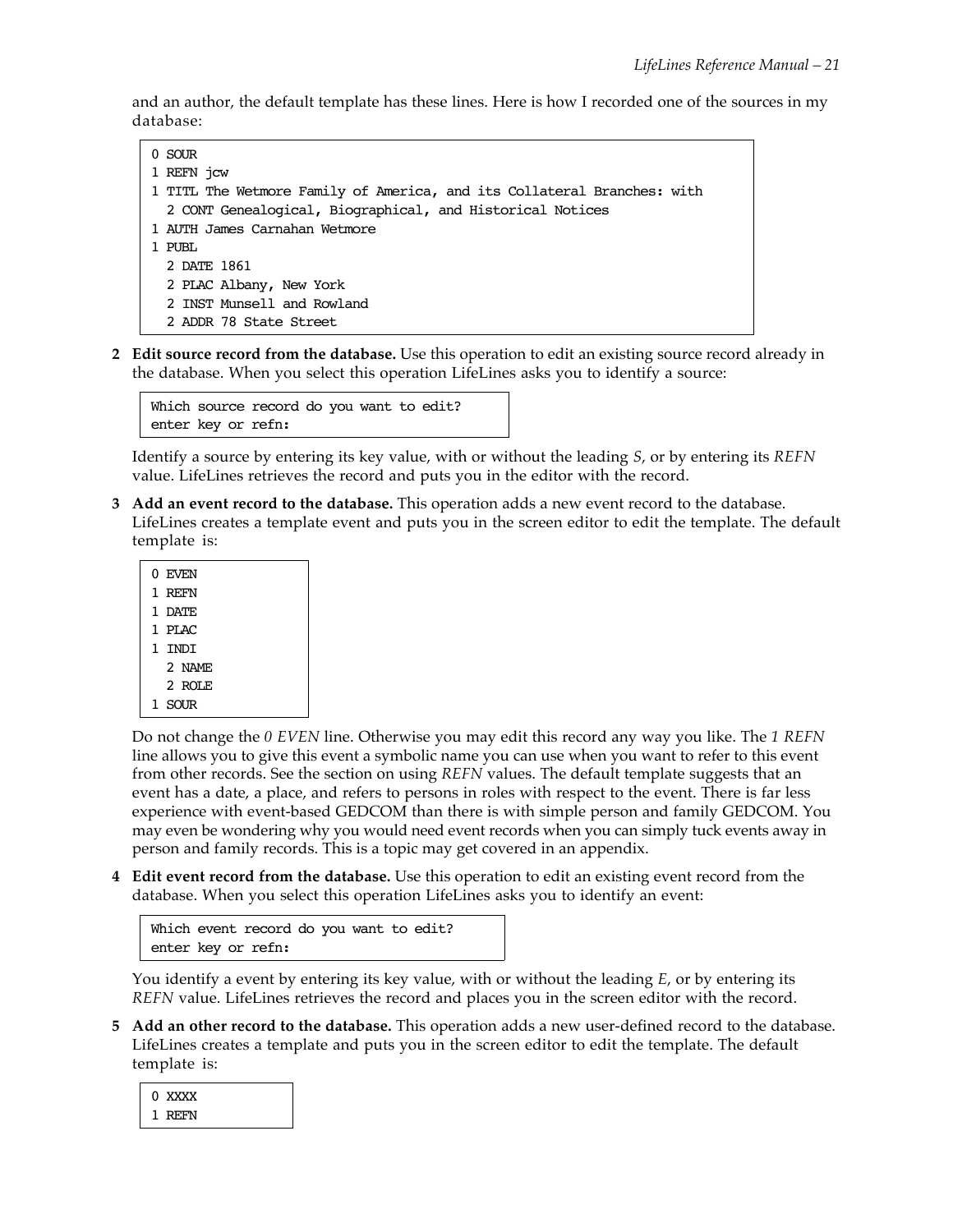and an author, the default template has these lines. Here is how I recorded one of the sources in my database:

```
0 SOUR
1 REFN jcw
1 TITL The Wetmore Family of America, and its Collateral Branches: with
  2 CONT Genealogical, Biographical, and Historical Notices
1 AUTH James Carnahan Wetmore
1 PUBL
  2 DATE 1861
  2 PLAC Albany, New York
  2 INST Munsell and Rowland
  2 ADDR 78 State Street
```

**2 Edit source record from the database.** Use this operation to edit an existing source record already in the database. When you select this operation LifeLines asks you to identify a source:

```
Which source record do you want to edit?
enter key or refn:
```

Identify a source by entering its key value, with or without the leading *S*, or by entering its *REFN* value. LifeLines retrieves the record and puts you in the editor with the record.

**3 Add an event record to the database.** This operation adds a new event record to the database. LifeLines creates a template event and puts you in the screen editor to edit the template. The default template is:

```
0 EVEN
1 REFN
1 DATE
1 PLAC
1 INDI
  2 NAME
  2 ROLE
1 SOUR
```

Do not change the *0 EVEN* line. Otherwise you may edit this record any way you like. The *1 REFN* line allows you to give this event a symbolic name you can use when you want to refer to this event from other records. See the section on using *REFN* values. The default template suggests that an event has a date, a place, and refers to persons in roles with respect to the event. There is far less experience with event-based GEDCOM than there is with simple person and family GEDCOM. You may even be wondering why you would need event records when you can simply tuck events away in person and family records. This is a topic may get covered in an appendix.

**4 Edit event record from the database.** Use this operation to edit an existing event record from the database. When you select this operation LifeLines asks you to identify an event:

```
Which event record do you want to edit?
enter key or refn:
```

You identify a event by entering its key value, with or without the leading *E*, or by entering its *REFN* value. LifeLines retrieves the record and places you in the screen editor with the record.

**5 Add an other record to the database.** This operation adds a new user-defined record to the database. LifeLines creates a template and puts you in the screen editor to edit the template. The default template is:

```
0 XXXX
1 REFN
```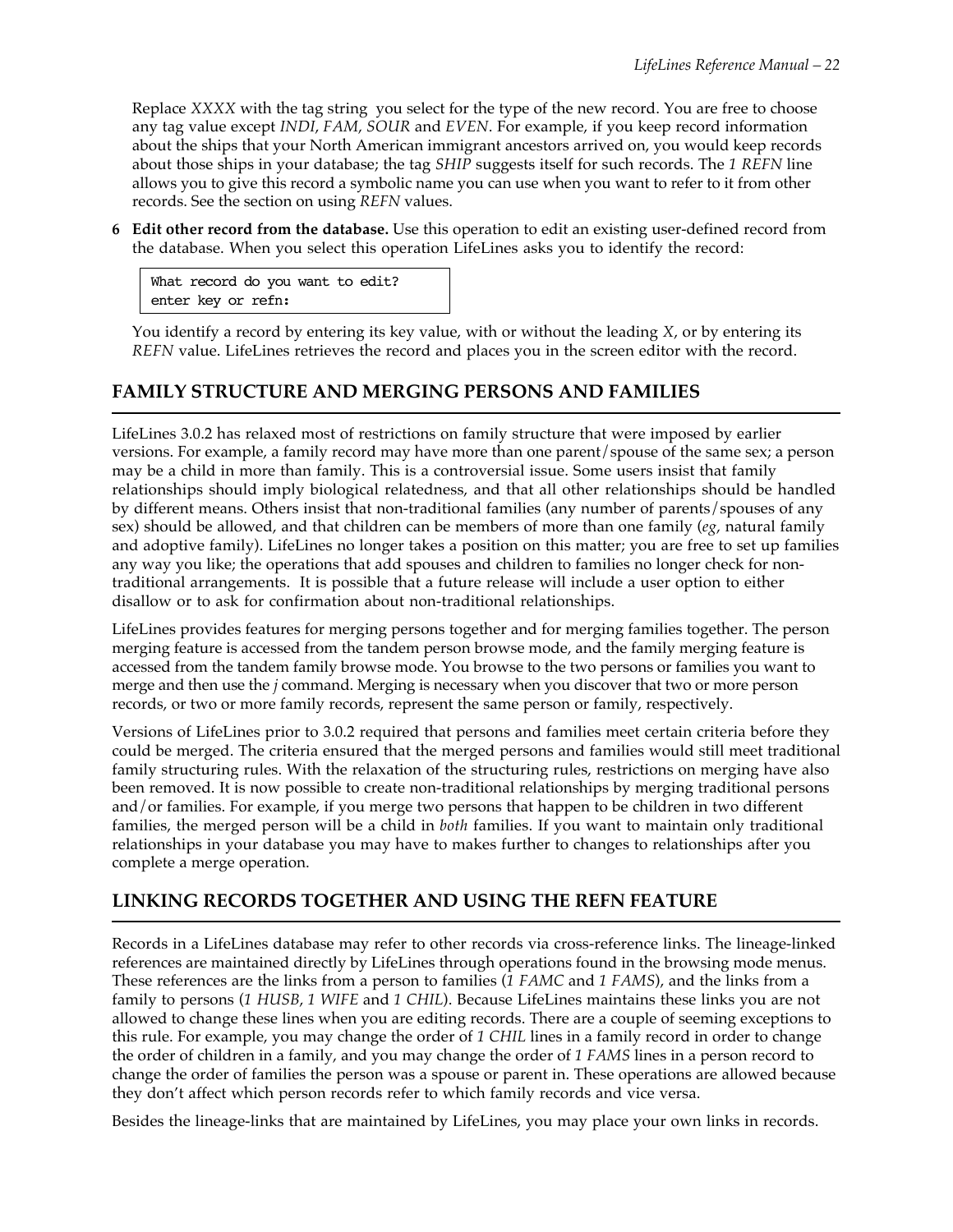Replace *XXXX* with the tag string you select for the type of the new record. You are free to choose any tag value except *INDI*, *FAM*, *SOUR* and *EVEN*. For example, if you keep record information about the ships that your North American immigrant ancestors arrived on, you would keep records about those ships in your database; the tag *SHIP* suggests itself for such records. The *1 REFN* line allows you to give this record a symbolic name you can use when you want to refer to it from other records. See the section on using *REFN* values.

**6 Edit other record from the database.** Use this operation to edit an existing user-defined record from the database. When you select this operation LifeLines asks you to identify the record:

```
What record do you want to edit?
enter key or refn:
```

You identify a record by entering its key value, with or without the leading *X*, or by entering its *REFN* value. LifeLines retrieves the record and places you in the screen editor with the record.

## FAMILY STRUCTURE AND MERGING PERSONS AND FAMILIES

LifeLines 3.0.2 has relaxed most of restrictions on family structure that were imposed by earlier versions. For example, a family record may have more than one parent/spouse of the same sex; a person may be a child in more than family. This is a controversial issue. Some users insist that family relationships should imply biological relatedness, and that all other relationships should be handled by different means. Others insist that non-traditional families (any number of parents/spouses of any sex) should be allowed, and that children can be members of more than one family (*eg*, natural family and adoptive family). LifeLines no longer takes a position on this matter; you are free to set up families any way you like; the operations that add spouses and children to families no longer check for non-traditional arrangements. It is possible that a future release will include a user option to either disallow or to ask for confirmation about non-traditional relationships.

LifeLines provides features for merging persons together and for merging families together. The person merging feature is accessed from the tandem person browse mode, and the family merging feature is accessed from the tandem family browse mode. You browse to the two persons or families you want to merge and then use the *j* command. Merging is necessary when you discover that two or more person records, or two or more family records, represent the same person or family, respectively.

Versions of LifeLines prior to 3.0.2 required that persons and families meet certain criteria before they could be merged. The criteria ensured that the merged persons and families would still meet traditional family structuring rules. With the relaxation of the structuring rules, restrictions on merging have also been removed. It is now possible to create non-traditional relationships by merging traditional persons and/or families. For example, if you merge two persons that happen to be children in two different families, the merged person will be a child in *both* families. If you want to maintain only traditional relationships in your database you may have to makes further to changes to relationships after you complete a merge operation.

## LINKING RECORDS TOGETHER AND USING THE REFN FEATURE

Records in a LifeLines database may refer to other records via cross-reference links. The lineage-linked references are maintained directly by LifeLines through operations found in the browsing mode menus. These references are the links from a person to families (*1 FAMC* and *1 FAMS*), and the links from a family to persons (*1 HUSB*, *1 WIFE* and *1 CHIL*). Because LifeLines maintains these links you are not allowed to change these lines when you are editing records. There are a couple of seeming exceptions to this rule. For example, you may change the order of *1 CHIL* lines in a family record in order to change the order of children in a family, and you may change the order of *1 FAMS* lines in a person record to change the order of families the person was a spouse or parent in. These operations are allowed because they don't affect which person records refer to which family records and vice versa.

Besides the lineage-links that are maintained by LifeLines, you may place your own links in records.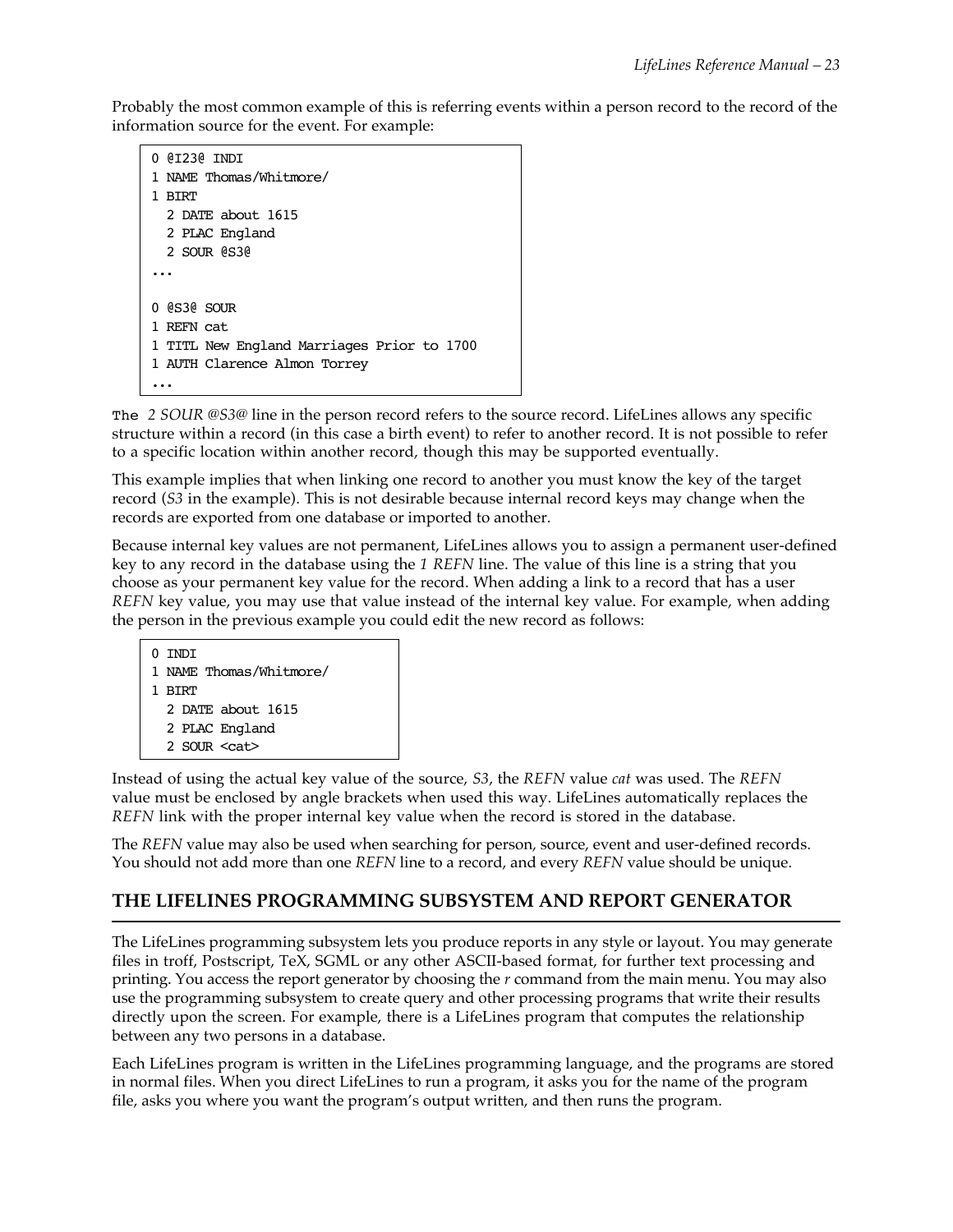Probably the most common example of this is referring events within a person record to the record of the information source for the event. For example:

```
0 @I23@ INDI
1 NAME Thomas/Whitmore/
1 BIRT
  2 DATE about 1615
  2 PLAC England
  2 SOUR @S3@
...

0 @S3@ SOUR
1 REFN cat
1 TITL New England Marriages Prior to 1700
1 AUTH Clarence Almon Torrey
...
```

The *2 SOUR @S3@* line in the person record refers to the source record. LifeLines allows any specific structure within a record (in this case a birth event) to refer to another record. It is not possible to refer to a specific location within another record, though this may be supported eventually.

This example implies that when linking one record to another you must know the key of the target record (*S3* in the example). This is not desirable because internal record keys may change when the records are exported from one database or imported to another.

Because internal key values are not permanent, LifeLines allows you to assign a permanent user-defined key to any record in the database using the *1 REFN* line. The value of this line is a string that you choose as your permanent key value for the record. When adding a link to a record that has a user *REFN* key value, you may use that value instead of the internal key value. For example, when adding the person in the previous example you could edit the new record as follows:

```
0 INDI
1 NAME Thomas/Whitmore/
1 BIRT
  2 DATE about 1615
  2 PLAC England
  2 SOUR <cat>
```

Instead of using the actual key value of the source, *S3*, the *REFN* value *cat* was used. The *REFN* value must be enclosed by angle brackets when used this way. LifeLines automatically replaces the *REFN* link with the proper internal key value when the record is stored in the database.

The *REFN* value may also be used when searching for person, source, event and user-defined records. You should not add more than one *REFN* line to a record, and every *REFN* value should be unique.

## THE LIFELINES PROGRAMMING SUBSYSTEM AND REPORT GENERATOR

The LifeLines programming subsystem lets you produce reports in any style or layout. You may generate files in troff, Postscript, TeX, SGML or any other ASCII-based format, for further text processing and printing. You access the report generator by choosing the *r* command from the main menu. You may also use the programming subsystem to create query and other processing programs that write their results directly upon the screen. For example, there is a LifeLines program that computes the relationship between any two persons in a database.

Each LifeLines program is written in the LifeLines programming language, and the programs are stored in normal files. When you direct LifeLines to run a program, it asks you for the name of the program file, asks you where you want the program's output written, and then runs the program.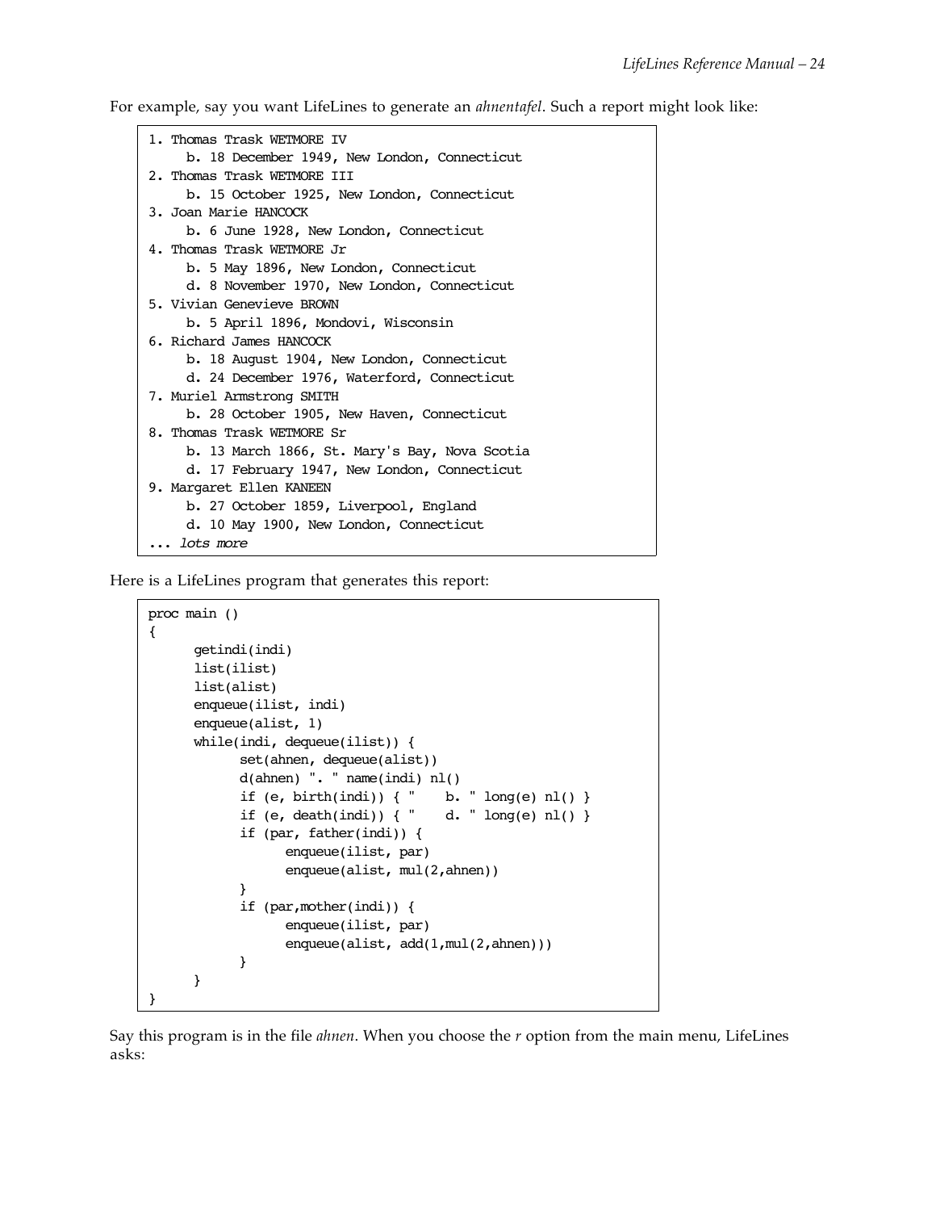For example, say you want LifeLines to generate an *ahnentafel*. Such a report might look like:

```
1. Thomas Trask WETMORE IV
     b. 18 December 1949, New London, Connecticut
2. Thomas Trask WETMORE III
     b. 15 October 1925, New London, Connecticut
3. Joan Marie HANCOCK
     b. 6 June 1928, New London, Connecticut
4. Thomas Trask WETMORE Jr
     b. 5 May 1896, New London, Connecticut
     d. 8 November 1970, New London, Connecticut
5. Vivian Genevieve BROWN
     b. 5 April 1896, Mondovi, Wisconsin
6. Richard James HANCOCK
     b. 18 August 1904, New London, Connecticut
     d. 24 December 1976, Waterford, Connecticut
7. Muriel Armstrong SMITH
     b. 28 October 1905, New Haven, Connecticut
8. Thomas Trask WETMORE Sr
     b. 13 March 1866, St. Mary's Bay, Nova Scotia
     d. 17 February 1947, New London, Connecticut
9. Margaret Ellen KANEEN
     b. 27 October 1859, Liverpool, England
     d. 10 May 1900, New London, Connecticut
... lots more
```

Here is a LifeLines program that generates this report:

```
proc main ()
{
      getindi(indi)
      list(ilist)
      list(alist)
      enqueue(ilist, indi)
      enqueue(alist, 1)
      while(indi, dequeue(ilist)) {
            set(ahnen, dequeue(alist))
            d(ahnen) ". " name(indi) nl()
            if (e, birth(indi)) { "    b. " long(e) nl() }
            if (e, death(indi)) { "    d. " long(e) nl() }
            if (par, father(indi)) {
                  enqueue(ilist, par)
                  enqueue(alist, mul(2,ahnen))
            }
            if (par,mother(indi)) {
                  enqueue(ilist, par)
                  enqueue(alist, add(1,mul(2,ahnen)))
            }
      }
}
```

Say this program is in the file *ahnen*. When you choose the *r* option from the main menu, LifeLines asks: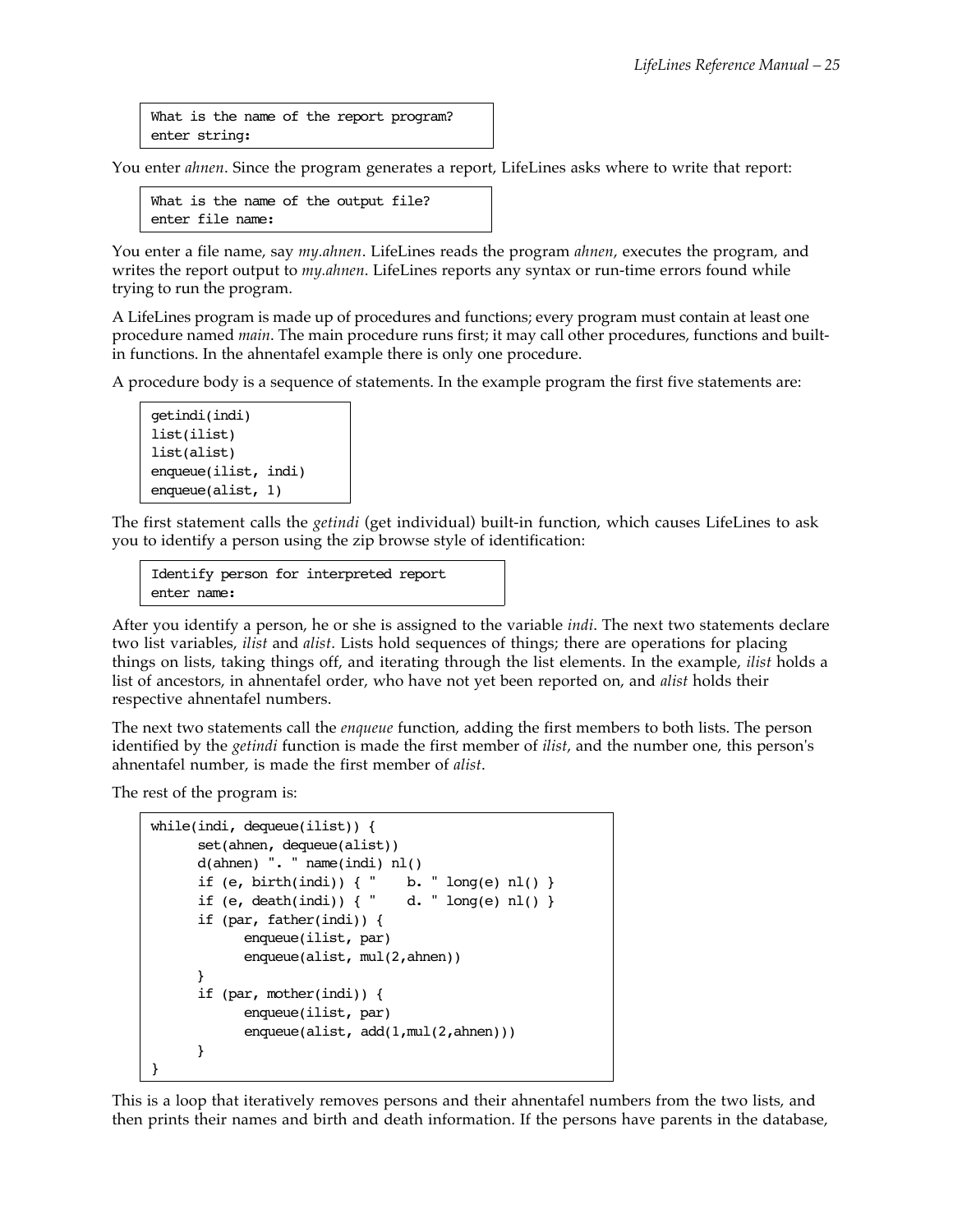```
What is the name of the report program?
enter string:
```

You enter *ahnen*. Since the program generates a report, LifeLines asks where to write that report:

```
What is the name of the output file?
enter file name:
```

You enter a file name, say *my.ahnen*. LifeLines reads the program *ahnen*, executes the program, and writes the report output to *my.ahnen*. LifeLines reports any syntax or run-time errors found while trying to run the program.

A LifeLines program is made up of procedures and functions; every program must contain at least one procedure named *main*. The main procedure runs first; it may call other procedures, functions and built-in functions. In the ahnentafel example there is only one procedure.

A procedure body is a sequence of statements. In the example program the first five statements are:

```
getindi(indi)
list(ilist)
list(alist)
enqueue(ilist, indi)
enqueue(alist, 1)
```

The first statement calls the *getindi* (get individual) built-in function, which causes LifeLines to ask you to identify a person using the zip browse style of identification:

```
Identify person for interpreted report
enter name:
```

After you identify a person, he or she is assigned to the variable *indi*. The next two statements declare two list variables, *ilist* and *alist*. Lists hold sequences of things; there are operations for placing things on lists, taking things off, and iterating through the list elements. In the example, *ilist* holds a list of ancestors, in ahnentafel order, who have not yet been reported on, and *alist* holds their respective ahnentafel numbers.

The next two statements call the *enqueue* function, adding the first members to both lists. The person identified by the *getindi* function is made the first member of *ilist*, and the number one, this person's ahnentafel number, is made the first member of *alist*.

The rest of the program is:

```
while(indi, dequeue(ilist)) {
      set(ahnen, dequeue(alist))
      d(ahnen) ". " name(indi) nl()
      if (e, birth(indi)) { "    b. " long(e) nl() }
      if (e, death(indi)) { "    d. " long(e) nl() }
      if (par, father(indi)) {
            enqueue(ilist, par)
            enqueue(alist, mul(2,ahnen))
      }
      if (par, mother(indi)) {
            enqueue(ilist, par)
            enqueue(alist, add(1,mul(2,ahnen)))
      }
}
```

This is a loop that iteratively removes persons and their ahnentafel numbers from the two lists, and then prints their names and birth and death information. If the persons have parents in the database,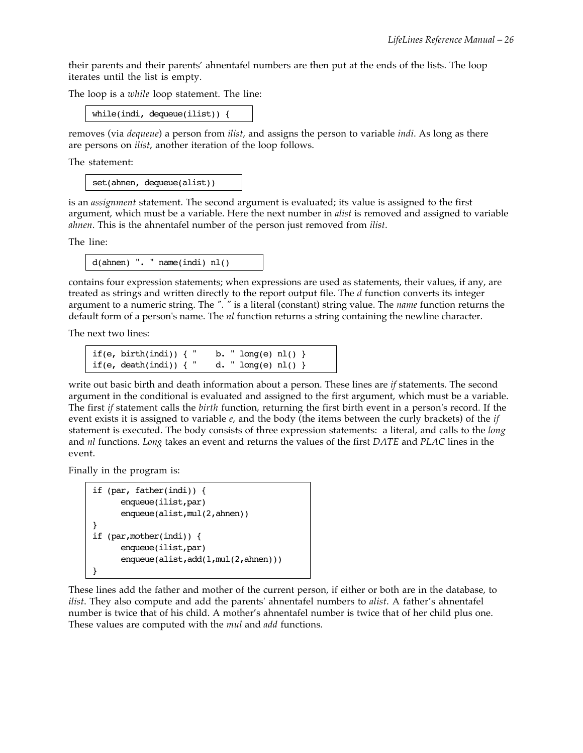their parents and their parents' ahnentafel numbers are then put at the ends of the lists. The loop iterates until the list is empty.

The loop is a *while* loop statement. The line:

```
while(indi, dequeue(ilist)) {
```

removes (via *dequeue*) a person from *ilist*, and assigns the person to variable *indi*. As long as there are persons on *ilist*, another iteration of the loop follows.

The statement:

```
set(ahnen, dequeue(alist))
```

is an *assignment* statement. The second argument is evaluated; its value is assigned to the first argument, which must be a variable. Here the next number in *alist* is removed and assigned to variable *ahnen*. This is the ahnentafel number of the person just removed from *ilist*.

The line:

```
d(ahnen) ". " name(indi) nl()
```

contains four expression statements; when expressions are used as statements, their values, if any, are treated as strings and written directly to the report output file. The *d* function converts its integer argument to a numeric string. The *". "* is a literal (constant) string value. The *name* function returns the default form of a person's name. The *nl* function returns a string containing the newline character.

The next two lines:

```
if(e, birth(indi)) { "    b. " long(e) nl() }
if(e, death(indi)) { "    d. " long(e) nl() }
```

write out basic birth and death information about a person. These lines are *if* statements. The second argument in the conditional is evaluated and assigned to the first argument, which must be a variable. The first *if* statement calls the *birth* function, returning the first birth event in a person's record. If the event exists it is assigned to variable *e*, and the body (the items between the curly brackets) of the *if* statement is executed. The body consists of three expression statements: a literal, and calls to the *long* and *nl* functions. *Long* takes an event and returns the values of the first *DATE* and *PLAC* lines in the event.

Finally in the program is:

```
if (par, father(indi)) {
      enqueue(ilist,par)
      enqueue(alist,mul(2,ahnen))
}
if (par,mother(indi)) {
      enqueue(ilist,par)
      enqueue(alist,add(1,mul(2,ahnen)))
}
```

These lines add the father and mother of the current person, if either or both are in the database, to *ilist*. They also compute and add the parents' ahnentafel numbers to *alist*. A father's ahnentafel number is twice that of his child. A mother's ahnentafel number is twice that of her child plus one. These values are computed with the *mul* and *add* functions.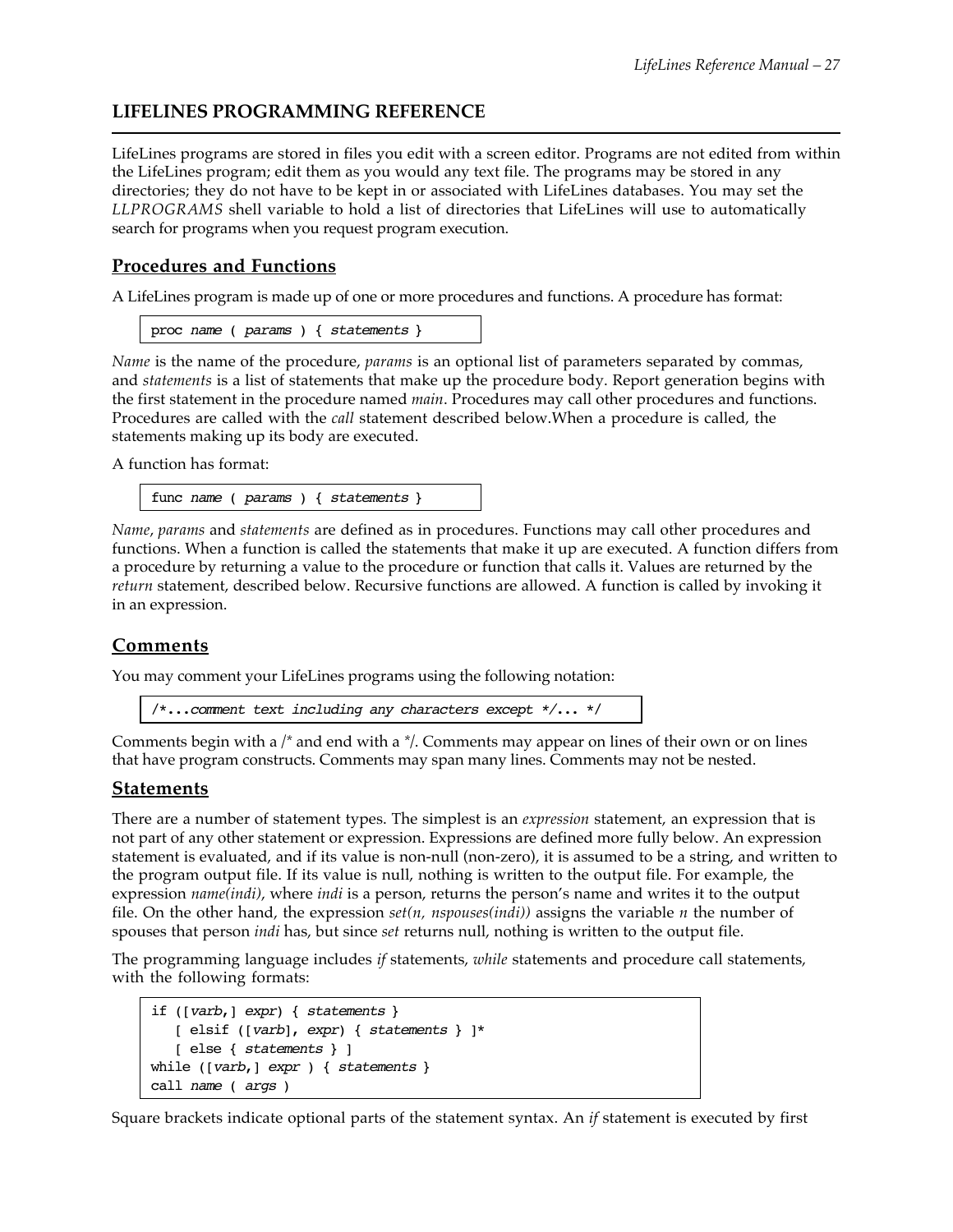## LIFELINES PROGRAMMING REFERENCE

LifeLines programs are stored in files you edit with a screen editor. Programs are not edited from within the LifeLines program; edit them as you would any text file. The programs may be stored in any directories; they do not have to be kept in or associated with LifeLines databases. You may set the *LLPROGRAMS* shell variable to hold a list of directories that LifeLines will use to automatically search for programs when you request program execution.

### Procedures and Functions

A LifeLines program is made up of one or more procedures and functions. A procedure has format:

```
proc name ( params ) { statements }
```

*Name* is the name of the procedure, *params* is an optional list of parameters separated by commas, and *statements* is a list of statements that make up the procedure body. Report generation begins with the first statement in the procedure named *main*. Procedures may call other procedures and functions. Procedures are called with the *call* statement described below.When a procedure is called, the statements making up its body are executed.

A function has format:

```
func name ( params ) { statements }
```

*Name*, *params* and *statements* are defined as in procedures. Functions may call other procedures and functions. When a function is called the statements that make it up are executed. A function differs from a procedure by returning a value to the procedure or function that calls it. Values are returned by the *return* statement, described below. Recursive functions are allowed. A function is called by invoking it in an expression.

### Comments

You may comment your LifeLines programs using the following notation:

```
/*...comment text including any characters except */... */
```

Comments begin with a /* and end with a */. Comments may appear on lines of their own or on lines that have program constructs. Comments may span many lines. Comments may not be nested.

### Statements

There are a number of statement types. The simplest is an *expression* statement, an expression that is not part of any other statement or expression. Expressions are defined more fully below. An expression statement is evaluated, and if its value is non-null (non-zero), it is assumed to be a string, and written to the program output file. If its value is null, nothing is written to the output file. For example, the expression *name(indi)*, where *indi* is a person, returns the person's name and writes it to the output file. On the other hand, the expression *set(n, nspouses(indi))* assigns the variable *n* the number of spouses that person *indi* has, but since *set* returns null, nothing is written to the output file.

The programming language includes *if* statements, *while* statements and procedure call statements, with the following formats:

```
if ([varb,] expr) { statements }
   [ elsif ([varb], expr) { statements } ]*
   [ else { statements } ]
while ([varb,] expr ) { statements }
call name ( args )
```

Square brackets indicate optional parts of the statement syntax. An *if* statement is executed by first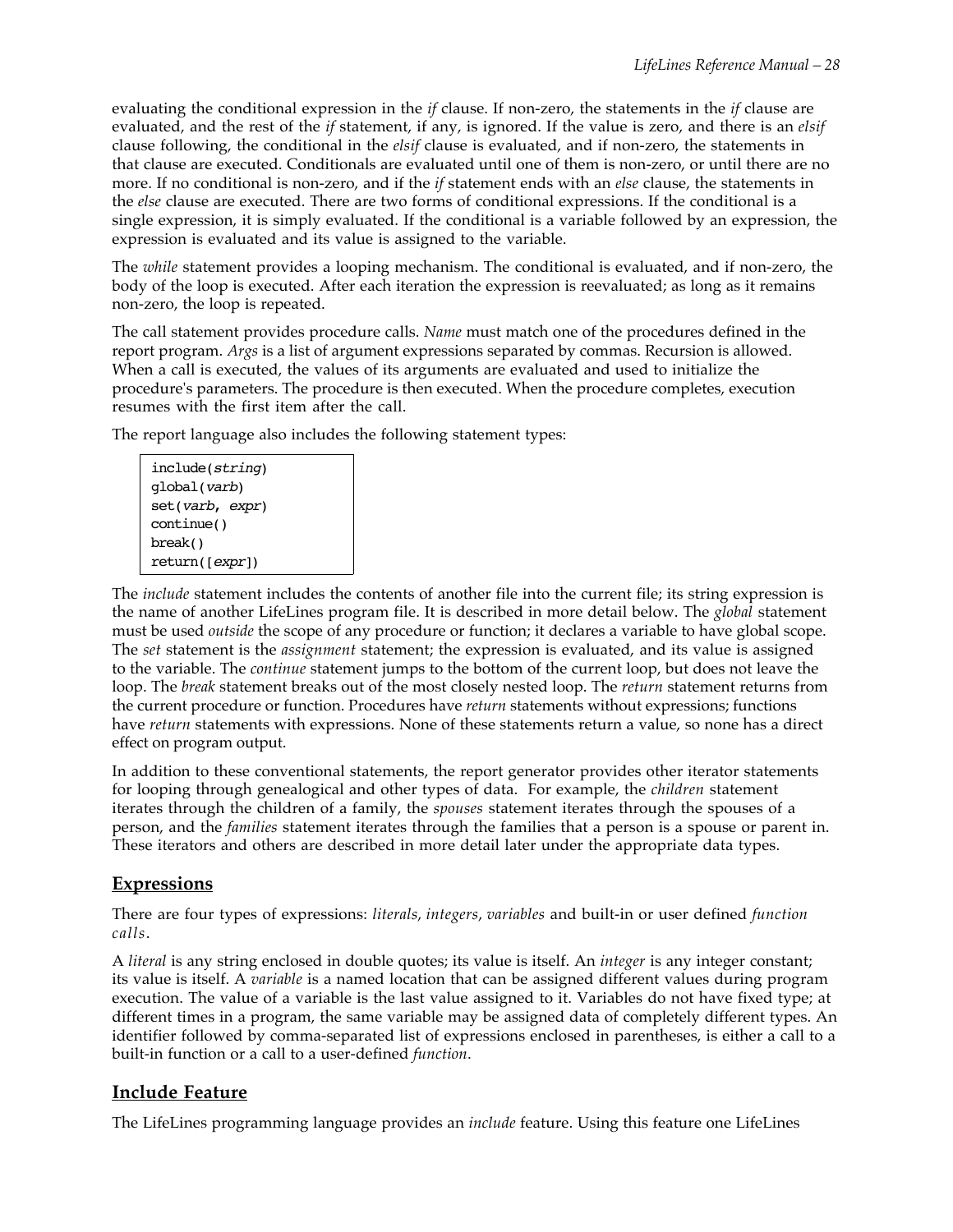evaluating the conditional expression in the *if* clause. If non-zero, the statements in the *if* clause are evaluated, and the rest of the *if* statement, if any, is ignored. If the value is zero, and there is an *elsif* clause following, the conditional in the *elsif* clause is evaluated, and if non-zero, the statements in that clause are executed. Conditionals are evaluated until one of them is non-zero, or until there are no more. If no conditional is non-zero, and if the *if* statement ends with an *else* clause, the statements in the *else* clause are executed. There are two forms of conditional expressions. If the conditional is a single expression, it is simply evaluated. If the conditional is a variable followed by an expression, the expression is evaluated and its value is assigned to the variable.

The *while* statement provides a looping mechanism. The conditional is evaluated, and if non-zero, the body of the loop is executed. After each iteration the expression is reevaluated; as long as it remains non-zero, the loop is repeated.

The call statement provides procedure calls. *Name* must match one of the procedures defined in the report program. *Args* is a list of argument expressions separated by commas. Recursion is allowed. When a call is executed, the values of its arguments are evaluated and used to initialize the procedure's parameters. The procedure is then executed. When the procedure completes, execution resumes with the first item after the call.

The report language also includes the following statement types:

```
include(string)
global(varb)
set(varb, expr)
continue()
break()
return([expr])
```

The *include* statement includes the contents of another file into the current file; its string expression is the name of another LifeLines program file. It is described in more detail below. The *global* statement must be used *outside* the scope of any procedure or function; it declares a variable to have global scope. The *set* statement is the *assignment* statement; the expression is evaluated, and its value is assigned to the variable. The *continue* statement jumps to the bottom of the current loop, but does not leave the loop. The *break* statement breaks out of the most closely nested loop. The *return* statement returns from the current procedure or function. Procedures have *return* statements without expressions; functions have *return* statements with expressions. None of these statements return a value, so none has a direct effect on program output.

In addition to these conventional statements, the report generator provides other iterator statements for looping through genealogical and other types of data. For example, the *children* statement iterates through the children of a family, the *spouses* statement iterates through the spouses of a person, and the *families* statement iterates through the families that a person is a spouse or parent in. These iterators and others are described in more detail later under the appropriate data types.

## Expressions

There are four types of expressions: *literals*, *integers*, *variables* and built-in or user defined *function calls*.

A *literal* is any string enclosed in double quotes; its value is itself. An *integer* is any integer constant; its value is itself. A *variable* is a named location that can be assigned different values during program execution. The value of a variable is the last value assigned to it. Variables do not have fixed type; at different times in a program, the same variable may be assigned data of completely different types. An identifier followed by comma-separated list of expressions enclosed in parentheses, is either a call to a built-in function or a call to a user-defined *function*.

## Include Feature

The LifeLines programming language provides an *include* feature. Using this feature one LifeLines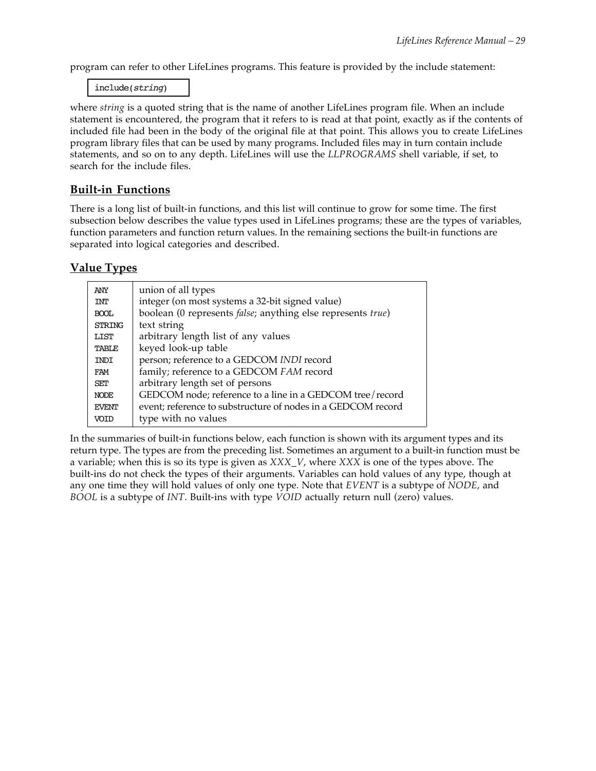program can refer to other LifeLines programs. This feature is provided by the include statement:

```
include(string)
```

where *string* is a quoted string that is the name of another LifeLines program file. When an include statement is encountered, the program that it refers to is read at that point, exactly as if the contents of included file had been in the body of the original file at that point. This allows you to create LifeLines program library files that can be used by many programs. Included files may in turn contain include statements, and so on to any depth. LifeLines will use the *LLPROGRAMS* shell variable, if set, to search for the include files.

## Built-in Functions

There is a long list of built-in functions, and this list will continue to grow for some time. The first subsection below describes the value types used in LifeLines programs; these are the types of variables, function parameters and function return values. In the remaining sections the built-in functions are separated into logical categories and described.

## Value Types

| Type | Description |
|---|---|
| ANY | union of all types |
| INT | integer (on most systems a 32-bit signed value) |
| BOOL | boolean (0 represents *false*; anything else represents *true*) |
| STRING | text string |
| LIST | arbitrary length list of any values |
| TABLE | keyed look-up table |
| INDI | person; reference to a GEDCOM *INDI* record |
| FAM | family; reference to a GEDCOM *FAM* record |
| SET | arbitrary length set of persons |
| NODE | GEDCOM node; reference to a line in a GEDCOM tree/record |
| EVENT | event; reference to substructure of nodes in a GEDCOM record |
| VOID | type with no values |

In the summaries of built-in functions below, each function is shown with its argument types and its return type. The types are from the preceding list. Sometimes an argument to a built-in function must be a variable; when this is so its type is given as *XXX_V*, where *XXX* is one of the types above. The built-ins do not check the types of their arguments. Variables can hold values of any type, though at any one time they will hold values of only one type. Note that *EVENT* is a subtype of *NODE*, and *BOOL* is a subtype of *INT*. Built-ins with type *VOID* actually return null (zero) values.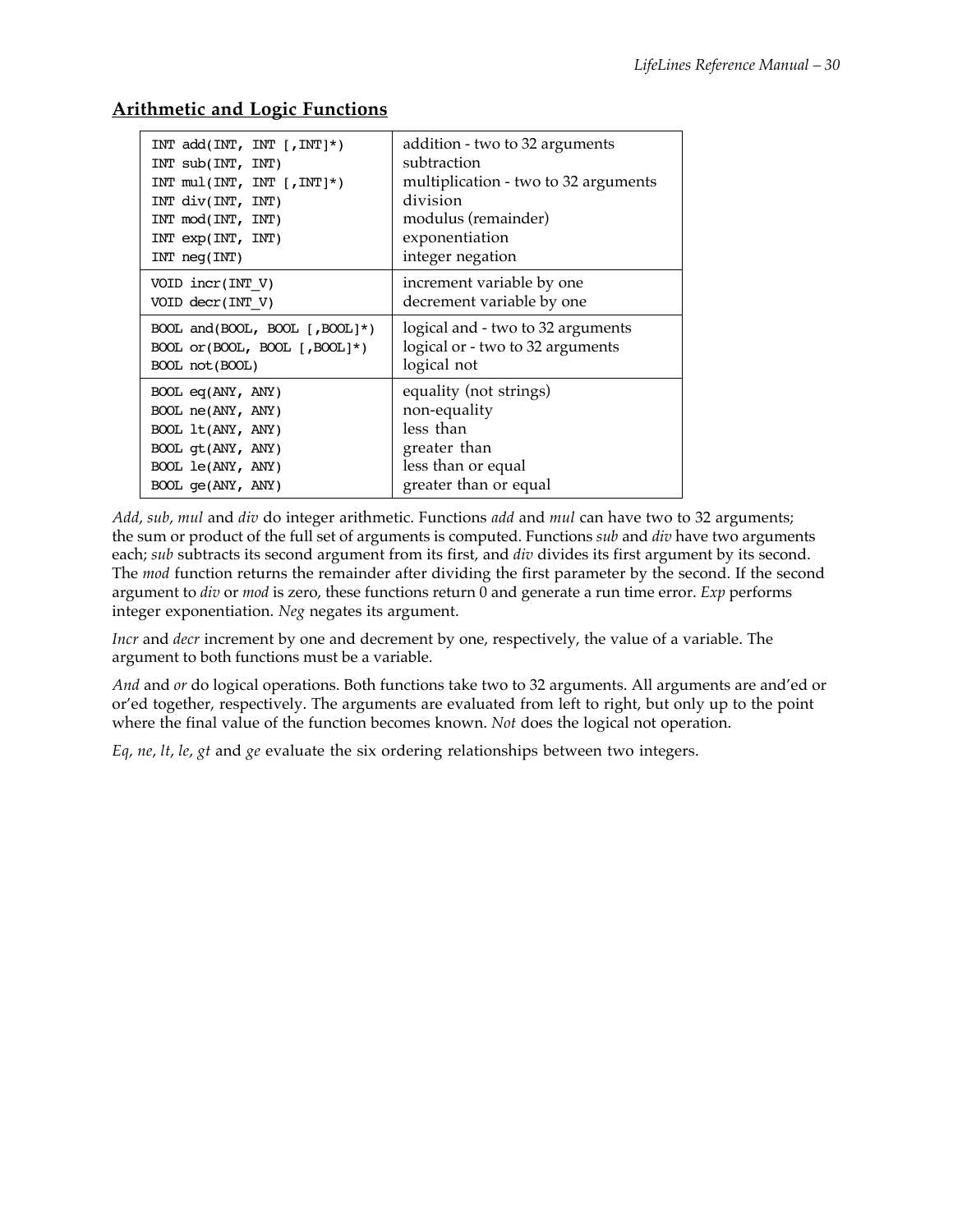## Arithmetic and Logic Functions

| Function | Description |
|---|---|
| `INT add(INT, INT [,INT]*)` | addition - two to 32 arguments |
| `INT sub(INT, INT)` | subtraction |
| `INT mul(INT, INT [,INT]*)` | multiplication - two to 32 arguments |
| `INT div(INT, INT)` | division |
| `INT mod(INT, INT)` | modulus (remainder) |
| `INT exp(INT, INT)` | exponentiation |
| `INT neg(INT)` | integer negation |
| `VOID incr(INT_V)` | increment variable by one |
| `VOID decr(INT_V)` | decrement variable by one |
| `BOOL and(BOOL, BOOL [,BOOL]*)` | logical and - two to 32 arguments |
| `BOOL or(BOOL, BOOL [,BOOL]*)` | logical or - two to 32 arguments |
| `BOOL not(BOOL)` | logical not |
| `BOOL eq(ANY, ANY)` | equality (not strings) |
| `BOOL ne(ANY, ANY)` | non-equality |
| `BOOL lt(ANY, ANY)` | less than |
| `BOOL gt(ANY, ANY)` | greater than |
| `BOOL le(ANY, ANY)` | less than or equal |
| `BOOL ge(ANY, ANY)` | greater than or equal |

*Add*, *sub*, *mul* and *div* do integer arithmetic. Functions *add* and *mul* can have two to 32 arguments; the sum or product of the full set of arguments is computed. Functions *sub* and *div* have two arguments each; *sub* subtracts its second argument from its first, and *div* divides its first argument by its second. The *mod* function returns the remainder after dividing the first parameter by the second. If the second argument to *div* or *mod* is zero, these functions return 0 and generate a run time error. *Exp* performs integer exponentiation. *Neg* negates its argument.

*Incr* and *decr* increment by one and decrement by one, respectively, the value of a variable. The argument to both functions must be a variable.

*And* and *or* do logical operations. Both functions take two to 32 arguments. All arguments are and'ed or or'ed together, respectively. The arguments are evaluated from left to right, but only up to the point where the final value of the function becomes known. *Not* does the logical not operation.

*Eq*, *ne*, *lt*, *le*, *gt* and *ge* evaluate the six ordering relationships between two integers.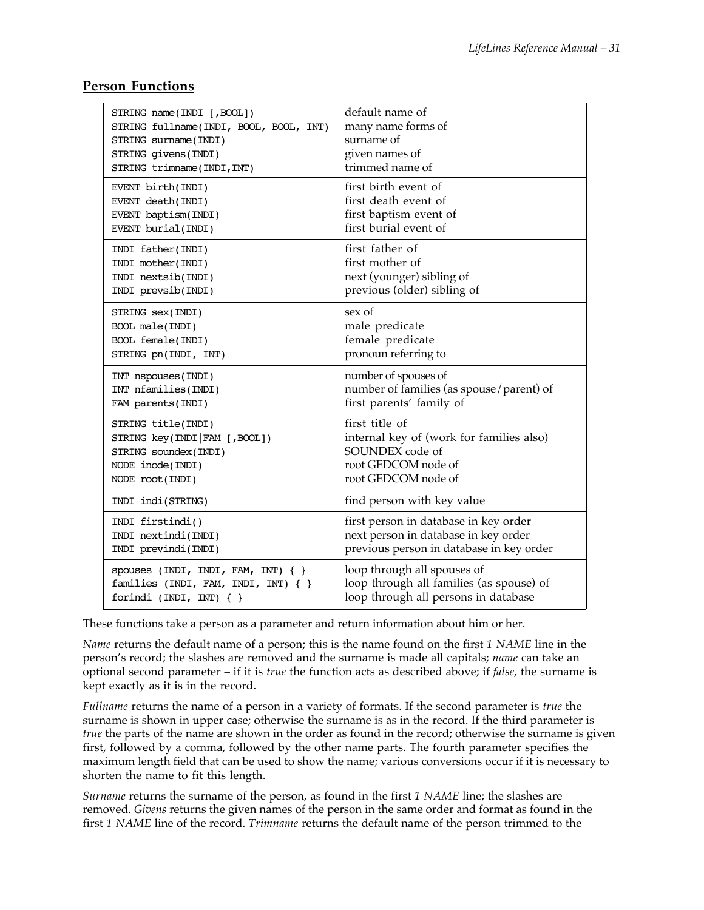## Person Functions

| | |
|---|---|
| `STRING name(INDI [,BOOL])`<br>`STRING fullname(INDI, BOOL, BOOL, INT)`<br>`STRING surname(INDI)`<br>`STRING givens(INDI)`<br>`STRING trimname(INDI,INT)` | default name of<br>many name forms of<br>surname of<br>given names of<br>trimmed name of |
| `EVENT birth(INDI)`<br>`EVENT death(INDI)`<br>`EVENT baptism(INDI)`<br>`EVENT burial(INDI)` | first birth event of<br>first death event of<br>first baptism event of<br>first burial event of |
| `INDI father(INDI)`<br>`INDI mother(INDI)`<br>`INDI nextsib(INDI)`<br>`INDI prevsib(INDI)` | first father of<br>first mother of<br>next (younger) sibling of<br>previous (older) sibling of |
| `STRING sex(INDI)`<br>`BOOL male(INDI)`<br>`BOOL female(INDI)`<br>`STRING pn(INDI, INT)` | sex of<br>male predicate<br>female predicate<br>pronoun referring to |
| `INT nspouses(INDI)`<br>`INT nfamilies(INDI)`<br>`FAM parents(INDI)` | number of spouses of<br>number of families (as spouse/parent) of<br>first parents' family of |
| `STRING title(INDI)`<br>`STRING key(INDI\|FAM [,BOOL])`<br>`STRING soundex(INDI)`<br>`NODE inode(INDI)`<br>`NODE root(INDI)` | first title of<br>internal key of (work for families also)<br>SOUNDEX code of<br>root GEDCOM node of<br>root GEDCOM node of |
| `INDI indi(STRING)` | find person with key value |
| `INDI firstindi()`<br>`INDI nextindi(INDI)`<br>`INDI previndi(INDI)` | first person in database in key order<br>next person in database in key order<br>previous person in database in key order |
| `spouses (INDI, INDI, FAM, INT) { }`<br>`families (INDI, FAM, INDI, INT) { }`<br>`forindi (INDI, INT) { }` | loop through all spouses of<br>loop through all families (as spouse) of<br>loop through all persons in database |

These functions take a person as a parameter and return information about him or her.

*Name* returns the default name of a person; this is the name found on the first *1 NAME* line in the person's record; the slashes are removed and the surname is made all capitals; *name* can take an optional second parameter – if it is *true* the function acts as described above; if *false*, the surname is kept exactly as it is in the record.

*Fullname* returns the name of a person in a variety of formats. If the second parameter is *true* the surname is shown in upper case; otherwise the surname is as in the record. If the third parameter is *true* the parts of the name are shown in the order as found in the record; otherwise the surname is given first, followed by a comma, followed by the other name parts. The fourth parameter specifies the maximum length field that can be used to show the name; various conversions occur if it is necessary to shorten the name to fit this length.

*Surname* returns the surname of the person, as found in the first *1 NAME* line; the slashes are removed. *Givens* returns the given names of the person in the same order and format as found in the first *1 NAME* line of the record. *Trimname* returns the default name of the person trimmed to the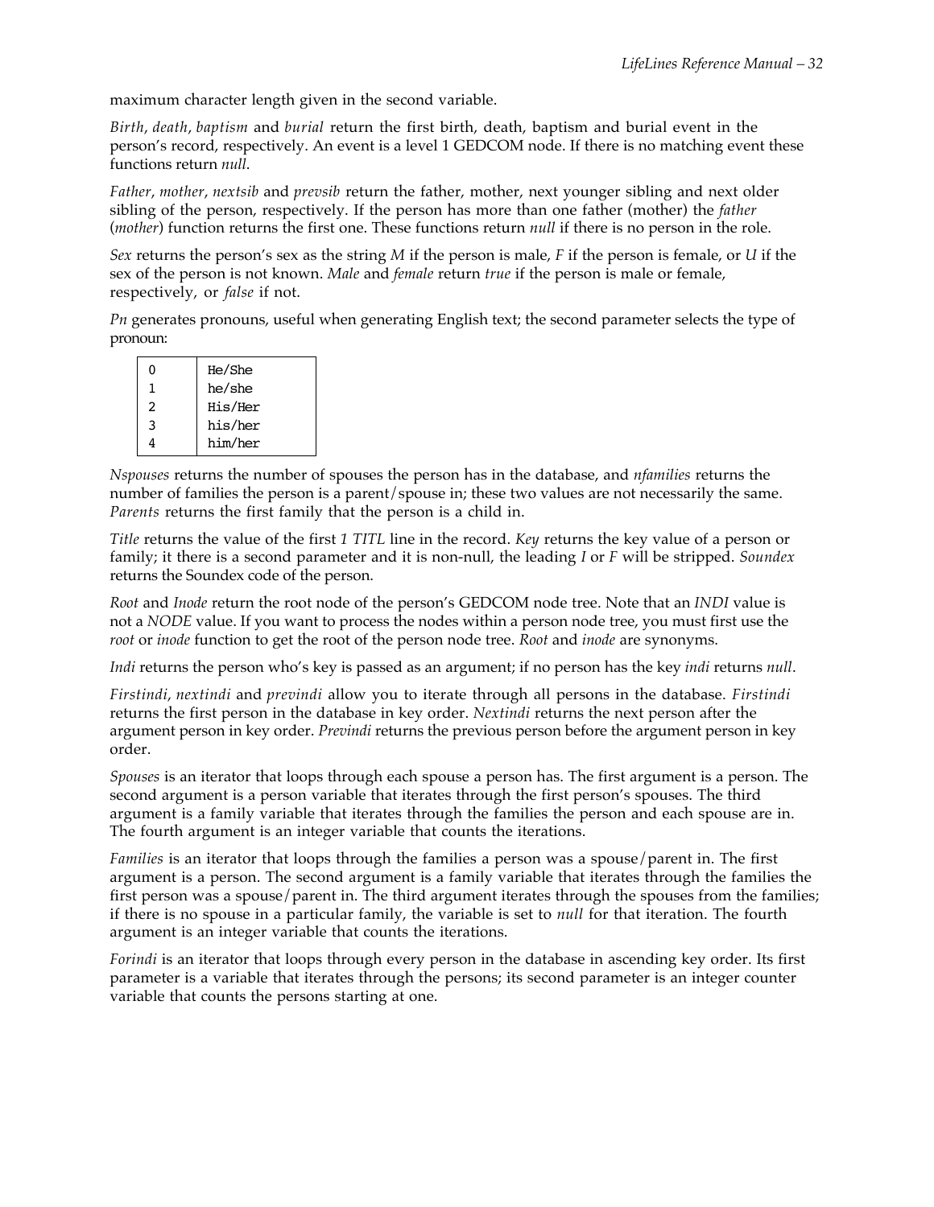maximum character length given in the second variable.

*Birth*, *death*, *baptism* and *burial* return the first birth, death, baptism and burial event in the person's record, respectively. An event is a level 1 GEDCOM node. If there is no matching event these functions return *null*.

*Father*, *mother*, *nextsib* and *prevsib* return the father, mother, next younger sibling and next older sibling of the person, respectively. If the person has more than one father (mother) the *father* (*mother*) function returns the first one. These functions return *null* if there is no person in the role.

*Sex* returns the person's sex as the string *M* if the person is male, *F* if the person is female, or *U* if the sex of the person is not known. *Male* and *female* return *true* if the person is male or female, respectively, or *false* if not.

*Pn* generates pronouns, useful when generating English text; the second parameter selects the type of pronoun:

| | |
|---|---|
| 0 | He/She |
| 1 | he/she |
| 2 | His/Her |
| 3 | his/her |
| 4 | him/her |

*Nspouses* returns the number of spouses the person has in the database, and *nfamilies* returns the number of families the person is a parent/spouse in; these two values are not necessarily the same. *Parents* returns the first family that the person is a child in.

*Title* returns the value of the first *1 TITL* line in the record. *Key* returns the key value of a person or family; it there is a second parameter and it is non-null, the leading *I* or *F* will be stripped. *Soundex* returns the Soundex code of the person.

*Root* and *Inode* return the root node of the person's GEDCOM node tree. Note that an *INDI* value is not a *NODE* value. If you want to process the nodes within a person node tree, you must first use the *root* or *inode* function to get the root of the person node tree. *Root* and *inode* are synonyms.

*Indi* returns the person who's key is passed as an argument; if no person has the key *indi* returns *null*.

*Firstindi*, *nextindi* and *previndi* allow you to iterate through all persons in the database. *Firstindi* returns the first person in the database in key order. *Nextindi* returns the next person after the argument person in key order. *Previndi* returns the previous person before the argument person in key order.

*Spouses* is an iterator that loops through each spouse a person has. The first argument is a person. The second argument is a person variable that iterates through the first person's spouses. The third argument is a family variable that iterates through the families the person and each spouse are in. The fourth argument is an integer variable that counts the iterations.

*Families* is an iterator that loops through the families a person was a spouse/parent in. The first argument is a person. The second argument is a family variable that iterates through the families the first person was a spouse/parent in. The third argument iterates through the spouses from the families; if there is no spouse in a particular family, the variable is set to *null* for that iteration. The fourth argument is an integer variable that counts the iterations.

*Forindi* is an iterator that loops through every person in the database in ascending key order. Its first parameter is a variable that iterates through the persons; its second parameter is an integer counter variable that counts the persons starting at one.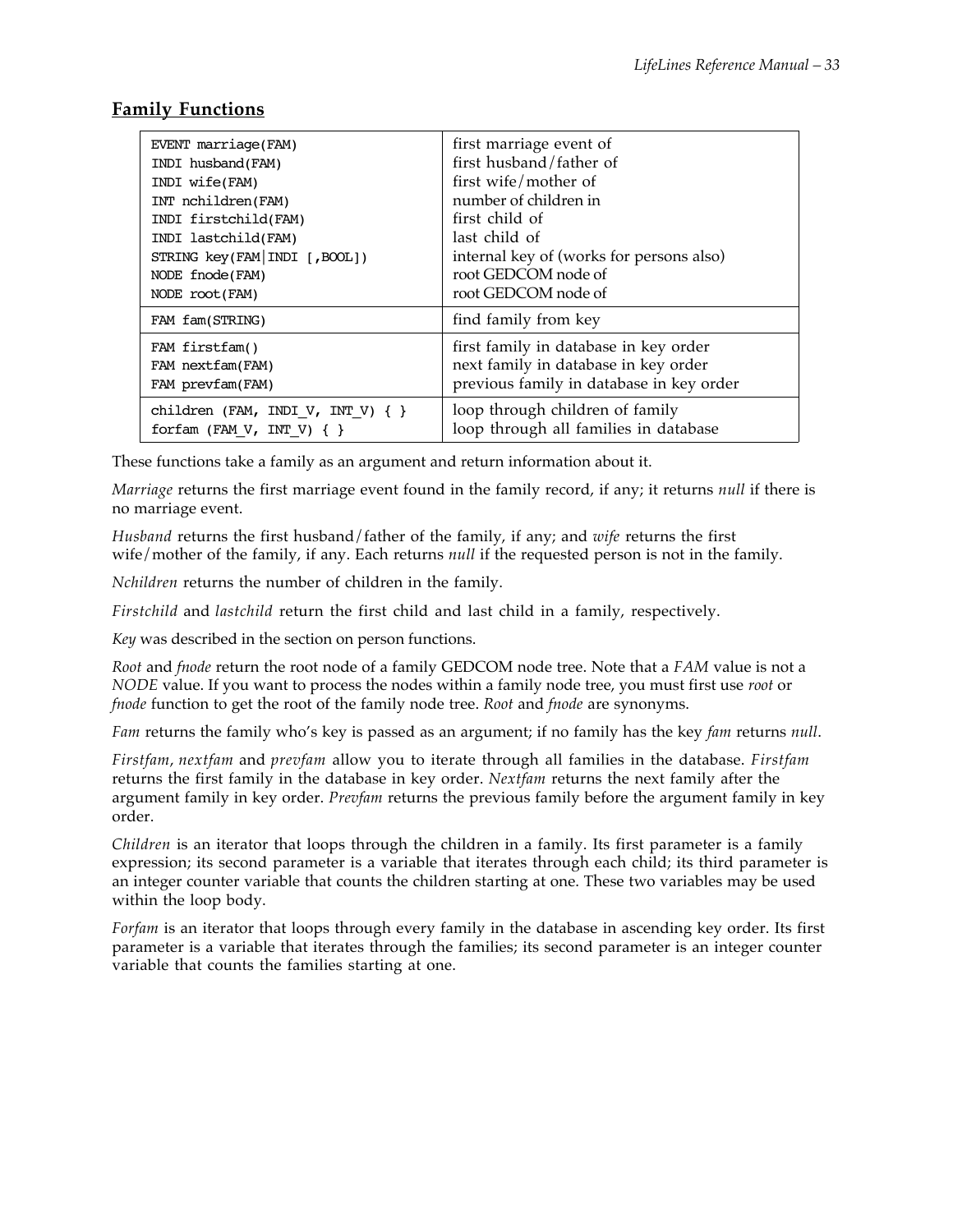## Family Functions

| | |
|---|---|
| `EVENT marriage(FAM)`<br>`INDI husband(FAM)`<br>`INDI wife(FAM)`<br>`INT nchildren(FAM)`<br>`INDI firstchild(FAM)`<br>`INDI lastchild(FAM)`<br>`STRING key(FAM\|INDI [,BOOL])`<br>`NODE fnode(FAM)`<br>`NODE root(FAM)` | first marriage event of<br>first husband/father of<br>first wife/mother of<br>number of children in<br>first child of<br>last child of<br>internal key of (works for persons also)<br>root GEDCOM node of<br>root GEDCOM node of |
| `FAM fam(STRING)` | find family from key |
| `FAM firstfam()`<br>`FAM nextfam(FAM)`<br>`FAM prevfam(FAM)` | first family in database in key order<br>next family in database in key order<br>previous family in database in key order |
| `children (FAM, INDI_V, INT_V) { }`<br>`forfam (FAM_V, INT_V) { }` | loop through children of family<br>loop through all families in database |

These functions take a family as an argument and return information about it.

*Marriage* returns the first marriage event found in the family record, if any; it returns *null* if there is no marriage event.

*Husband* returns the first husband/father of the family, if any; and *wife* returns the first wife/mother of the family, if any. Each returns *null* if the requested person is not in the family.

*Nchildren* returns the number of children in the family.

*Firstchild* and *lastchild* return the first child and last child in a family, respectively.

*Key* was described in the section on person functions.

*Root* and *fnode* return the root node of a family GEDCOM node tree. Note that a *FAM* value is not a *NODE* value. If you want to process the nodes within a family node tree, you must first use *root* or *fnode* function to get the root of the family node tree. *Root* and *fnode* are synonyms.

*Fam* returns the family who's key is passed as an argument; if no family has the key *fam* returns *null*.

*Firstfam*, *nextfam* and *prevfam* allow you to iterate through all families in the database. *Firstfam* returns the first family in the database in key order. *Nextfam* returns the next family after the argument family in key order. *Prevfam* returns the previous family before the argument family in key order.

*Children* is an iterator that loops through the children in a family. Its first parameter is a family expression; its second parameter is a variable that iterates through each child; its third parameter is an integer counter variable that counts the children starting at one. These two variables may be used within the loop body.

*Forfam* is an iterator that loops through every family in the database in ascending key order. Its first parameter is a variable that iterates through the families; its second parameter is an integer counter variable that counts the families starting at one.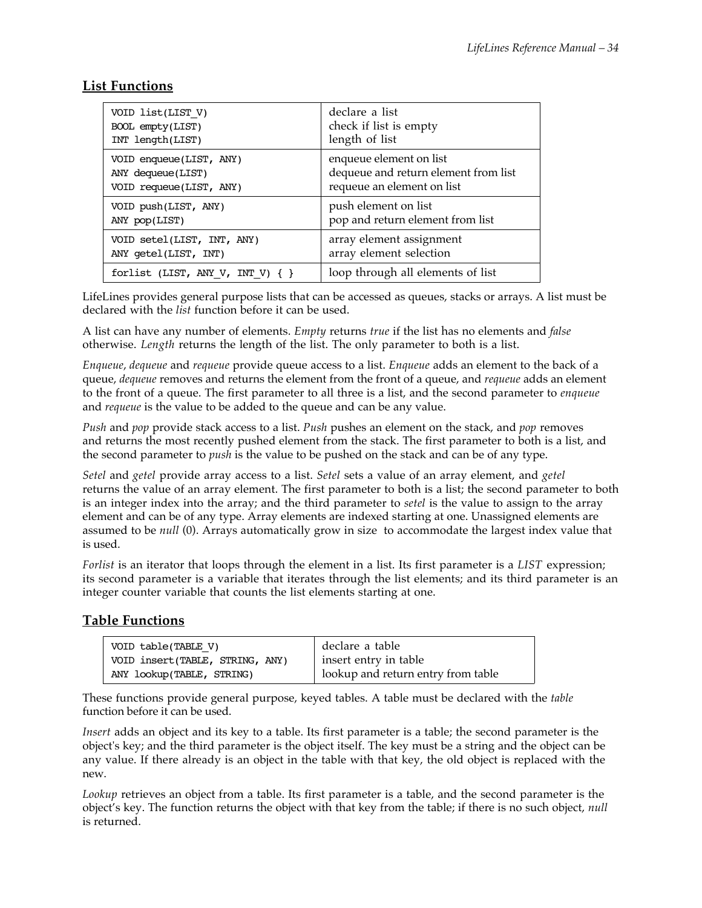## List Functions

| | |
|---|---|
| `VOID list(LIST_V)`<br>`BOOL empty(LIST)`<br>`INT length(LIST)` | declare a list<br>check if list is empty<br>length of list |
| `VOID enqueue(LIST, ANY)`<br>`ANY dequeue(LIST)`<br>`VOID requeue(LIST, ANY)` | enqueue element on list<br>dequeue and return element from list<br>requeue an element on list |
| `VOID push(LIST, ANY)`<br>`ANY pop(LIST)` | push element on list<br>pop and return element from list |
| `VOID setel(LIST, INT, ANY)`<br>`ANY getel(LIST, INT)` | array element assignment<br>array element selection |
| `forlist (LIST, ANY_V, INT_V) { }` | loop through all elements of list |

LifeLines provides general purpose lists that can be accessed as queues, stacks or arrays. A list must be declared with the *list* function before it can be used.

A list can have any number of elements. *Empty* returns *true* if the list has no elements and *false* otherwise. *Length* returns the length of the list. The only parameter to both is a list.

*Enqueue*, *dequeue* and *requeue* provide queue access to a list. *Enqueue* adds an element to the back of a queue, *dequeue* removes and returns the element from the front of a queue, and *requeue* adds an element to the front of a queue. The first parameter to all three is a list, and the second parameter to *enqueue* and *requeue* is the value to be added to the queue and can be any value.

*Push* and *pop* provide stack access to a list. *Push* pushes an element on the stack, and *pop* removes and returns the most recently pushed element from the stack. The first parameter to both is a list, and the second parameter to *push* is the value to be pushed on the stack and can be of any type.

*Setel* and *getel* provide array access to a list. *Setel* sets a value of an array element, and *getel* returns the value of an array element. The first parameter to both is a list; the second parameter to both is an integer index into the array; and the third parameter to *setel* is the value to assign to the array element and can be of any type. Array elements are indexed starting at one. Unassigned elements are assumed to be *null* (0). Arrays automatically grow in size to accommodate the largest index value that is used.

*Forlist* is an iterator that loops through the element in a list. Its first parameter is a *LIST* expression; its second parameter is a variable that iterates through the list elements; and its third parameter is an integer counter variable that counts the list elements starting at one.

## Table Functions

| | |
|---|---|
| `VOID table(TABLE_V)`<br>`VOID insert(TABLE, STRING, ANY)`<br>`ANY lookup(TABLE, STRING)` | declare a table<br>insert entry in table<br>lookup and return entry from table |

These functions provide general purpose, keyed tables. A table must be declared with the *table* function before it can be used.

*Insert* adds an object and its key to a table. Its first parameter is a table; the second parameter is the object's key; and the third parameter is the object itself. The key must be a string and the object can be any value. If there already is an object in the table with that key, the old object is replaced with the new.

*Lookup* retrieves an object from a table. Its first parameter is a table, and the second parameter is the object's key. The function returns the object with that key from the table; if there is no such object, *null* is returned.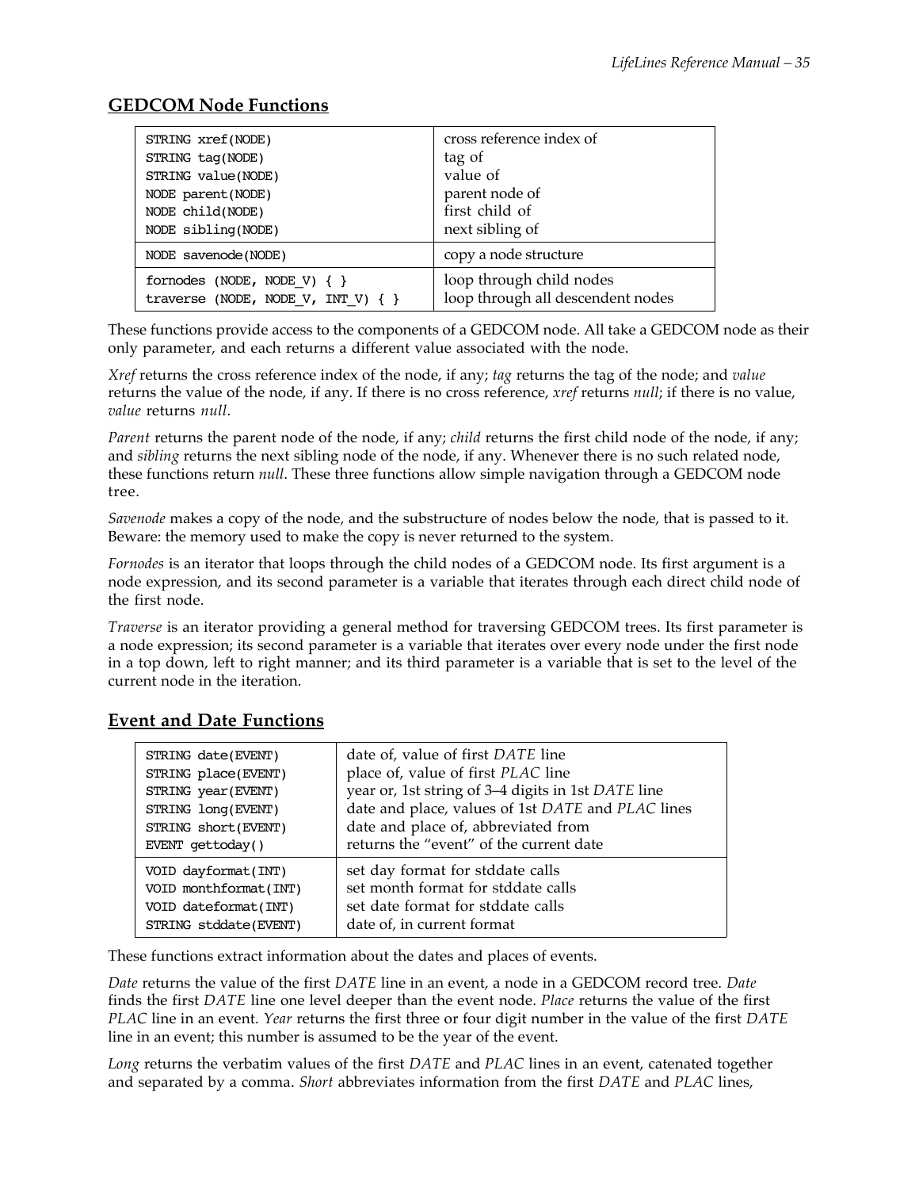## GEDCOM Node Functions

| | |
|---|---|
| `STRING xref(NODE)`<br>`STRING tag(NODE)`<br>`STRING value(NODE)`<br>`NODE parent(NODE)`<br>`NODE child(NODE)`<br>`NODE sibling(NODE)` | cross reference index of<br>tag of<br>value of<br>parent node of<br>first child of<br>next sibling of |
| `NODE savenode(NODE)` | copy a node structure |
| `fornodes (NODE, NODE_V) { }`<br>`traverse (NODE, NODE_V, INT_V) { }` | loop through child nodes<br>loop through all descendent nodes |

These functions provide access to the components of a GEDCOM node. All take a GEDCOM node as their only parameter, and each returns a different value associated with the node.

*Xref* returns the cross reference index of the node, if any; *tag* returns the tag of the node; and *value* returns the value of the node, if any. If there is no cross reference, *xref* returns *null*; if there is no value, *value* returns *null*.

*Parent* returns the parent node of the node, if any; *child* returns the first child node of the node, if any; and *sibling* returns the next sibling node of the node, if any. Whenever there is no such related node, these functions return *null*. These three functions allow simple navigation through a GEDCOM node tree.

*Savenode* makes a copy of the node, and the substructure of nodes below the node, that is passed to it. Beware: the memory used to make the copy is never returned to the system.

*Fornodes* is an iterator that loops through the child nodes of a GEDCOM node. Its first argument is a node expression, and its second parameter is a variable that iterates through each direct child node of the first node.

*Traverse* is an iterator providing a general method for traversing GEDCOM trees. Its first parameter is a node expression; its second parameter is a variable that iterates over every node under the first node in a top down, left to right manner; and its third parameter is a variable that is set to the level of the current node in the iteration.

## Event and Date Functions

| | |
|---|---|
| `STRING date(EVENT)`<br>`STRING place(EVENT)`<br>`STRING year(EVENT)`<br>`STRING long(EVENT)`<br>`STRING short(EVENT)`<br>`EVENT gettoday()` | date of, value of first *DATE* line<br>place of, value of first *PLAC* line<br>year or, 1st string of 3–4 digits in 1st *DATE* line<br>date and place, values of 1st *DATE* and *PLAC* lines<br>date and place of, abbreviated from<br>returns the "event" of the current date |
| `VOID dayformat(INT)`<br>`VOID monthformat(INT)`<br>`VOID dateformat(INT)`<br>`STRING stddate(EVENT)` | set day format for stddate calls<br>set month format for stddate calls<br>set date format for stddate calls<br>date of, in current format |

These functions extract information about the dates and places of events.

*Date* returns the value of the first *DATE* line in an event, a node in a GEDCOM record tree. *Date* finds the first *DATE* line one level deeper than the event node. *Place* returns the value of the first *PLAC* line in an event. *Year* returns the first three or four digit number in the value of the first *DATE* line in an event; this number is assumed to be the year of the event.

*Long* returns the verbatim values of the first *DATE* and *PLAC* lines in an event, catenated together and separated by a comma. *Short* abbreviates information from the first *DATE* and *PLAC* lines,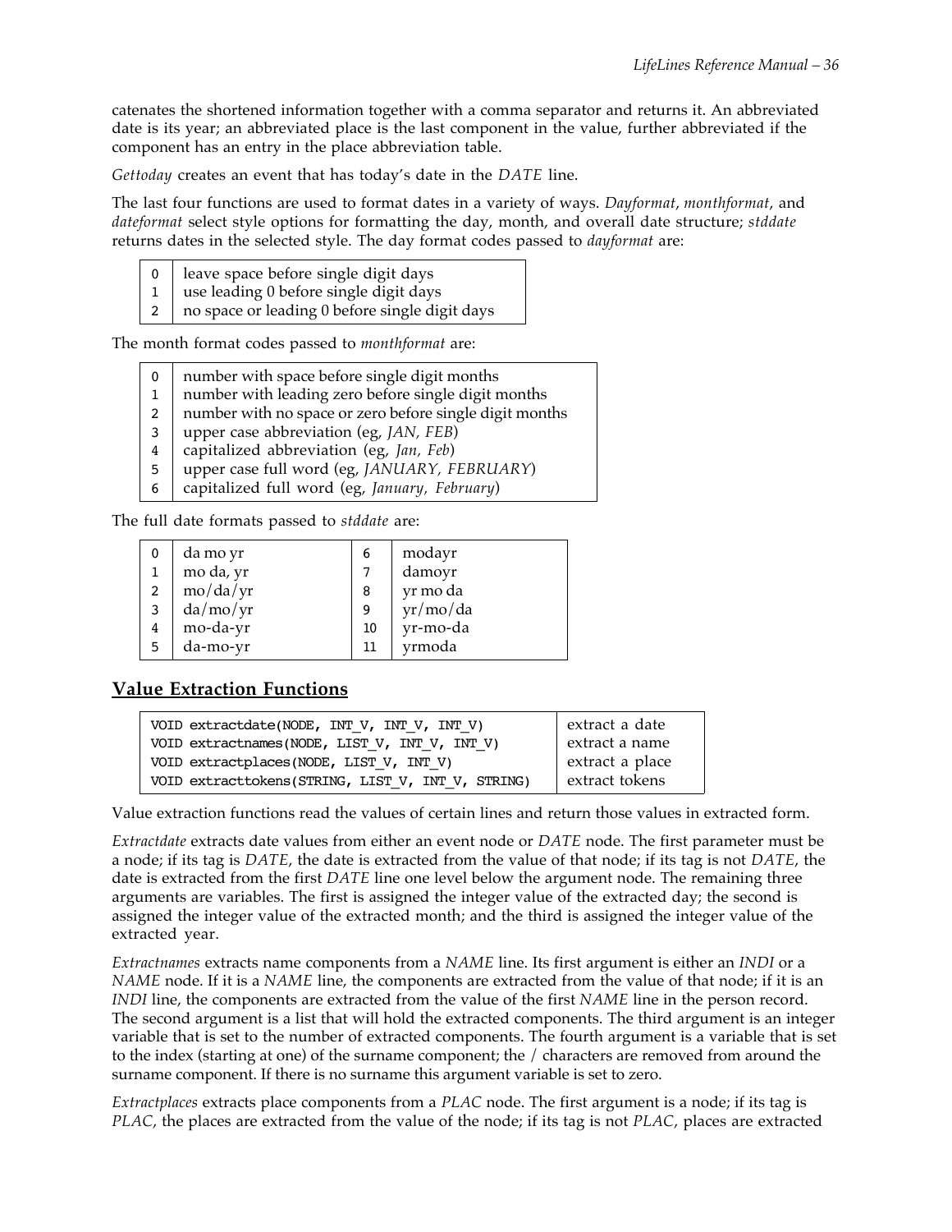catenates the shortened information together with a comma separator and returns it. An abbreviated date is its year; an abbreviated place is the last component in the value, further abbreviated if the component has an entry in the place abbreviation table.

*Gettoday* creates an event that has today's date in the *DATE* line.

The last four functions are used to format dates in a variety of ways. *Dayformat*, *monthformat*, and *dateformat* select style options for formatting the day, month, and overall date structure; *stddate* returns dates in the selected style. The day format codes passed to *dayformat* are:

| | |
|---|---|
| 0 | leave space before single digit days |
| 1 | use leading 0 before single digit days |
| 2 | no space or leading 0 before single digit days |

The month format codes passed to *monthformat* are:

| | |
|---|---|
| 0 | number with space before single digit months |
| 1 | number with leading zero before single digit months |
| 2 | number with no space or zero before single digit months |
| 3 | upper case abbreviation (eg, *JAN, FEB*) |
| 4 | capitalized abbreviation (eg, *Jan, Feb*) |
| 5 | upper case full word (eg, *JANUARY, FEBRUARY*) |
| 6 | capitalized full word (eg, *January, February*) |

The full date formats passed to *stddate* are:

| | | | |
|---|---|---|---|
| 0 | da mo yr | 6 | modayr |
| 1 | mo da, yr | 7 | damoyr |
| 2 | mo/da/yr | 8 | yr mo da |
| 3 | da/mo/yr | 9 | yr/mo/da |
| 4 | mo-da-yr | 10 | yr-mo-da |
| 5 | da-mo-yr | 11 | yrmoda |

## Value Extraction Functions

| | |
|---|---|
| `VOID extractdate(NODE, INT_V, INT_V, INT_V)` | extract a date |
| `VOID extractnames(NODE, LIST_V, INT_V, INT_V)` | extract a name |
| `VOID extractplaces(NODE, LIST_V, INT_V)` | extract a place |
| `VOID extracttokens(STRING, LIST_V, INT_V, STRING)` | extract tokens |

Value extraction functions read the values of certain lines and return those values in extracted form.

*Extractdate* extracts date values from either an event node or *DATE* node. The first parameter must be a node; if its tag is *DATE*, the date is extracted from the value of that node; if its tag is not *DATE*, the date is extracted from the first *DATE* line one level below the argument node. The remaining three arguments are variables. The first is assigned the integer value of the extracted day; the second is assigned the integer value of the extracted month; and the third is assigned the integer value of the extracted year.

*Extractnames* extracts name components from a *NAME* line. Its first argument is either an *INDI* or a *NAME* node. If it is a *NAME* line, the components are extracted from the value of that node; if it is an *INDI* line, the components are extracted from the value of the first *NAME* line in the person record. The second argument is a list that will hold the extracted components. The third argument is an integer variable that is set to the number of extracted components. The fourth argument is a variable that is set to the index (starting at one) of the surname component; the / characters are removed from around the surname component. If there is no surname this argument variable is set to zero.

*Extractplaces* extracts place components from a *PLAC* node. The first argument is a node; if its tag is *PLAC*, the places are extracted from the value of the node; if its tag is not *PLAC*, places are extracted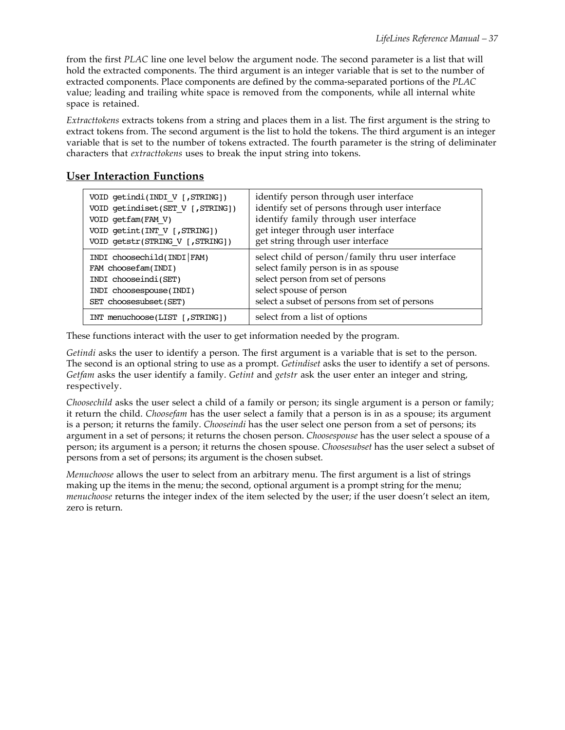from the first *PLAC* line one level below the argument node. The second parameter is a list that will hold the extracted components. The third argument is an integer variable that is set to the number of extracted components. Place components are defined by the comma-separated portions of the *PLAC* value; leading and trailing white space is removed from the components, while all internal white space is retained.

*Extracttokens* extracts tokens from a string and places them in a list. The first argument is the string to extract tokens from. The second argument is the list to hold the tokens. The third argument is an integer variable that is set to the number of tokens extracted. The fourth parameter is the string of deliminater characters that *extracttokens* uses to break the input string into tokens.

## User Interaction Functions

| Function | Description |
|---|---|
| `VOID getindi(INDI_V [,STRING])` | identify person through user interface |
| `VOID getindiset(SET_V [,STRING])` | identify set of persons through user interface |
| `VOID getfam(FAM_V)` | identify family through user interface |
| `VOID getint(INT_V [,STRING])` | get integer through user interface |
| `VOID getstr(STRING_V [,STRING])` | get string through user interface |
| `INDI choosechild(INDI\|FAM)` | select child of person/family thru user interface |
| `FAM choosefam(INDI)` | select family person is in as spouse |
| `INDI chooseindi(SET)` | select person from set of persons |
| `INDI choosespouse(INDI)` | select spouse of person |
| `SET choosesubset(SET)` | select a subset of persons from set of persons |
| `INT menuchoose(LIST [,STRING])` | select from a list of options |

These functions interact with the user to get information needed by the program.

*Getindi* asks the user to identify a person. The first argument is a variable that is set to the person. The second is an optional string to use as a prompt. *Getindiset* asks the user to identify a set of persons. *Getfam* asks the user identify a family. *Getint* and *getstr* ask the user enter an integer and string, respectively.

*Choosechild* asks the user select a child of a family or person; its single argument is a person or family; it return the child. *Choosefam* has the user select a family that a person is in as a spouse; its argument is a person; it returns the family. *Chooseindi* has the user select one person from a set of persons; its argument in a set of persons; it returns the chosen person. *Choosespouse* has the user select a spouse of a person; its argument is a person; it returns the chosen spouse. *Choosesubset* has the user select a subset of persons from a set of persons; its argument is the chosen subset.

*Menuchoose* allows the user to select from an arbitrary menu. The first argument is a list of strings making up the items in the menu; the second, optional argument is a prompt string for the menu; *menuchoose* returns the integer index of the item selected by the user; if the user doesn't select an item, zero is return.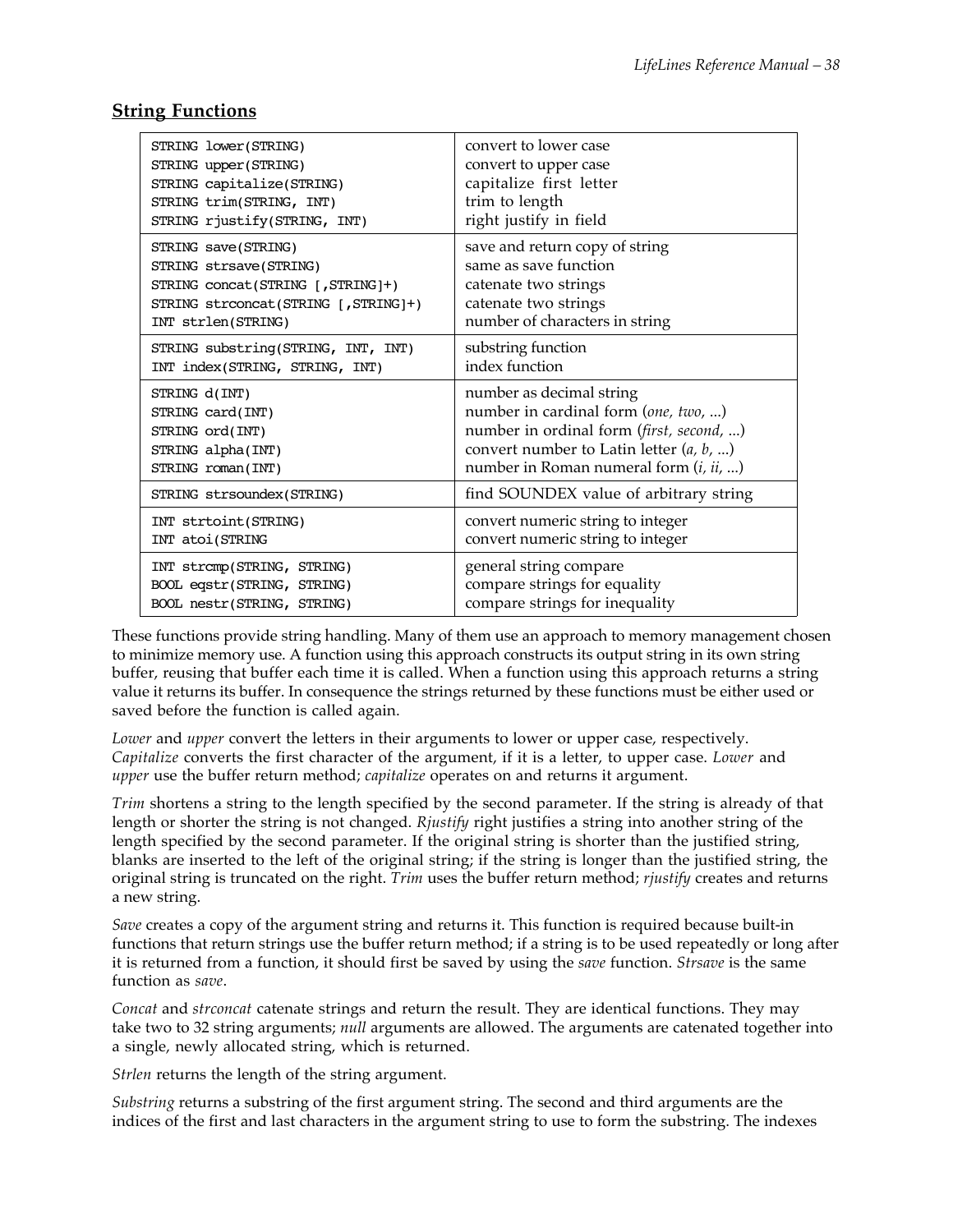## String Functions

| | |
|---|---|
| STRING lower(STRING)<br>STRING upper(STRING)<br>STRING capitalize(STRING)<br>STRING trim(STRING, INT)<br>STRING rjustify(STRING, INT) | convert to lower case<br>convert to upper case<br>capitalize first letter<br>trim to length<br>right justify in field |
| STRING save(STRING)<br>STRING strsave(STRING)<br>STRING concat(STRING [,STRING]+)<br>STRING strconcat(STRING [,STRING]+)<br>INT strlen(STRING) | save and return copy of string<br>same as save function<br>catenate two strings<br>catenate two strings<br>number of characters in string |
| STRING substring(STRING, INT, INT)<br>INT index(STRING, STRING, INT) | substring function<br>index function |
| STRING d(INT)<br>STRING card(INT)<br>STRING ord(INT)<br>STRING alpha(INT)<br>STRING roman(INT) | number as decimal string<br>number in cardinal form (*one, two*, ...)<br>number in ordinal form (*first, second*, ...)<br>convert number to Latin letter (*a, b*, ...)<br>number in Roman numeral form (*i, ii*, ...) |
| STRING strsoundex(STRING) | find SOUNDEX value of arbitrary string |
| INT strtoint(STRING)<br>INT atoi(STRING | convert numeric string to integer<br>convert numeric string to integer |
| INT strcmp(STRING, STRING)<br>BOOL eqstr(STRING, STRING)<br>BOOL nestr(STRING, STRING) | general string compare<br>compare strings for equality<br>compare strings for inequality |

These functions provide string handling. Many of them use an approach to memory management chosen to minimize memory use. A function using this approach constructs its output string in its own string buffer, reusing that buffer each time it is called. When a function using this approach returns a string value it returns its buffer. In consequence the strings returned by these functions must be either used or saved before the function is called again.

*Lower* and *upper* convert the letters in their arguments to lower or upper case, respectively. *Capitalize* converts the first character of the argument, if it is a letter, to upper case. *Lower* and *upper* use the buffer return method; *capitalize* operates on and returns it argument.

*Trim* shortens a string to the length specified by the second parameter. If the string is already of that length or shorter the string is not changed. *Rjustify* right justifies a string into another string of the length specified by the second parameter. If the original string is shorter than the justified string, blanks are inserted to the left of the original string; if the string is longer than the justified string, the original string is truncated on the right. *Trim* uses the buffer return method; *rjustify* creates and returns a new string.

*Save* creates a copy of the argument string and returns it. This function is required because built-in functions that return strings use the buffer return method; if a string is to be used repeatedly or long after it is returned from a function, it should first be saved by using the *save* function. *Strsave* is the same function as *save*.

*Concat* and *strconcat* catenate strings and return the result. They are identical functions. They may take two to 32 string arguments; *null* arguments are allowed. The arguments are catenated together into a single, newly allocated string, which is returned.

*Strlen* returns the length of the string argument.

*Substring* returns a substring of the first argument string. The second and third arguments are the indices of the first and last characters in the argument string to use to form the substring. The indexes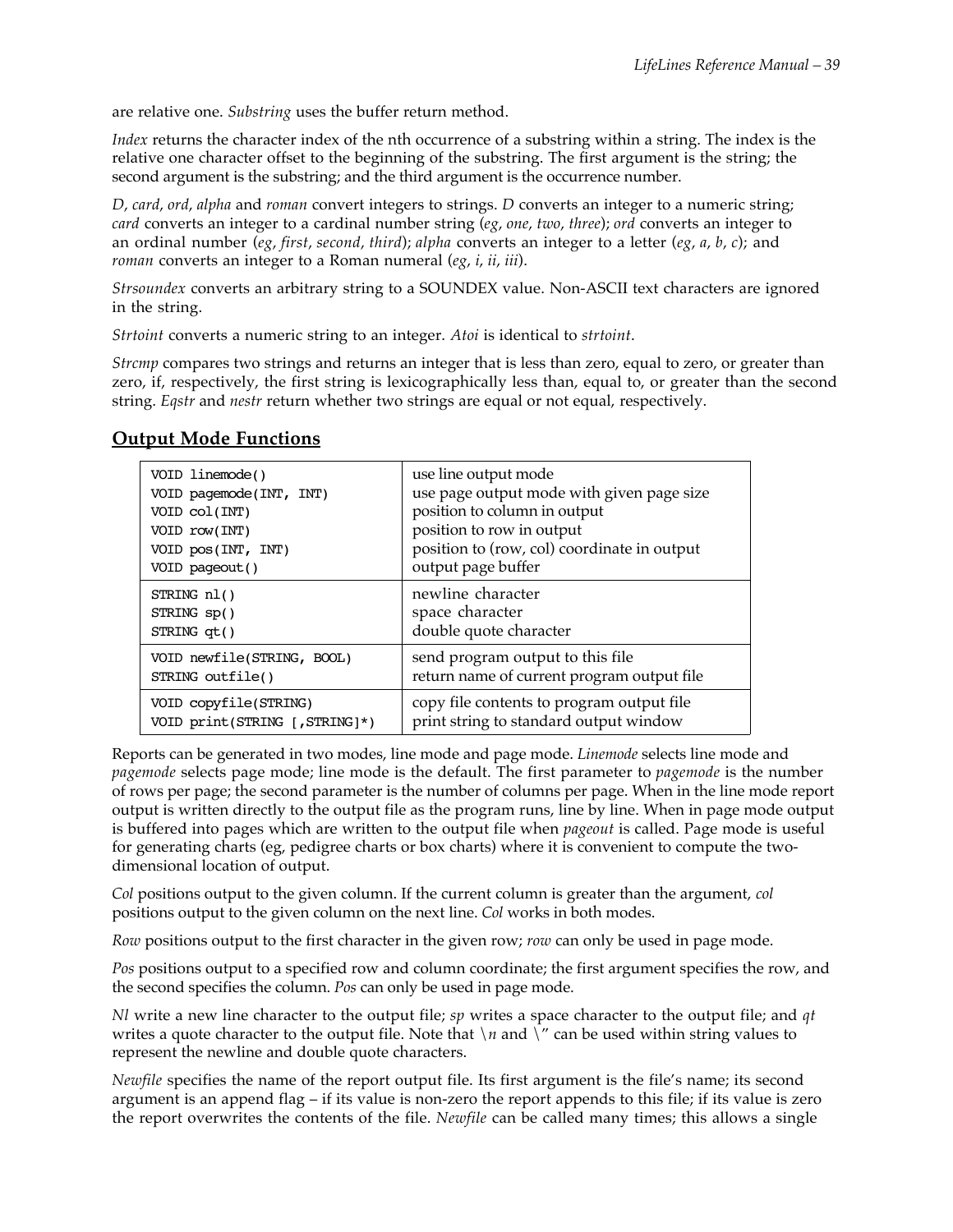are relative one. *Substring* uses the buffer return method.

*Index* returns the character index of the nth occurrence of a substring within a string. The index is the relative one character offset to the beginning of the substring. The first argument is the string; the second argument is the substring; and the third argument is the occurrence number.

*D*, *card*, *ord*, *alpha* and *roman* convert integers to strings. *D* converts an integer to a numeric string; *card* converts an integer to a cardinal number string (*eg*, *one*, *two*, *three*); *ord* converts an integer to an ordinal number (*eg*, *first*, *second*, *third*); *alpha* converts an integer to a letter (*eg*, *a*, *b*, *c*); and *roman* converts an integer to a Roman numeral (*eg*, *i*, *ii*, *iii*).

*Strsoundex* converts an arbitrary string to a SOUNDEX value. Non-ASCII text characters are ignored in the string.

*Strtoint* converts a numeric string to an integer. *Atoi* is identical to *strtoint*.

*Strcmp* compares two strings and returns an integer that is less than zero, equal to zero, or greater than zero, if, respectively, the first string is lexicographically less than, equal to, or greater than the second string. *Eqstr* and *nestr* return whether two strings are equal or not equal, respectively.

## Output Mode Functions

| Function | Description |
|---|---|
| `VOID linemode()` | use line output mode |
| `VOID pagemode(INT, INT)` | use page output mode with given page size |
| `VOID col(INT)` | position to column in output |
| `VOID row(INT)` | position to row in output |
| `VOID pos(INT, INT)` | position to (row, col) coordinate in output |
| `VOID pageout()` | output page buffer |
| `STRING nl()` | newline character |
| `STRING sp()` | space character |
| `STRING qt()` | double quote character |
| `VOID newfile(STRING, BOOL)` | send program output to this file |
| `STRING outfile()` | return name of current program output file |
| `VOID copyfile(STRING)` | copy file contents to program output file |
| `VOID print(STRING [,STRING]*)` | print string to standard output window |

Reports can be generated in two modes, line mode and page mode. *Linemode* selects line mode and *pagemode* selects page mode; line mode is the default. The first parameter to *pagemode* is the number of rows per page; the second parameter is the number of columns per page. When in the line mode report output is written directly to the output file as the program runs, line by line. When in page mode output is buffered into pages which are written to the output file when *pageout* is called. Page mode is useful for generating charts (eg, pedigree charts or box charts) where it is convenient to compute the two-dimensional location of output.

*Col* positions output to the given column. If the current column is greater than the argument, *col* positions output to the given column on the next line. *Col* works in both modes.

*Row* positions output to the first character in the given row; *row* can only be used in page mode.

*Pos* positions output to a specified row and column coordinate; the first argument specifies the row, and the second specifies the column. *Pos* can only be used in page mode.

*Nl* write a new line character to the output file; *sp* writes a space character to the output file; and *qt* writes a quote character to the output file. Note that *\n* and \" can be used within string values to represent the newline and double quote characters.

*Newfile* specifies the name of the report output file. Its first argument is the file's name; its second argument is an append flag – if its value is non-zero the report appends to this file; if its value is zero the report overwrites the contents of the file. *Newfile* can be called many times; this allows a single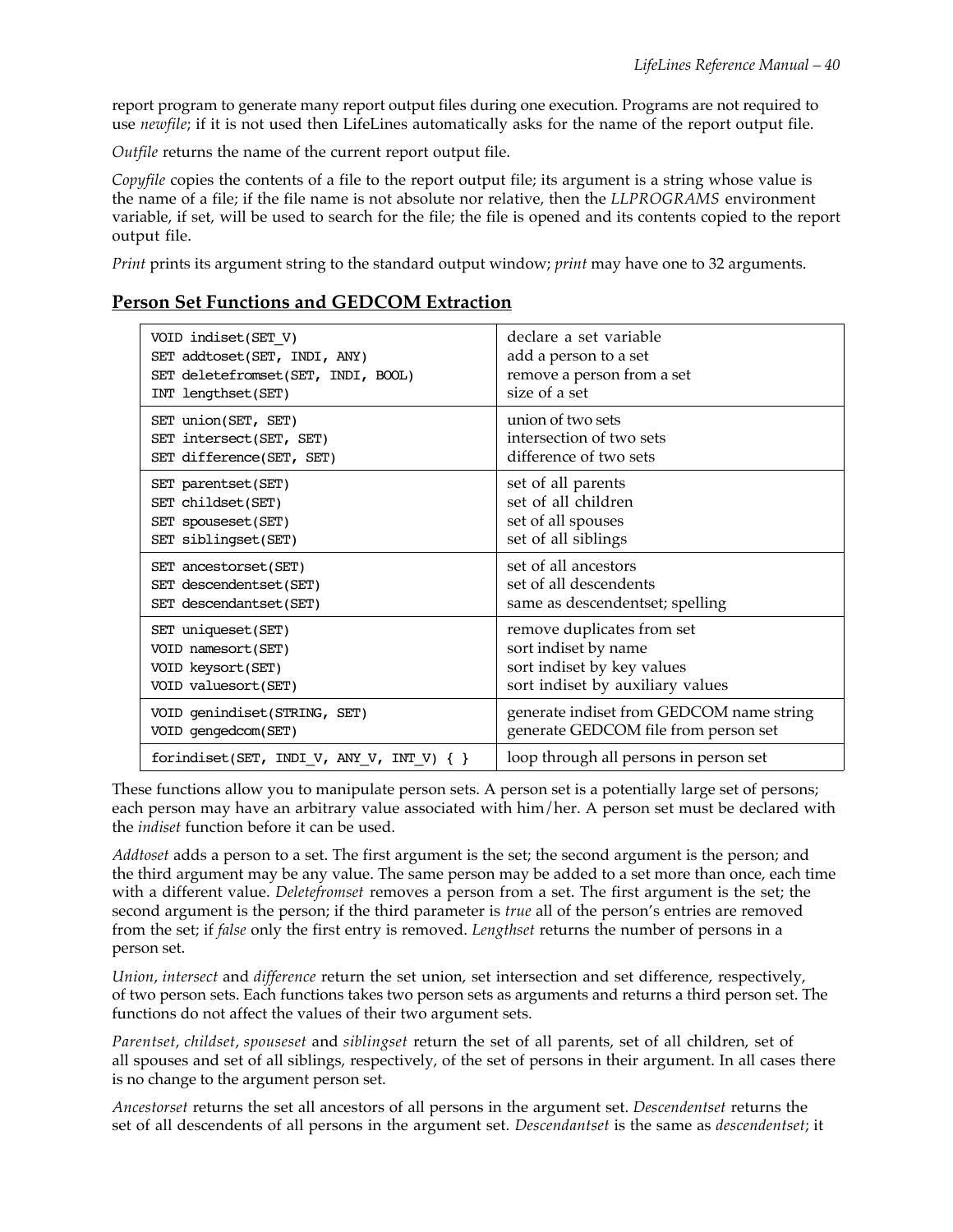report program to generate many report output files during one execution. Programs are not required to use *newfile*; if it is not used then LifeLines automatically asks for the name of the report output file.

*Outfile* returns the name of the current report output file.

*Copyfile* copies the contents of a file to the report output file; its argument is a string whose value is the name of a file; if the file name is not absolute nor relative, then the *LLPROGRAMS* environment variable, if set, will be used to search for the file; the file is opened and its contents copied to the report output file.

*Print* prints its argument string to the standard output window; *print* may have one to 32 arguments.

## Person Set Functions and GEDCOM Extraction

| | |
|---|---|
| `VOID indiset(SET_V)`<br>`SET addtoset(SET, INDI, ANY)`<br>`SET deletefromset(SET, INDI, BOOL)`<br>`INT lengthset(SET)` | declare a set variable<br>add a person to a set<br>remove a person from a set<br>size of a set |
| `SET union(SET, SET)`<br>`SET intersect(SET, SET)`<br>`SET difference(SET, SET)` | union of two sets<br>intersection of two sets<br>difference of two sets |
| `SET parentset(SET)`<br>`SET childset(SET)`<br>`SET spouseset(SET)`<br>`SET siblingset(SET)` | set of all parents<br>set of all children<br>set of all spouses<br>set of all siblings |
| `SET ancestorset(SET)`<br>`SET descendentset(SET)`<br>`SET descendantset(SET)` | set of all ancestors<br>set of all descendents<br>same as descendentset; spelling |
| `SET uniqueset(SET)`<br>`VOID namesort(SET)`<br>`VOID keysort(SET)`<br>`VOID valuesort(SET)` | remove duplicates from set<br>sort indiset by name<br>sort indiset by key values<br>sort indiset by auxiliary values |
| `VOID genindiset(STRING, SET)`<br>`VOID gengedcom(SET)` | generate indiset from GEDCOM name string<br>generate GEDCOM file from person set |
| `forindiset(SET, INDI_V, ANY_V, INT_V) { }` | loop through all persons in person set |

These functions allow you to manipulate person sets. A person set is a potentially large set of persons; each person may have an arbitrary value associated with him/her. A person set must be declared with the *indiset* function before it can be used.

*Addtoset* adds a person to a set. The first argument is the set; the second argument is the person; and the third argument may be any value. The same person may be added to a set more than once, each time with a different value. *Deletefromset* removes a person from a set. The first argument is the set; the second argument is the person; if the third parameter is *true* all of the person's entries are removed from the set; if *false* only the first entry is removed. *Lengthset* returns the number of persons in a person set.

*Union*, *intersect* and *difference* return the set union, set intersection and set difference, respectively, of two person sets. Each functions takes two person sets as arguments and returns a third person set. The functions do not affect the values of their two argument sets.

*Parentset*, *childset*, *spouseset* and *siblingset* return the set of all parents, set of all children, set of all spouses and set of all siblings, respectively, of the set of persons in their argument. In all cases there is no change to the argument person set.

*Ancestorset* returns the set all ancestors of all persons in the argument set. *Descendentset* returns the set of all descendents of all persons in the argument set. *Descendantset* is the same as *descendentset*; it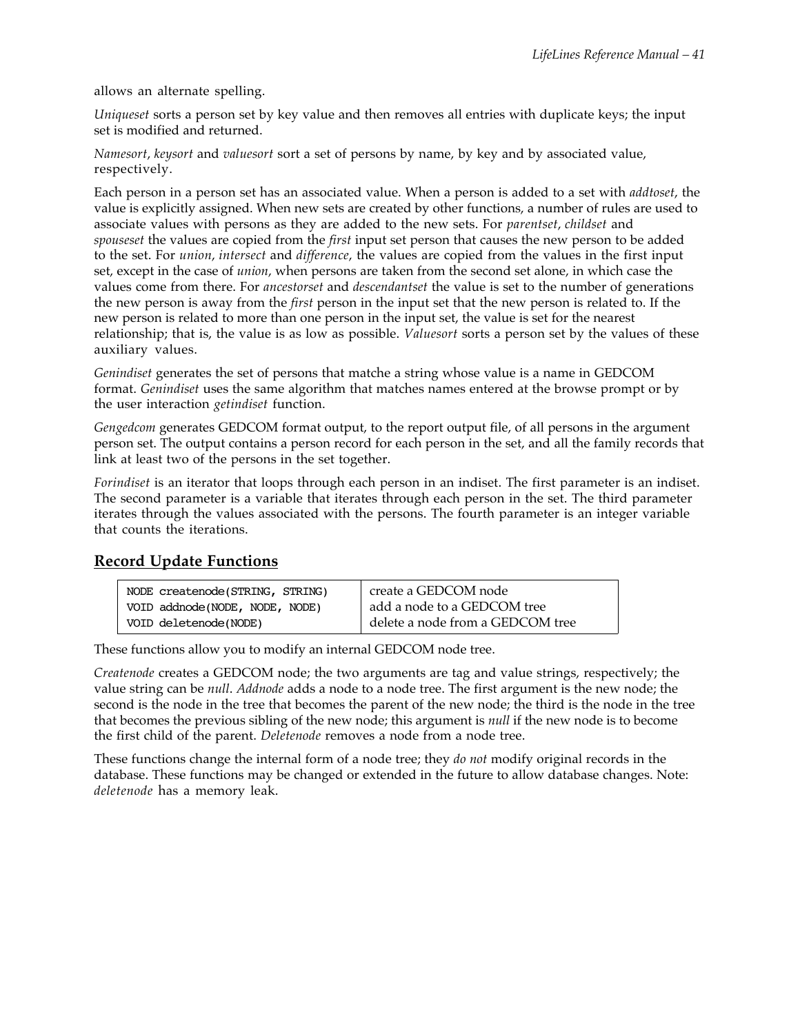allows an alternate spelling.

*Uniqueset* sorts a person set by key value and then removes all entries with duplicate keys; the input set is modified and returned.

*Namesort*, *keysort* and *valuesort* sort a set of persons by name, by key and by associated value, respectively.

Each person in a person set has an associated value. When a person is added to a set with *addtoset*, the value is explicitly assigned. When new sets are created by other functions, a number of rules are used to associate values with persons as they are added to the new sets. For *parentset*, *childset* and *spouseset* the values are copied from the *first* input set person that causes the new person to be added to the set. For *union*, *intersect* and *difference*, the values are copied from the values in the first input set, except in the case of *union*, when persons are taken from the second set alone, in which case the values come from there. For *ancestorset* and *descendantset* the value is set to the number of generations the new person is away from the *first* person in the input set that the new person is related to. If the new person is related to more than one person in the input set, the value is set for the nearest relationship; that is, the value is as low as possible. *Valuesort* sorts a person set by the values of these auxiliary values.

*Genindiset* generates the set of persons that matche a string whose value is a name in GEDCOM format. *Genindiset* uses the same algorithm that matches names entered at the browse prompt or by the user interaction *getindiset* function.

*Gengedcom* generates GEDCOM format output, to the report output file, of all persons in the argument person set. The output contains a person record for each person in the set, and all the family records that link at least two of the persons in the set together.

*Forindiset* is an iterator that loops through each person in an indiset. The first parameter is an indiset. The second parameter is a variable that iterates through each person in the set. The third parameter iterates through the values associated with the persons. The fourth parameter is an integer variable that counts the iterations.

## Record Update Functions

| Function | Description |
|---|---|
| `NODE createnode(STRING, STRING)` | create a GEDCOM node |
| `VOID addnode(NODE, NODE, NODE)` | add a node to a GEDCOM tree |
| `VOID deletenode(NODE)` | delete a node from a GEDCOM tree |

These functions allow you to modify an internal GEDCOM node tree.

*Createnode* creates a GEDCOM node; the two arguments are tag and value strings, respectively; the value string can be *null*. *Addnode* adds a node to a node tree. The first argument is the new node; the second is the node in the tree that becomes the parent of the new node; the third is the node in the tree that becomes the previous sibling of the new node; this argument is *null* if the new node is to become the first child of the parent. *Deletenode* removes a node from a node tree.

These functions change the internal form of a node tree; they *do not* modify original records in the database. These functions may be changed or extended in the future to allow database changes. Note: *deletenode* has a memory leak.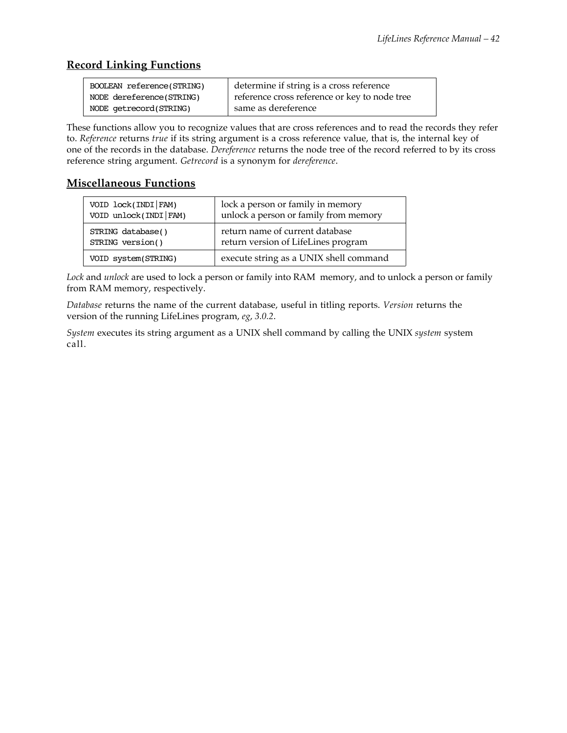## Record Linking Functions

| | |
|---|---|
| BOOLEAN reference(STRING)<br>NODE dereference(STRING)<br>NODE getrecord(STRING) | determine if string is a cross reference<br>reference cross reference or key to node tree<br>same as dereference |

These functions allow you to recognize values that are cross references and to read the records they refer to. *Reference* returns *true* if its string argument is a cross reference value, that is, the internal key of one of the records in the database. *Dereference* returns the node tree of the record referred to by its cross reference string argument. *Getrecord* is a synonym for *dereference*.

## Miscellaneous Functions

| | |
|---|---|
| VOID lock(INDI\|FAM)<br>VOID unlock(INDI\|FAM) | lock a person or family in memory<br>unlock a person or family from memory |
| STRING database()<br>STRING version() | return name of current database<br>return version of LifeLines program |
| VOID system(STRING) | execute string as a UNIX shell command |

*Lock* and *unlock* are used to lock a person or family into RAM memory, and to unlock a person or family from RAM memory, respectively.

*Database* returns the name of the current database, useful in titling reports. *Version* returns the version of the running LifeLines program, *eg*, *3.0.2*.

*System* executes its string argument as a UNIX shell command by calling the UNIX *system* system call.